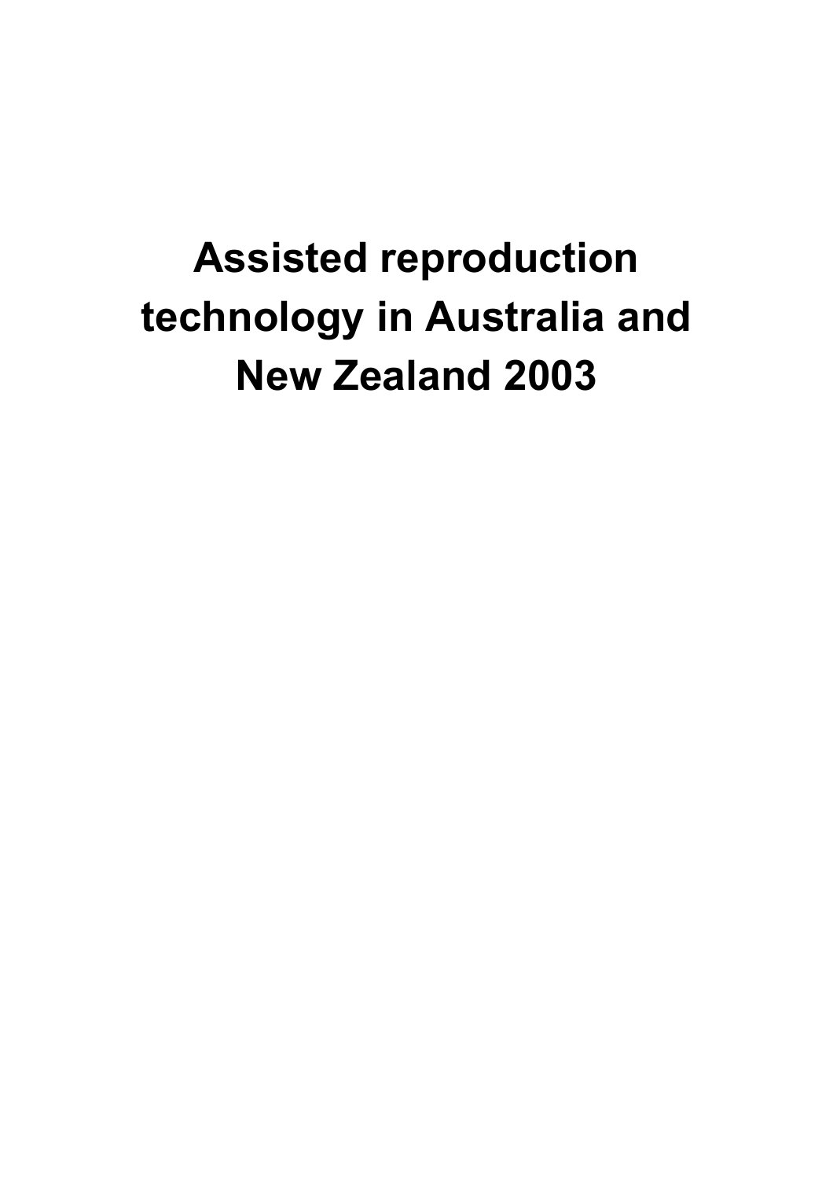# Assisted reproduction technology in Australia and New Zealand 2003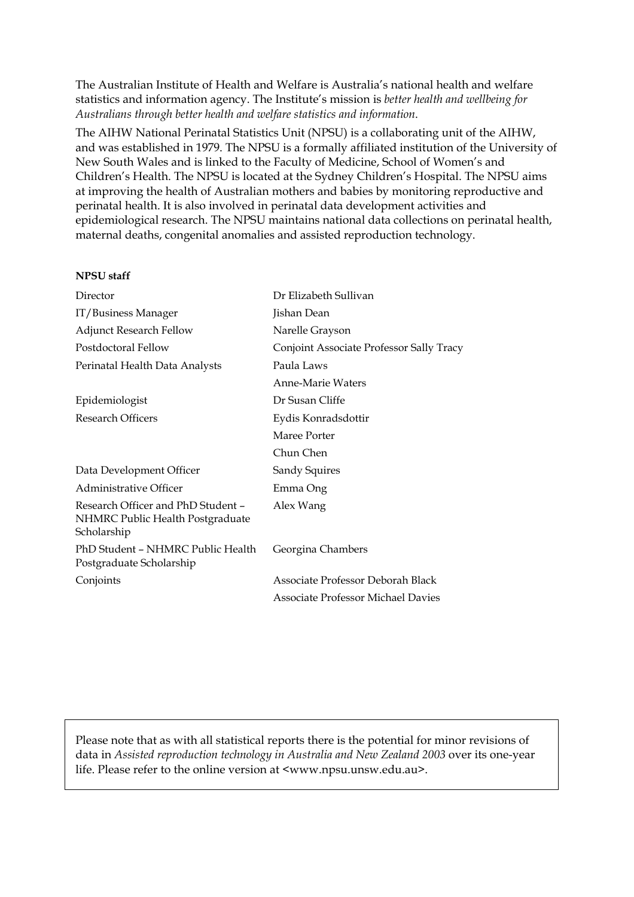The Australian Institute of Health and Welfare is Australia's national health and welfare statistics and information agency. The Institute's mission is *better health and wellbeing for Australians through better health and welfare statistics and information*.

The AIHW National Perinatal Statistics Unit (NPSU) is a collaborating unit of the AIHW, and was established in 1979. The NPSU is a formally affiliated institution of the University of New South Wales and is linked to the Faculty of Medicine, School of Women's and Children's Health. The NPSU is located at the Sydney Children's Hospital. The NPSU aims at improving the health of Australian mothers and babies by monitoring reproductive and perinatal health. It is also involved in perinatal data development activities and epidemiological research. The NPSU maintains national data collections on perinatal health, maternal deaths, congenital anomalies and assisted reproduction technology.

**NPSU staff**

| | |
|---|---|
| Director | Dr Elizabeth Sullivan |
| IT/Business Manager | Jishan Dean |
| Adjunct Research Fellow | Narelle Grayson |
| Postdoctoral Fellow | Conjoint Associate Professor Sally Tracy |
| Perinatal Health Data Analysts | Paula Laws |
| | Anne-Marie Waters |
| Epidemiologist | Dr Susan Cliffe |
| Research Officers | Eydis Konradsdottir |
| | Maree Porter |
| | Chun Chen |
| Data Development Officer | Sandy Squires |
| Administrative Officer | Emma Ong |
| Research Officer and PhD Student – NHMRC Public Health Postgraduate Scholarship | Alex Wang |
| PhD Student – NHMRC Public Health Postgraduate Scholarship | Georgina Chambers |
| Conjoints | Associate Professor Deborah Black |
| | Associate Professor Michael Davies |

Please note that as with all statistical reports there is the potential for minor revisions of data in *Assisted reproduction technology in Australia and New Zealand 2003* over its one-year life. Please refer to the online version at <www.npsu.unsw.edu.au>.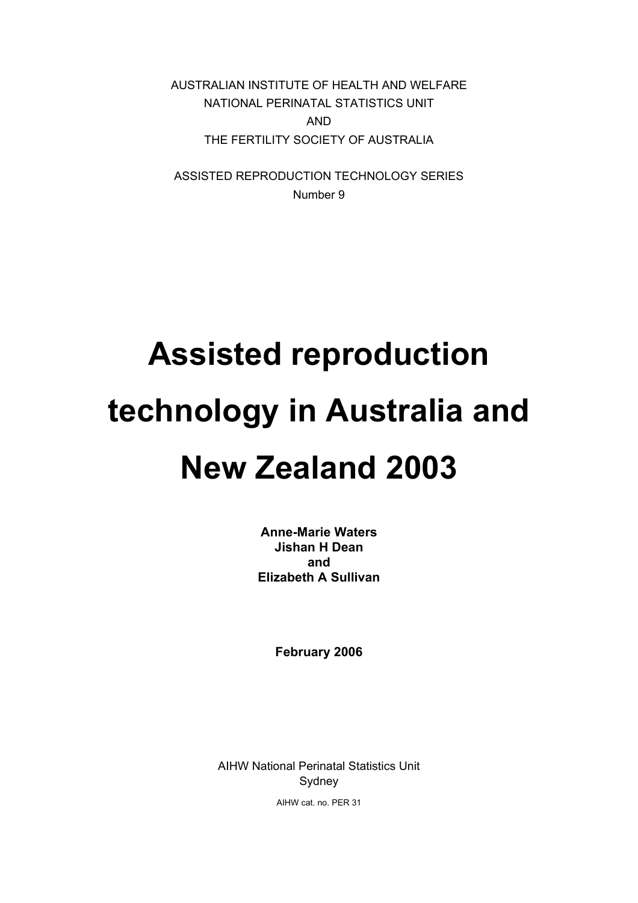AUSTRALIAN INSTITUTE OF HEALTH AND WELFARE
NATIONAL PERINATAL STATISTICS UNIT
AND
THE FERTILITY SOCIETY OF AUSTRALIA

ASSISTED REPRODUCTION TECHNOLOGY SERIES
Number 9

# Assisted reproduction technology in Australia and New Zealand 2003

**Anne-Marie Waters**
**Jishan H Dean**
**and**
**Elizabeth A Sullivan**

**February 2006**

AIHW National Perinatal Statistics Unit
Sydney

AIHW cat. no. PER 31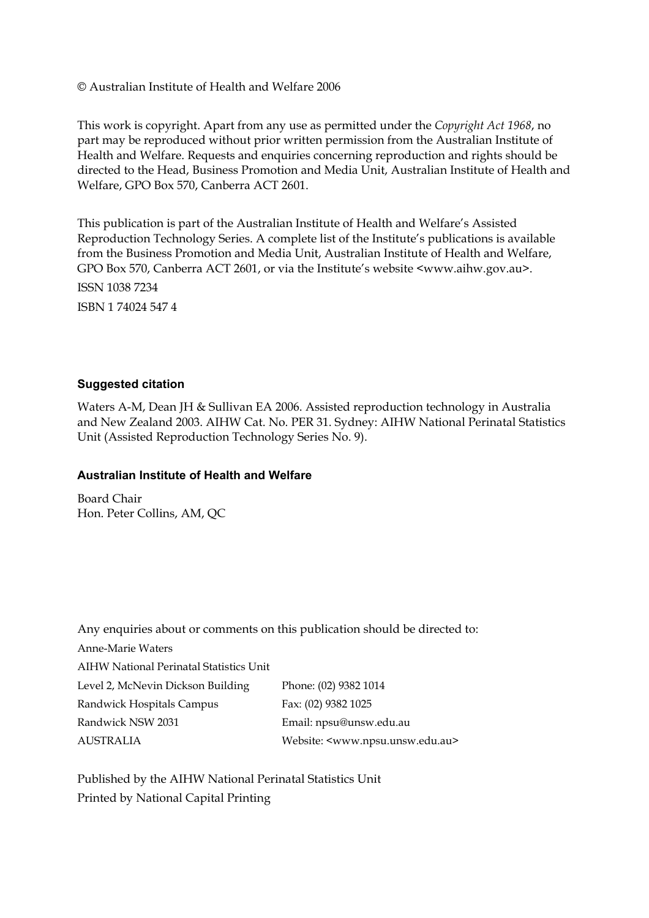© Australian Institute of Health and Welfare 2006

This work is copyright. Apart from any use as permitted under the *Copyright Act 1968*, no part may be reproduced without prior written permission from the Australian Institute of Health and Welfare. Requests and enquiries concerning reproduction and rights should be directed to the Head, Business Promotion and Media Unit, Australian Institute of Health and Welfare, GPO Box 570, Canberra ACT 2601.

This publication is part of the Australian Institute of Health and Welfare's Assisted Reproduction Technology Series. A complete list of the Institute's publications is available from the Business Promotion and Media Unit, Australian Institute of Health and Welfare, GPO Box 570, Canberra ACT 2601, or via the Institute's website <www.aihw.gov.au>.

ISSN 1038 7234

ISBN 1 74024 547 4

**Suggested citation**

Waters A-M, Dean JH & Sullivan EA 2006. Assisted reproduction technology in Australia and New Zealand 2003. AIHW Cat. No. PER 31. Sydney: AIHW National Perinatal Statistics Unit (Assisted Reproduction Technology Series No. 9).

**Australian Institute of Health and Welfare**

Board Chair
Hon. Peter Collins, AM, QC

Any enquiries about or comments on this publication should be directed to:

Anne-Marie Waters
AIHW National Perinatal Statistics Unit
Level 2, McNevin Dickson Building
Randwick Hospitals Campus
Randwick NSW 2031
AUSTRALIA

Phone: (02) 9382 1014
Fax: (02) 9382 1025
Email: npsu@unsw.edu.au
Website: <www.npsu.unsw.edu.au>

Published by the AIHW National Perinatal Statistics Unit
Printed by National Capital Printing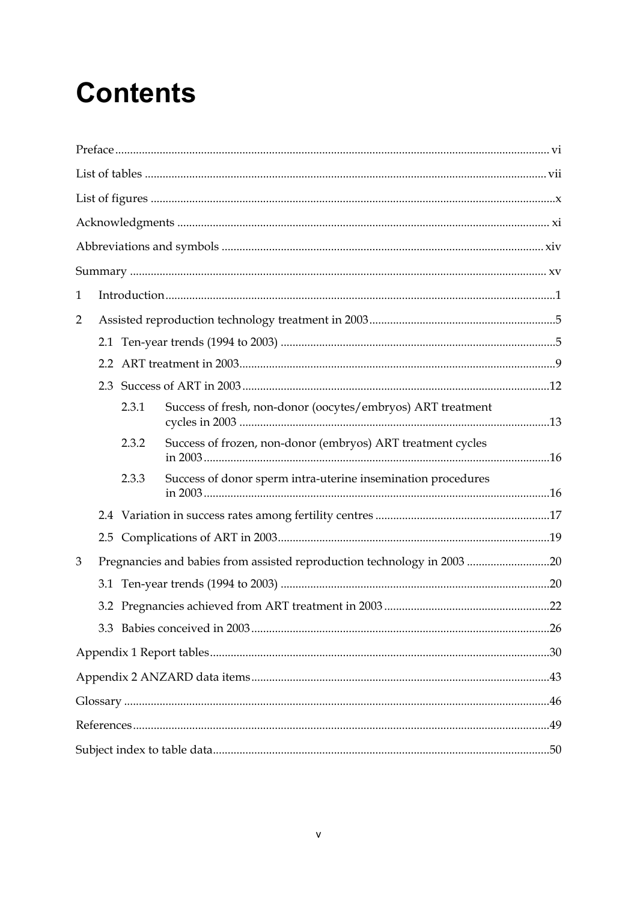# Contents

Preface ............................................................................................................................................ vi

List of tables ................................................................................................................................. vii

List of figures ...................................................................................................................................x

Acknowledgments ......................................................................................................................... xi

Abbreviations and symbols ....................................................................................................... xiv

Summary ....................................................................................................................................... xv

1 Introduction.....................................................................................................................................1

2 Assisted reproduction technology treatment in 2003...............................................................5

2.1 Ten-year trends (1994 to 2003) .............................................................................................5

2.2 ART treatment in 2003...........................................................................................................9

2.3 Success of ART in 2003 .......................................................................................................12

2.3.1 Success of fresh, non-donor (oocytes/embryos) ART treatment cycles in 2003 .........................................................................................................13

2.3.2 Success of frozen, non-donor (embryos) ART treatment cycles in 2003.....................................................................................................................16

2.3.3 Success of donor sperm intra-uterine insemination procedures in 2003.....................................................................................................................16

2.4 Variation in success rates among fertility centres ...........................................................17

2.5 Complications of ART in 2003...........................................................................................19

3 Pregnancies and babies from assisted reproduction technology in 2003 ............................20

3.1 Ten-year trends (1994 to 2003) ...........................................................................................20

3.2 Pregnancies achieved from ART treatment in 2003........................................................22

3.3 Babies conceived in 2003.....................................................................................................26

Appendix 1 Report tables..................................................................................................................30

Appendix 2 ANZARD data items.....................................................................................................43

Glossary ...............................................................................................................................................46

References............................................................................................................................................49

Subject index to table data.................................................................................................................50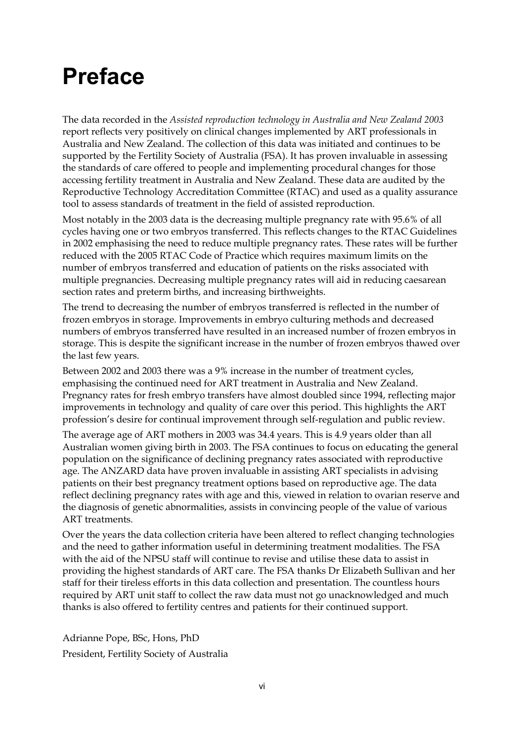# Preface

The data recorded in the *Assisted reproduction technology in Australia and New Zealand 2003* report reflects very positively on clinical changes implemented by ART professionals in Australia and New Zealand. The collection of this data was initiated and continues to be supported by the Fertility Society of Australia (FSA). It has proven invaluable in assessing the standards of care offered to people and implementing procedural changes for those accessing fertility treatment in Australia and New Zealand. These data are audited by the Reproductive Technology Accreditation Committee (RTAC) and used as a quality assurance tool to assess standards of treatment in the field of assisted reproduction.

Most notably in the 2003 data is the decreasing multiple pregnancy rate with 95.6% of all cycles having one or two embryos transferred. This reflects changes to the RTAC Guidelines in 2002 emphasising the need to reduce multiple pregnancy rates. These rates will be further reduced with the 2005 RTAC Code of Practice which requires maximum limits on the number of embryos transferred and education of patients on the risks associated with multiple pregnancies. Decreasing multiple pregnancy rates will aid in reducing caesarean section rates and preterm births, and increasing birthweights.

The trend to decreasing the number of embryos transferred is reflected in the number of frozen embryos in storage. Improvements in embryo culturing methods and decreased numbers of embryos transferred have resulted in an increased number of frozen embryos in storage. This is despite the significant increase in the number of frozen embryos thawed over the last few years.

Between 2002 and 2003 there was a 9% increase in the number of treatment cycles, emphasising the continued need for ART treatment in Australia and New Zealand. Pregnancy rates for fresh embryo transfers have almost doubled since 1994, reflecting major improvements in technology and quality of care over this period. This highlights the ART profession's desire for continual improvement through self-regulation and public review.

The average age of ART mothers in 2003 was 34.4 years. This is 4.9 years older than all Australian women giving birth in 2003. The FSA continues to focus on educating the general population on the significance of declining pregnancy rates associated with reproductive age. The ANZARD data have proven invaluable in assisting ART specialists in advising patients on their best pregnancy treatment options based on reproductive age. The data reflect declining pregnancy rates with age and this, viewed in relation to ovarian reserve and the diagnosis of genetic abnormalities, assists in convincing people of the value of various ART treatments.

Over the years the data collection criteria have been altered to reflect changing technologies and the need to gather information useful in determining treatment modalities. The FSA with the aid of the NPSU staff will continue to revise and utilise these data to assist in providing the highest standards of ART care. The FSA thanks Dr Elizabeth Sullivan and her staff for their tireless efforts in this data collection and presentation. The countless hours required by ART unit staff to collect the raw data must not go unacknowledged and much thanks is also offered to fertility centres and patients for their continued support.

Adrianne Pope, BSc, Hons, PhD

President, Fertility Society of Australia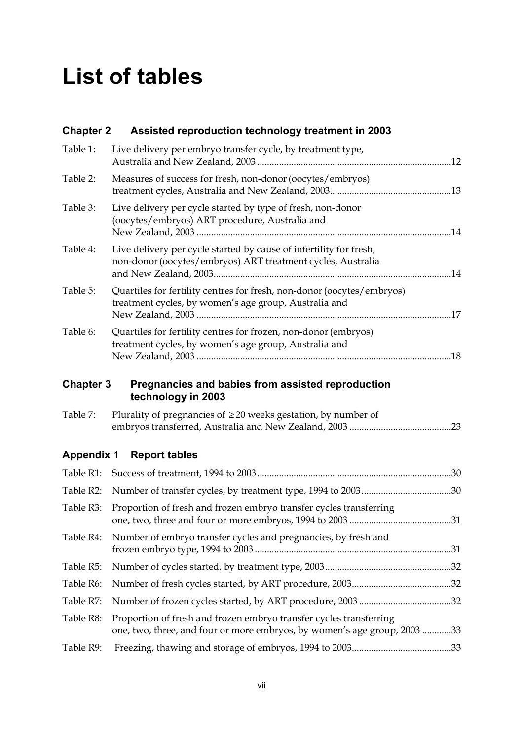# List of tables

## Chapter 2 Assisted reproduction technology treatment in 2003

Table 1: Live delivery per embryo transfer cycle, by treatment type, Australia and New Zealand, 2003 ....12

Table 2: Measures of success for fresh, non-donor (oocytes/embryos) treatment cycles, Australia and New Zealand, 2003....13

Table 3: Live delivery per cycle started by type of fresh, non-donor (oocytes/embryos) ART procedure, Australia and New Zealand, 2003 ....14

Table 4: Live delivery per cycle started by cause of infertility for fresh, non-donor (oocytes/embryos) ART treatment cycles, Australia and New Zealand, 2003....14

Table 5: Quartiles for fertility centres for fresh, non-donor (oocytes/embryos) treatment cycles, by women's age group, Australia and New Zealand, 2003 ....17

Table 6: Quartiles for fertility centres for frozen, non-donor (embryos) treatment cycles, by women's age group, Australia and New Zealand, 2003 ....18

## Chapter 3 Pregnancies and babies from assisted reproduction technology in 2003

Table 7: Plurality of pregnancies of ≥20 weeks gestation, by number of embryos transferred, Australia and New Zealand, 2003 ....23

## Appendix 1 Report tables

Table R1: Success of treatment, 1994 to 2003....30

Table R2: Number of transfer cycles, by treatment type, 1994 to 2003....30

Table R3: Proportion of fresh and frozen embryo transfer cycles transferring one, two, three and four or more embryos, 1994 to 2003 ....31

Table R4: Number of embryo transfer cycles and pregnancies, by fresh and frozen embryo type, 1994 to 2003 ....31

Table R5: Number of cycles started, by treatment type, 2003....32

Table R6: Number of fresh cycles started, by ART procedure, 2003....32

Table R7: Number of frozen cycles started, by ART procedure, 2003 ....32

Table R8: Proportion of fresh and frozen embryo transfer cycles transferring one, two, three, and four or more embryos, by women's age group, 2003 ....33

Table R9: Freezing, thawing and storage of embryos, 1994 to 2003....33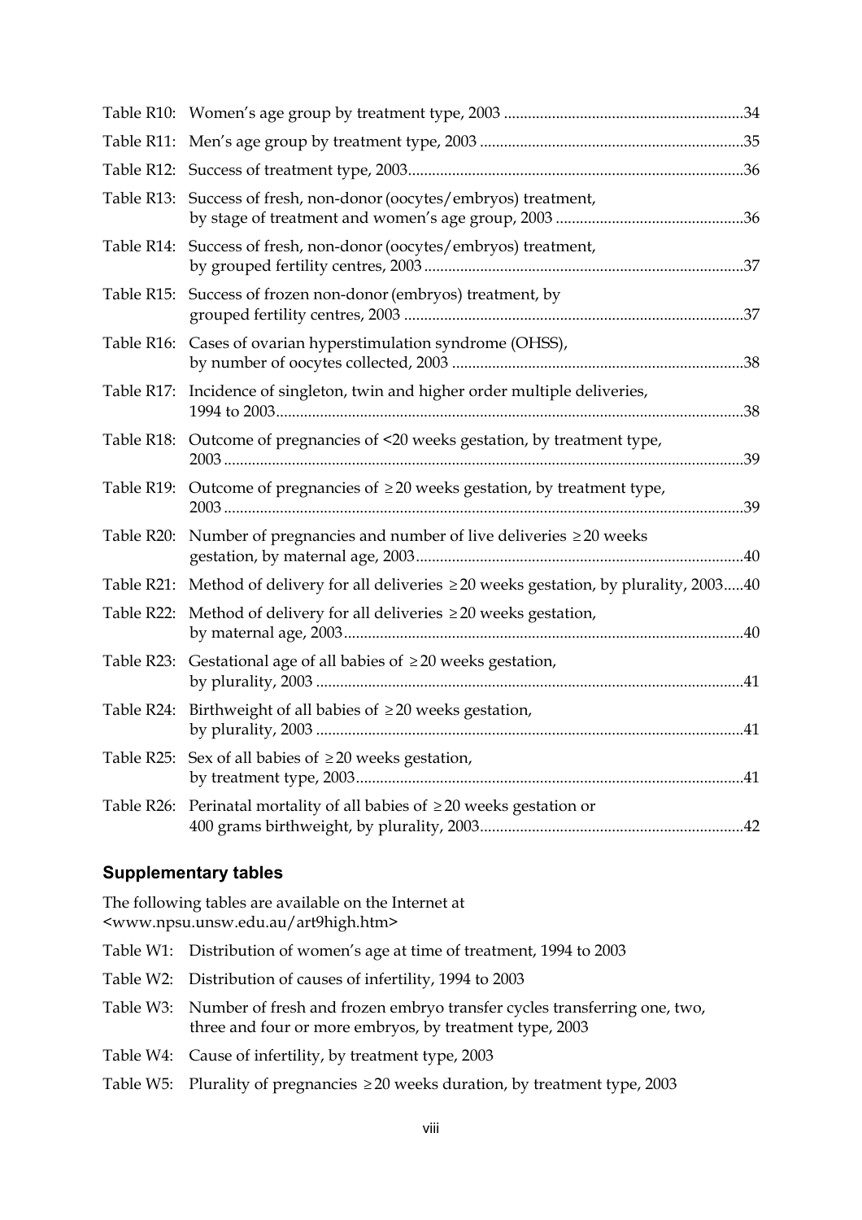Table R10: Women's age group by treatment type, 2003 ............................................................34

Table R11: Men's age group by treatment type, 2003 ..................................................................35

Table R12: Success of treatment type, 2003...................................................................................36

Table R13: Success of fresh, non-donor (oocytes/embryos) treatment, by stage of treatment and women's age group, 2003 ...............................................36

Table R14: Success of fresh, non-donor (oocytes/embryos) treatment, by grouped fertility centres, 2003 ...............................................................................37

Table R15: Success of frozen non-donor (embryos) treatment, by grouped fertility centres, 2003 ....................................................................................37

Table R16: Cases of ovarian hyperstimulation syndrome (OHSS), by number of oocytes collected, 2003 ........................................................................38

Table R17: Incidence of singleton, twin and higher order multiple deliveries, 1994 to 2003....................................................................................................................38

Table R18: Outcome of pregnancies of <20 weeks gestation, by treatment type, 2003 .................................................................................................................................39

Table R19: Outcome of pregnancies of ≥20 weeks gestation, by treatment type, 2003 .................................................................................................................................39

Table R20: Number of pregnancies and number of live deliveries ≥20 weeks gestation, by maternal age, 2003.................................................................................40

Table R21: Method of delivery for all deliveries ≥20 weeks gestation, by plurality, 2003.....40

Table R22: Method of delivery for all deliveries ≥20 weeks gestation, by maternal age, 2003...................................................................................................40

Table R23: Gestational age of all babies of ≥20 weeks gestation, by plurality, 2003 ..........................................................................................................41

Table R24: Birthweight of all babies of ≥20 weeks gestation, by plurality, 2003 ..........................................................................................................41

Table R25: Sex of all babies of ≥20 weeks gestation, by treatment type, 2003................................................................................................41

Table R26: Perinatal mortality of all babies of ≥20 weeks gestation or 400 grams birthweight, by plurality, 2003.................................................................42

## Supplementary tables

The following tables are available on the Internet at <www.npsu.unsw.edu.au/art9high.htm>

Table W1: Distribution of women's age at time of treatment, 1994 to 2003

Table W2: Distribution of causes of infertility, 1994 to 2003

Table W3: Number of fresh and frozen embryo transfer cycles transferring one, two, three and four or more embryos, by treatment type, 2003

Table W4: Cause of infertility, by treatment type, 2003

Table W5: Plurality of pregnancies ≥20 weeks duration, by treatment type, 2003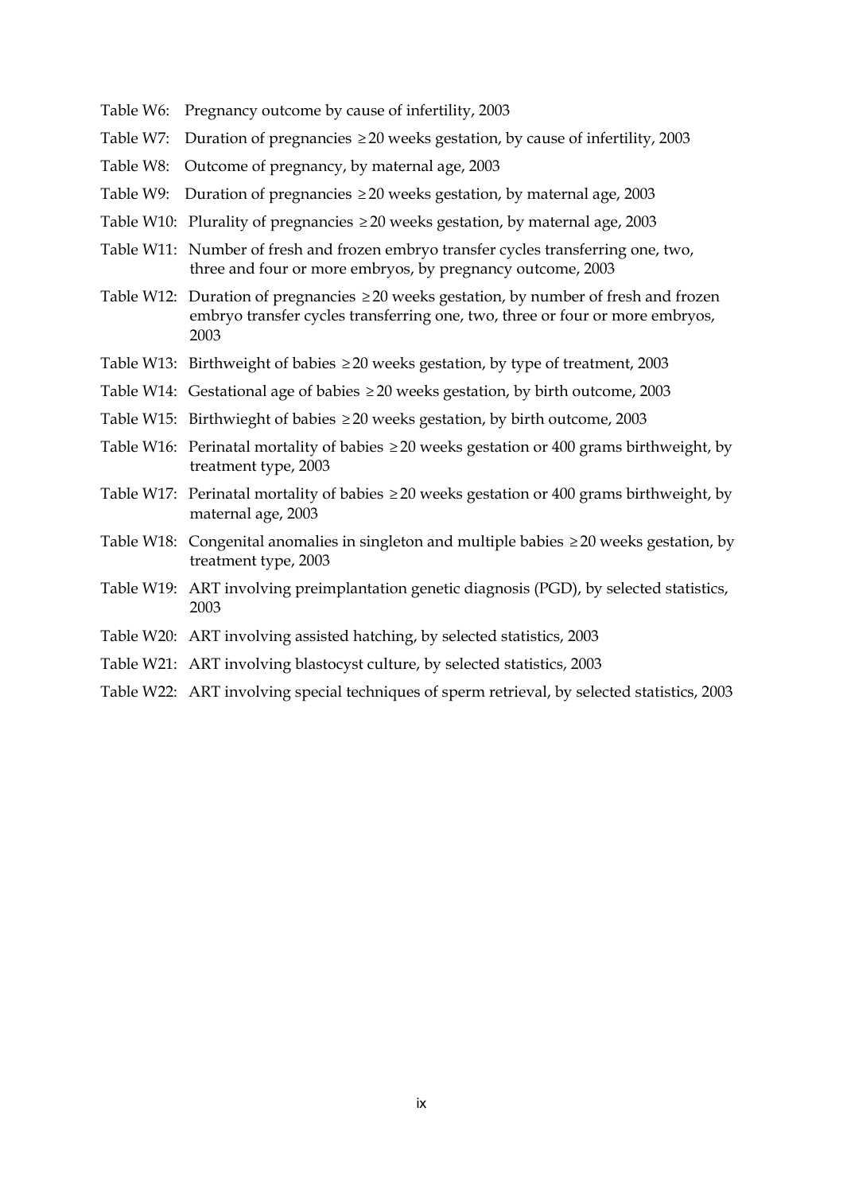Table W6: Pregnancy outcome by cause of infertility, 2003

Table W7: Duration of pregnancies ≥20 weeks gestation, by cause of infertility, 2003

Table W8: Outcome of pregnancy, by maternal age, 2003

Table W9: Duration of pregnancies ≥20 weeks gestation, by maternal age, 2003

Table W10: Plurality of pregnancies ≥20 weeks gestation, by maternal age, 2003

Table W11: Number of fresh and frozen embryo transfer cycles transferring one, two, three and four or more embryos, by pregnancy outcome, 2003

Table W12: Duration of pregnancies ≥20 weeks gestation, by number of fresh and frozen embryo transfer cycles transferring one, two, three or four or more embryos, 2003

Table W13: Birthweight of babies ≥20 weeks gestation, by type of treatment, 2003

Table W14: Gestational age of babies ≥20 weeks gestation, by birth outcome, 2003

Table W15: Birthwieght of babies ≥20 weeks gestation, by birth outcome, 2003

Table W16: Perinatal mortality of babies ≥20 weeks gestation or 400 grams birthweight, by treatment type, 2003

Table W17: Perinatal mortality of babies ≥20 weeks gestation or 400 grams birthweight, by maternal age, 2003

Table W18: Congenital anomalies in singleton and multiple babies ≥20 weeks gestation, by treatment type, 2003

Table W19: ART involving preimplantation genetic diagnosis (PGD), by selected statistics, 2003

Table W20: ART involving assisted hatching, by selected statistics, 2003

Table W21: ART involving blastocyst culture, by selected statistics, 2003

Table W22: ART involving special techniques of sperm retrieval, by selected statistics, 2003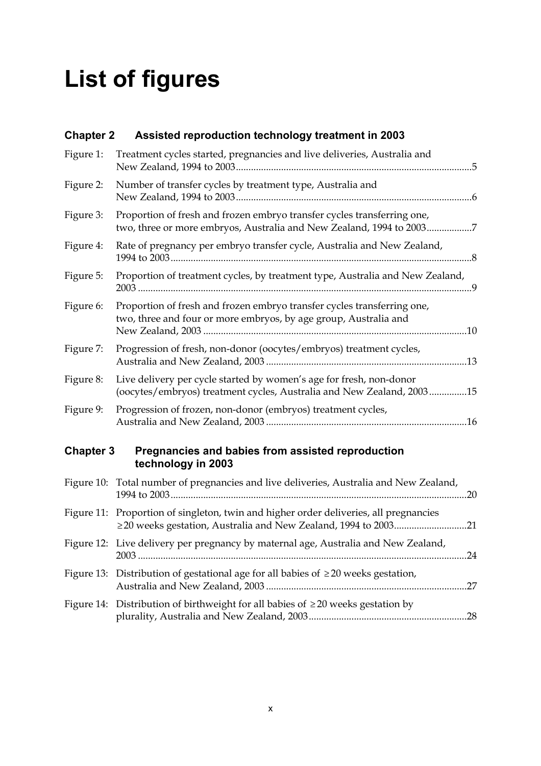# List of figures

## Chapter 2 Assisted reproduction technology treatment in 2003

Figure 1: Treatment cycles started, pregnancies and live deliveries, Australia and New Zealand, 1994 to 2003 ....5

Figure 2: Number of transfer cycles by treatment type, Australia and New Zealand, 1994 to 2003 ....6

Figure 3: Proportion of fresh and frozen embryo transfer cycles transferring one, two, three or more embryos, Australia and New Zealand, 1994 to 2003 ....7

Figure 4: Rate of pregnancy per embryo transfer cycle, Australia and New Zealand, 1994 to 2003 ....8

Figure 5: Proportion of treatment cycles, by treatment type, Australia and New Zealand, 2003 ....9

Figure 6: Proportion of fresh and frozen embryo transfer cycles transferring one, two, three and four or more embryos, by age group, Australia and New Zealand, 2003 ....10

Figure 7: Progression of fresh, non-donor (oocytes/embryos) treatment cycles, Australia and New Zealand, 2003 ....13

Figure 8: Live delivery per cycle started by women's age for fresh, non-donor (oocytes/embryos) treatment cycles, Australia and New Zealand, 2003 ....15

Figure 9: Progression of frozen, non-donor (embryos) treatment cycles, Australia and New Zealand, 2003 ....16

## Chapter 3 Pregnancies and babies from assisted reproduction technology in 2003

Figure 10: Total number of pregnancies and live deliveries, Australia and New Zealand, 1994 to 2003 ....20

Figure 11: Proportion of singleton, twin and higher order deliveries, all pregnancies ≥20 weeks gestation, Australia and New Zealand, 1994 to 2003 ....21

Figure 12: Live delivery per pregnancy by maternal age, Australia and New Zealand, 2003 ....24

Figure 13: Distribution of gestational age for all babies of ≥20 weeks gestation, Australia and New Zealand, 2003 ....27

Figure 14: Distribution of birthweight for all babies of ≥20 weeks gestation by plurality, Australia and New Zealand, 2003 ....28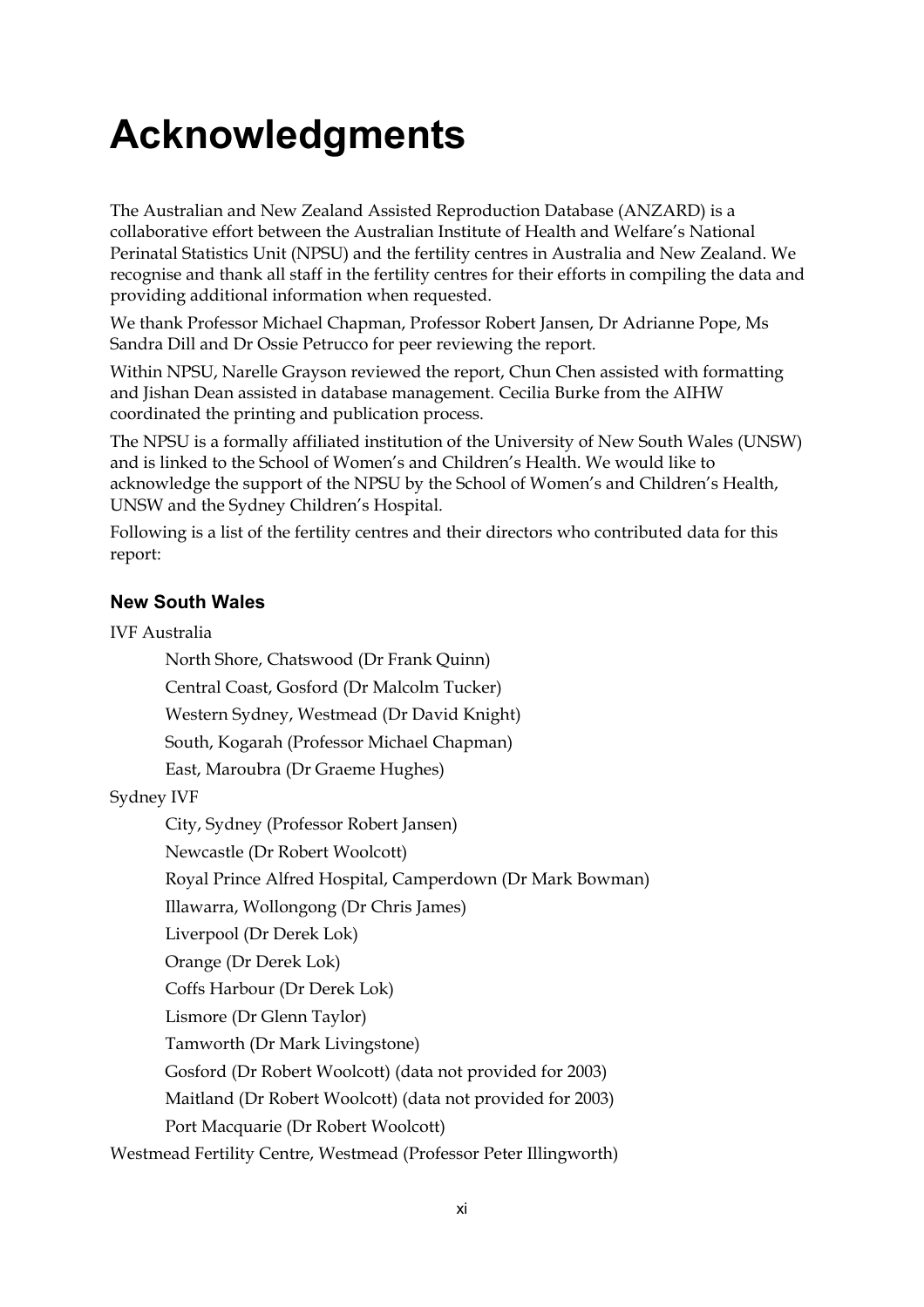# Acknowledgments

The Australian and New Zealand Assisted Reproduction Database (ANZARD) is a collaborative effort between the Australian Institute of Health and Welfare's National Perinatal Statistics Unit (NPSU) and the fertility centres in Australia and New Zealand. We recognise and thank all staff in the fertility centres for their efforts in compiling the data and providing additional information when requested.

We thank Professor Michael Chapman, Professor Robert Jansen, Dr Adrianne Pope, Ms Sandra Dill and Dr Ossie Petrucco for peer reviewing the report.

Within NPSU, Narelle Grayson reviewed the report, Chun Chen assisted with formatting and Jishan Dean assisted in database management. Cecilia Burke from the AIHW coordinated the printing and publication process.

The NPSU is a formally affiliated institution of the University of New South Wales (UNSW) and is linked to the School of Women's and Children's Health. We would like to acknowledge the support of the NPSU by the School of Women's and Children's Health, UNSW and the Sydney Children's Hospital.

Following is a list of the fertility centres and their directors who contributed data for this report:

### New South Wales

IVF Australia

- North Shore, Chatswood (Dr Frank Quinn)
- Central Coast, Gosford (Dr Malcolm Tucker)
- Western Sydney, Westmead (Dr David Knight)
- South, Kogarah (Professor Michael Chapman)
- East, Maroubra (Dr Graeme Hughes)

Sydney IVF

- City, Sydney (Professor Robert Jansen)
- Newcastle (Dr Robert Woolcott)
- Royal Prince Alfred Hospital, Camperdown (Dr Mark Bowman)
- Illawarra, Wollongong (Dr Chris James)
- Liverpool (Dr Derek Lok)
- Orange (Dr Derek Lok)
- Coffs Harbour (Dr Derek Lok)
- Lismore (Dr Glenn Taylor)
- Tamworth (Dr Mark Livingstone)
- Gosford (Dr Robert Woolcott) (data not provided for 2003)
- Maitland (Dr Robert Woolcott) (data not provided for 2003)
- Port Macquarie (Dr Robert Woolcott)

Westmead Fertility Centre, Westmead (Professor Peter Illingworth)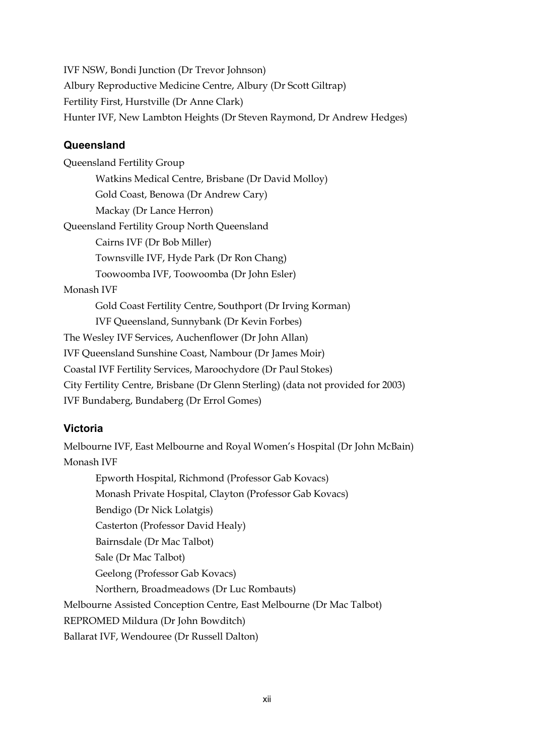IVF NSW, Bondi Junction (Dr Trevor Johnson)

Albury Reproductive Medicine Centre, Albury (Dr Scott Giltrap)

Fertility First, Hurstville (Dr Anne Clark)

Hunter IVF, New Lambton Heights (Dr Steven Raymond, Dr Andrew Hedges)

### Queensland

Queensland Fertility Group

- Watkins Medical Centre, Brisbane (Dr David Molloy)
- Gold Coast, Benowa (Dr Andrew Cary)
- Mackay (Dr Lance Herron)

Queensland Fertility Group North Queensland

- Cairns IVF (Dr Bob Miller)
- Townsville IVF, Hyde Park (Dr Ron Chang)
- Toowoomba IVF, Toowoomba (Dr John Esler)

Monash IVF

- Gold Coast Fertility Centre, Southport (Dr Irving Korman)
- IVF Queensland, Sunnybank (Dr Kevin Forbes)

The Wesley IVF Services, Auchenflower (Dr John Allan)

IVF Queensland Sunshine Coast, Nambour (Dr James Moir)

Coastal IVF Fertility Services, Maroochydore (Dr Paul Stokes)

City Fertility Centre, Brisbane (Dr Glenn Sterling) (data not provided for 2003)

IVF Bundaberg, Bundaberg (Dr Errol Gomes)

### Victoria

Melbourne IVF, East Melbourne and Royal Women's Hospital (Dr John McBain)

Monash IVF

- Epworth Hospital, Richmond (Professor Gab Kovacs)
- Monash Private Hospital, Clayton (Professor Gab Kovacs)
- Bendigo (Dr Nick Lolatgis)
- Casterton (Professor David Healy)
- Bairnsdale (Dr Mac Talbot)
- Sale (Dr Mac Talbot)
- Geelong (Professor Gab Kovacs)
- Northern, Broadmeadows (Dr Luc Rombauts)

Melbourne Assisted Conception Centre, East Melbourne (Dr Mac Talbot)

REPROMED Mildura (Dr John Bowditch)

Ballarat IVF, Wendouree (Dr Russell Dalton)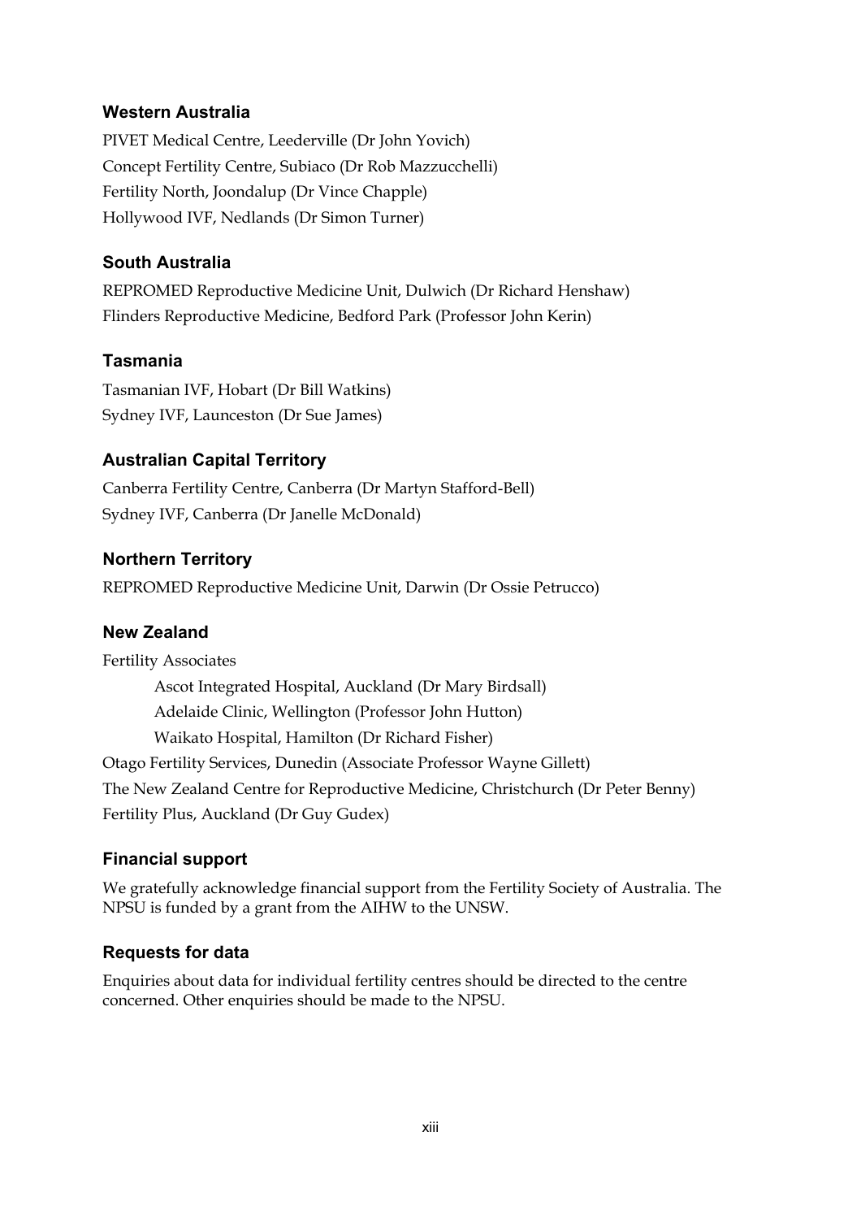### Western Australia

PIVET Medical Centre, Leederville (Dr John Yovich)
Concept Fertility Centre, Subiaco (Dr Rob Mazzucchelli)
Fertility North, Joondalup (Dr Vince Chapple)
Hollywood IVF, Nedlands (Dr Simon Turner)

### South Australia

REPROMED Reproductive Medicine Unit, Dulwich (Dr Richard Henshaw)
Flinders Reproductive Medicine, Bedford Park (Professor John Kerin)

### Tasmania

Tasmanian IVF, Hobart (Dr Bill Watkins)
Sydney IVF, Launceston (Dr Sue James)

### Australian Capital Territory

Canberra Fertility Centre, Canberra (Dr Martyn Stafford-Bell)
Sydney IVF, Canberra (Dr Janelle McDonald)

### Northern Territory

REPROMED Reproductive Medicine Unit, Darwin (Dr Ossie Petrucco)

### New Zealand

Fertility Associates

- Ascot Integrated Hospital, Auckland (Dr Mary Birdsall)
- Adelaide Clinic, Wellington (Professor John Hutton)
- Waikato Hospital, Hamilton (Dr Richard Fisher)

Otago Fertility Services, Dunedin (Associate Professor Wayne Gillett)
The New Zealand Centre for Reproductive Medicine, Christchurch (Dr Peter Benny)
Fertility Plus, Auckland (Dr Guy Gudex)

### Financial support

We gratefully acknowledge financial support from the Fertility Society of Australia. The NPSU is funded by a grant from the AIHW to the UNSW.

### Requests for data

Enquiries about data for individual fertility centres should be directed to the centre concerned. Other enquiries should be made to the NPSU.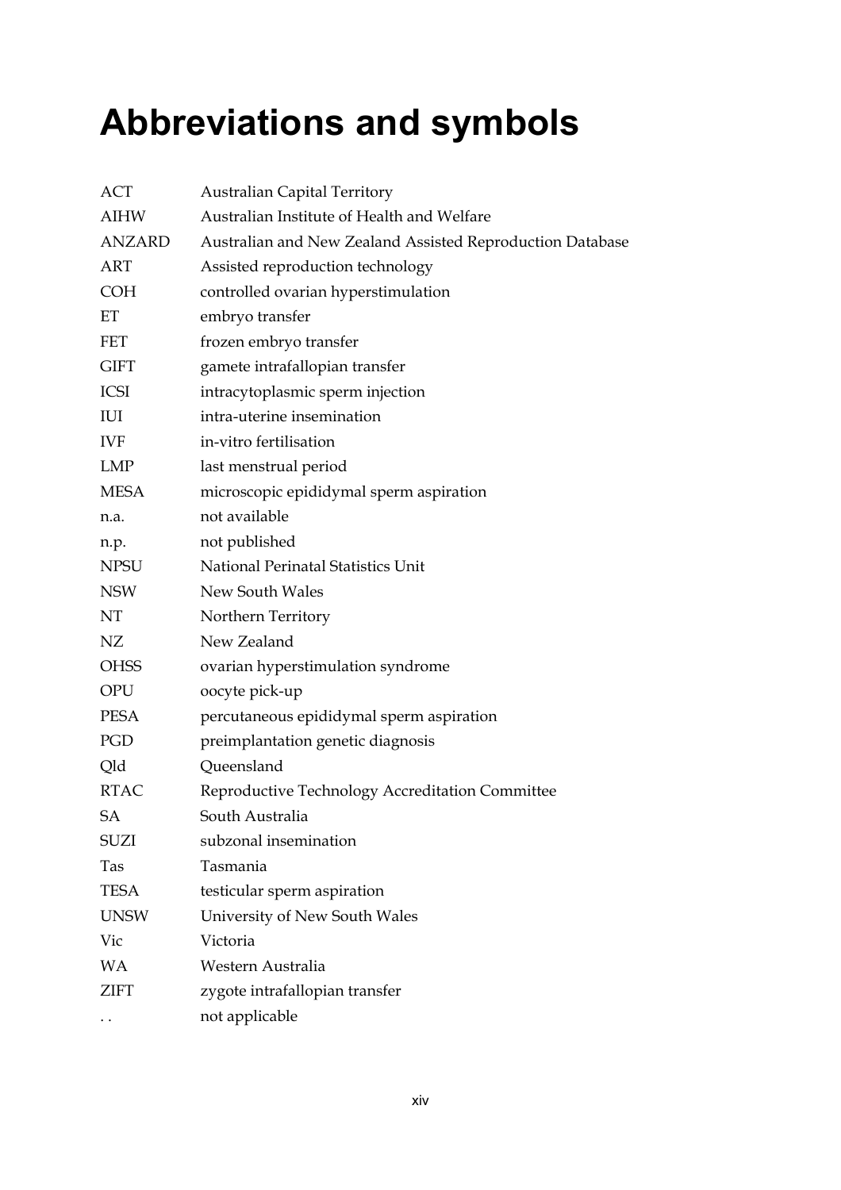# Abbreviations and symbols

| | |
|---|---|
| ACT | Australian Capital Territory |
| AIHW | Australian Institute of Health and Welfare |
| ANZARD | Australian and New Zealand Assisted Reproduction Database |
| ART | Assisted reproduction technology |
| COH | controlled ovarian hyperstimulation |
| ET | embryo transfer |
| FET | frozen embryo transfer |
| GIFT | gamete intrafallopian transfer |
| ICSI | intracytoplasmic sperm injection |
| IUI | intra-uterine insemination |
| IVF | in-vitro fertilisation |
| LMP | last menstrual period |
| MESA | microscopic epididymal sperm aspiration |
| n.a. | not available |
| n.p. | not published |
| NPSU | National Perinatal Statistics Unit |
| NSW | New South Wales |
| NT | Northern Territory |
| NZ | New Zealand |
| OHSS | ovarian hyperstimulation syndrome |
| OPU | oocyte pick-up |
| PESA | percutaneous epididymal sperm aspiration |
| PGD | preimplantation genetic diagnosis |
| Qld | Queensland |
| RTAC | Reproductive Technology Accreditation Committee |
| SA | South Australia |
| SUZI | subzonal insemination |
| Tas | Tasmania |
| TESA | testicular sperm aspiration |
| UNSW | University of New South Wales |
| Vic | Victoria |
| WA | Western Australia |
| ZIFT | zygote intrafallopian transfer |
| . . | not applicable |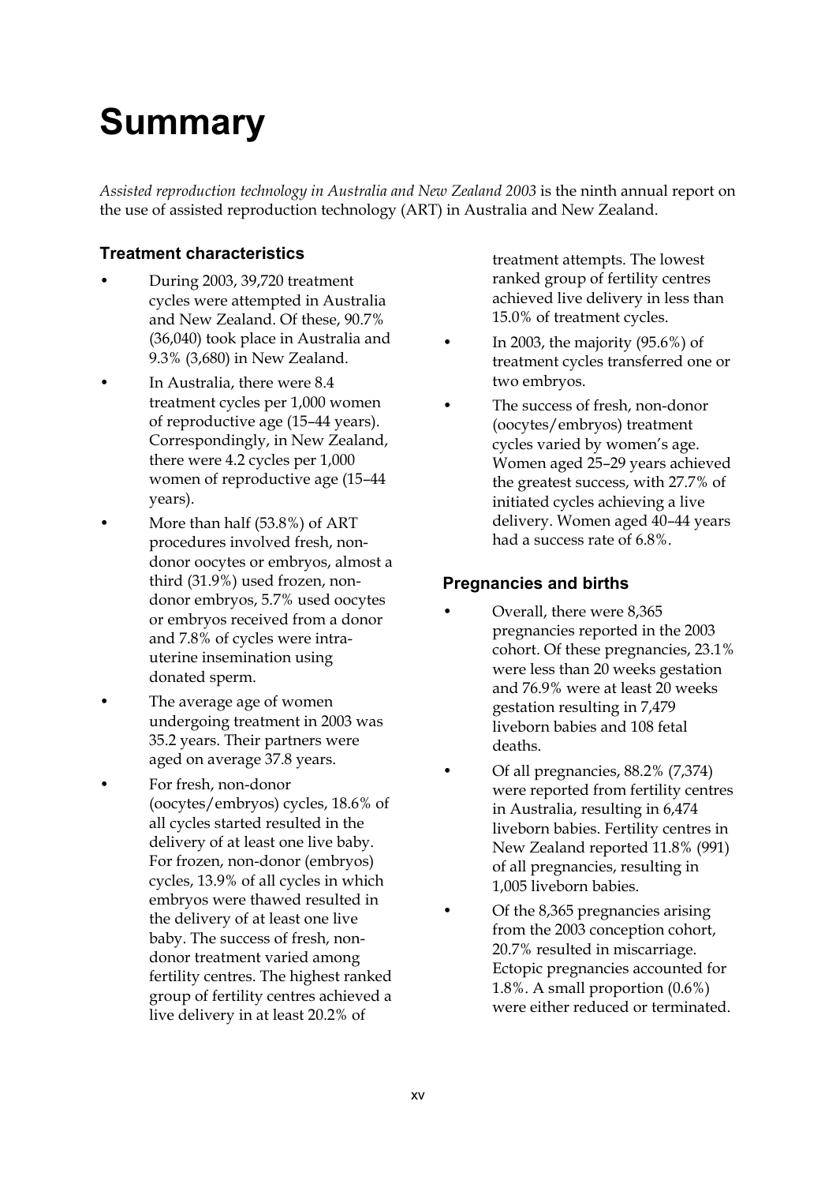# Summary

*Assisted reproduction technology in Australia and New Zealand 2003* is the ninth annual report on the use of assisted reproduction technology (ART) in Australia and New Zealand.

### Treatment characteristics

- During 2003, 39,720 treatment cycles were attempted in Australia and New Zealand. Of these, 90.7% (36,040) took place in Australia and 9.3% (3,680) in New Zealand.
- In Australia, there were 8.4 treatment cycles per 1,000 women of reproductive age (15–44 years). Correspondingly, in New Zealand, there were 4.2 cycles per 1,000 women of reproductive age (15–44 years).
- More than half (53.8%) of ART procedures involved fresh, non-donor oocytes or embryos, almost a third (31.9%) used frozen, non-donor embryos, 5.7% used oocytes or embryos received from a donor and 7.8% of cycles were intra-uterine insemination using donated sperm.
- The average age of women undergoing treatment in 2003 was 35.2 years. Their partners were aged on average 37.8 years.
- For fresh, non-donor (oocytes/embryos) cycles, 18.6% of all cycles started resulted in the delivery of at least one live baby. For frozen, non-donor (embryos) cycles, 13.9% of all cycles in which embryos were thawed resulted in the delivery of at least one live baby. The success of fresh, non-donor treatment varied among fertility centres. The highest ranked group of fertility centres achieved a live delivery in at least 20.2% of treatment attempts. The lowest ranked group of fertility centres achieved live delivery in less than 15.0% of treatment cycles.
- In 2003, the majority (95.6%) of treatment cycles transferred one or two embryos.
- The success of fresh, non-donor (oocytes/embryos) treatment cycles varied by women's age. Women aged 25–29 years achieved the greatest success, with 27.7% of initiated cycles achieving a live delivery. Women aged 40–44 years had a success rate of 6.8%.

### Pregnancies and births

- Overall, there were 8,365 pregnancies reported in the 2003 cohort. Of these pregnancies, 23.1% were less than 20 weeks gestation and 76.9% were at least 20 weeks gestation resulting in 7,479 liveborn babies and 108 fetal deaths.
- Of all pregnancies, 88.2% (7,374) were reported from fertility centres in Australia, resulting in 6,474 liveborn babies. Fertility centres in New Zealand reported 11.8% (991) of all pregnancies, resulting in 1,005 liveborn babies.
- Of the 8,365 pregnancies arising from the 2003 conception cohort, 20.7% resulted in miscarriage. Ectopic pregnancies accounted for 1.8%. A small proportion (0.6%) were either reduced or terminated.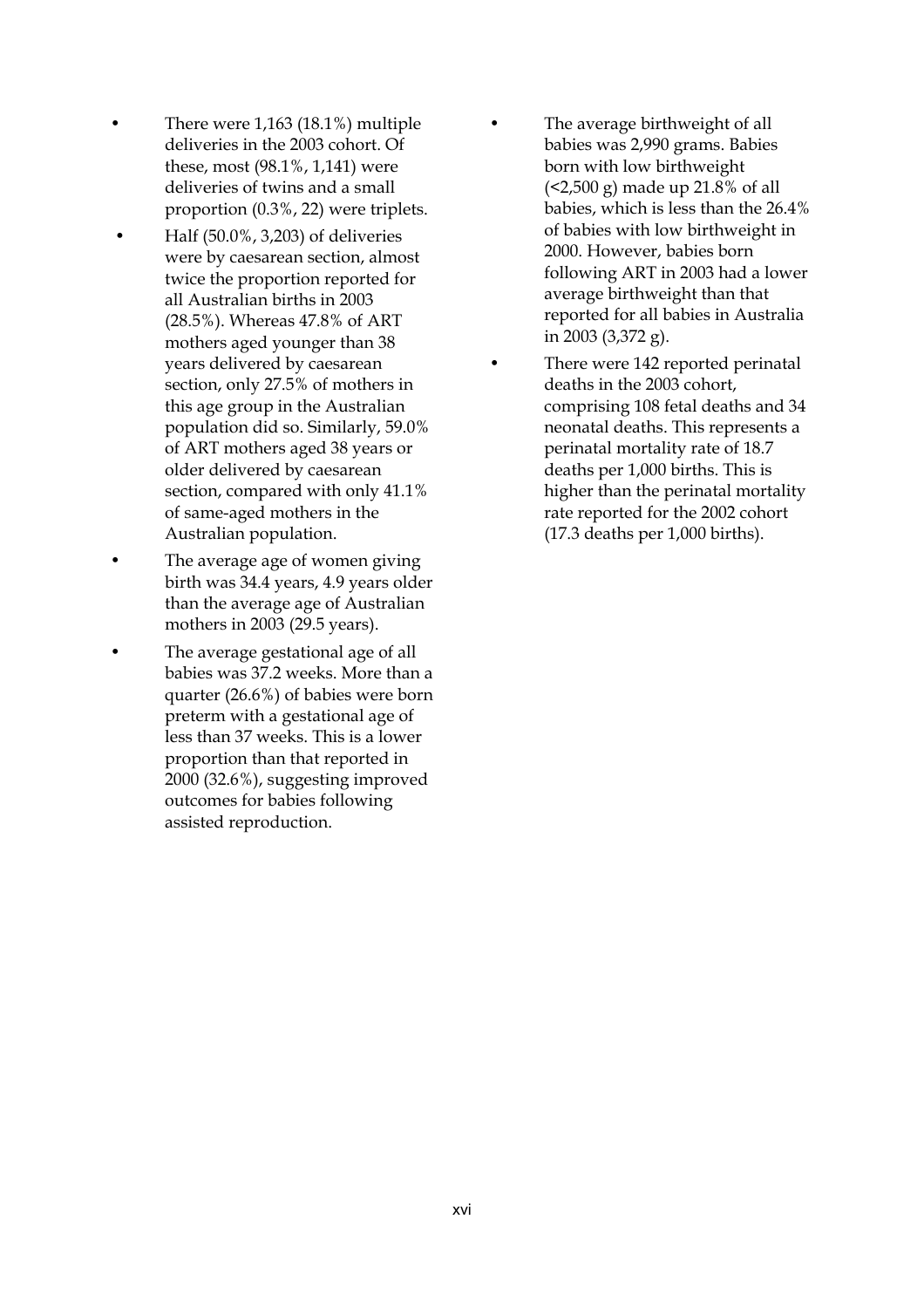- There were 1,163 (18.1%) multiple deliveries in the 2003 cohort. Of these, most (98.1%, 1,141) were deliveries of twins and a small proportion (0.3%, 22) were triplets.
- Half (50.0%, 3,203) of deliveries were by caesarean section, almost twice the proportion reported for all Australian births in 2003 (28.5%). Whereas 47.8% of ART mothers aged younger than 38 years delivered by caesarean section, only 27.5% of mothers in this age group in the Australian population did so. Similarly, 59.0% of ART mothers aged 38 years or older delivered by caesarean section, compared with only 41.1% of same-aged mothers in the Australian population.
- The average age of women giving birth was 34.4 years, 4.9 years older than the average age of Australian mothers in 2003 (29.5 years).
- The average gestational age of all babies was 37.2 weeks. More than a quarter (26.6%) of babies were born preterm with a gestational age of less than 37 weeks. This is a lower proportion than that reported in 2000 (32.6%), suggesting improved outcomes for babies following assisted reproduction.
- The average birthweight of all babies was 2,990 grams. Babies born with low birthweight (<2,500 g) made up 21.8% of all babies, which is less than the 26.4% of babies with low birthweight in 2000. However, babies born following ART in 2003 had a lower average birthweight than that reported for all babies in Australia in 2003 (3,372 g).
- There were 142 reported perinatal deaths in the 2003 cohort, comprising 108 fetal deaths and 34 neonatal deaths. This represents a perinatal mortality rate of 18.7 deaths per 1,000 births. This is higher than the perinatal mortality rate reported for the 2002 cohort (17.3 deaths per 1,000 births).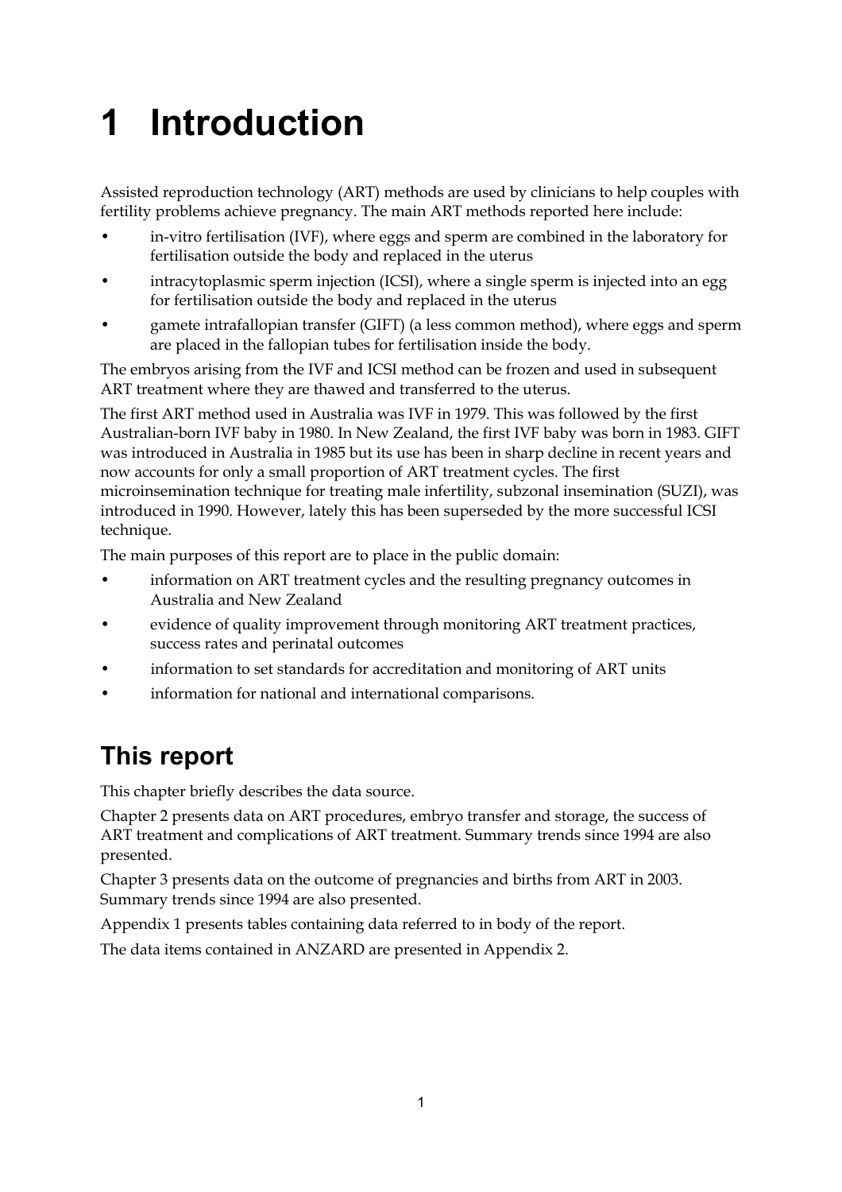# 1 Introduction

Assisted reproduction technology (ART) methods are used by clinicians to help couples with fertility problems achieve pregnancy. The main ART methods reported here include:

- in-vitro fertilisation (IVF), where eggs and sperm are combined in the laboratory for fertilisation outside the body and replaced in the uterus
- intracytoplasmic sperm injection (ICSI), where a single sperm is injected into an egg for fertilisation outside the body and replaced in the uterus
- gamete intrafallopian transfer (GIFT) (a less common method), where eggs and sperm are placed in the fallopian tubes for fertilisation inside the body.

The embryos arising from the IVF and ICSI method can be frozen and used in subsequent ART treatment where they are thawed and transferred to the uterus.

The first ART method used in Australia was IVF in 1979. This was followed by the first Australian-born IVF baby in 1980. In New Zealand, the first IVF baby was born in 1983. GIFT was introduced in Australia in 1985 but its use has been in sharp decline in recent years and now accounts for only a small proportion of ART treatment cycles. The first microinsemination technique for treating male infertility, subzonal insemination (SUZI), was introduced in 1990. However, lately this has been superseded by the more successful ICSI technique.

The main purposes of this report are to place in the public domain:

- information on ART treatment cycles and the resulting pregnancy outcomes in Australia and New Zealand
- evidence of quality improvement through monitoring ART treatment practices, success rates and perinatal outcomes
- information to set standards for accreditation and monitoring of ART units
- information for national and international comparisons.

## This report

This chapter briefly describes the data source.

Chapter 2 presents data on ART procedures, embryo transfer and storage, the success of ART treatment and complications of ART treatment. Summary trends since 1994 are also presented.

Chapter 3 presents data on the outcome of pregnancies and births from ART in 2003. Summary trends since 1994 are also presented.

Appendix 1 presents tables containing data referred to in body of the report.

The data items contained in ANZARD are presented in Appendix 2.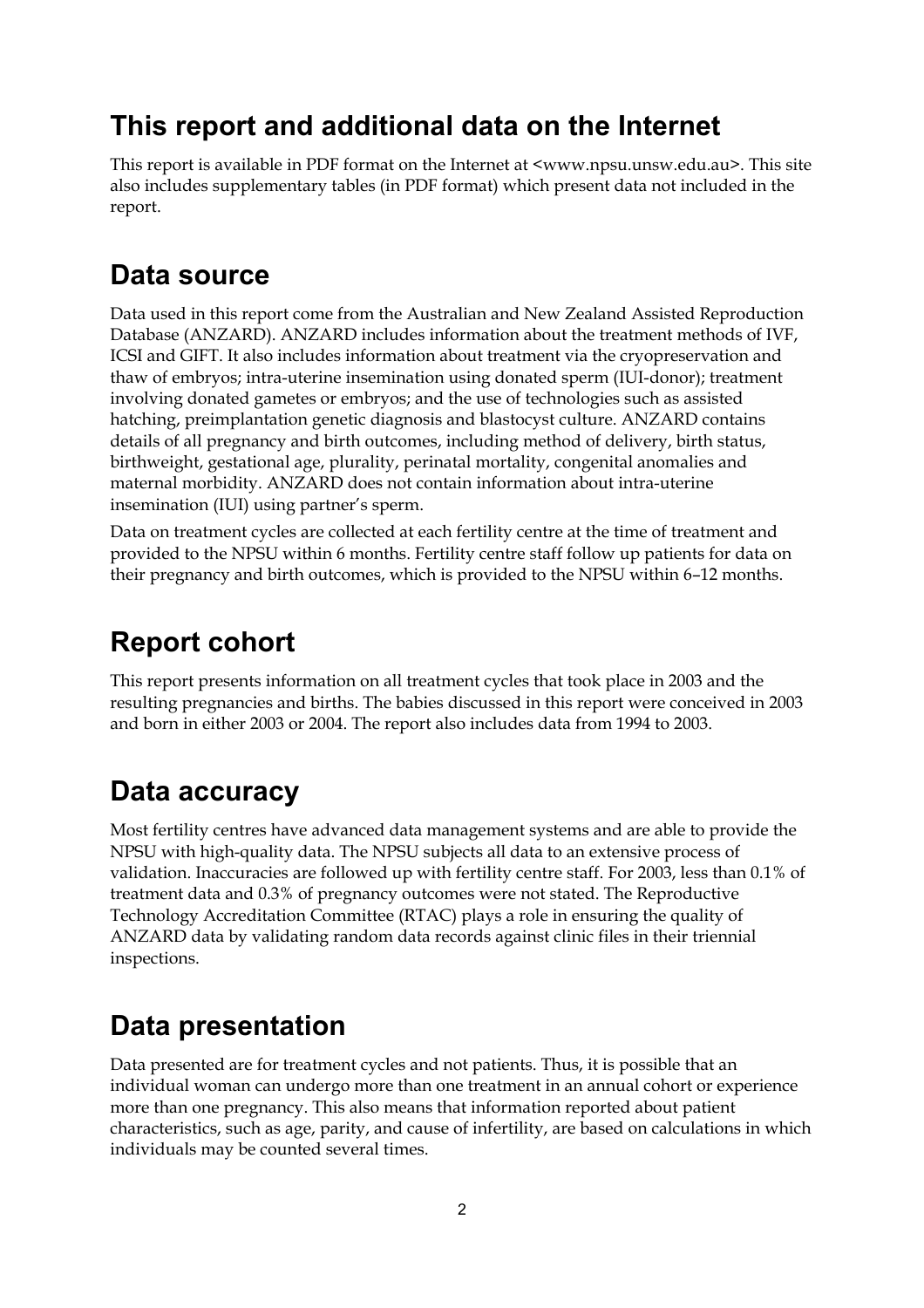## This report and additional data on the Internet

This report is available in PDF format on the Internet at <www.npsu.unsw.edu.au>. This site also includes supplementary tables (in PDF format) which present data not included in the report.

## Data source

Data used in this report come from the Australian and New Zealand Assisted Reproduction Database (ANZARD). ANZARD includes information about the treatment methods of IVF, ICSI and GIFT. It also includes information about treatment via the cryopreservation and thaw of embryos; intra-uterine insemination using donated sperm (IUI-donor); treatment involving donated gametes or embryos; and the use of technologies such as assisted hatching, preimplantation genetic diagnosis and blastocyst culture. ANZARD contains details of all pregnancy and birth outcomes, including method of delivery, birth status, birthweight, gestational age, plurality, perinatal mortality, congenital anomalies and maternal morbidity. ANZARD does not contain information about intra-uterine insemination (IUI) using partner's sperm.

Data on treatment cycles are collected at each fertility centre at the time of treatment and provided to the NPSU within 6 months. Fertility centre staff follow up patients for data on their pregnancy and birth outcomes, which is provided to the NPSU within 6–12 months.

## Report cohort

This report presents information on all treatment cycles that took place in 2003 and the resulting pregnancies and births. The babies discussed in this report were conceived in 2003 and born in either 2003 or 2004. The report also includes data from 1994 to 2003.

## Data accuracy

Most fertility centres have advanced data management systems and are able to provide the NPSU with high-quality data. The NPSU subjects all data to an extensive process of validation. Inaccuracies are followed up with fertility centre staff. For 2003, less than 0.1% of treatment data and 0.3% of pregnancy outcomes were not stated. The Reproductive Technology Accreditation Committee (RTAC) plays a role in ensuring the quality of ANZARD data by validating random data records against clinic files in their triennial inspections.

## Data presentation

Data presented are for treatment cycles and not patients. Thus, it is possible that an individual woman can undergo more than one treatment in an annual cohort or experience more than one pregnancy. This also means that information reported about patient characteristics, such as age, parity, and cause of infertility, are based on calculations in which individuals may be counted several times.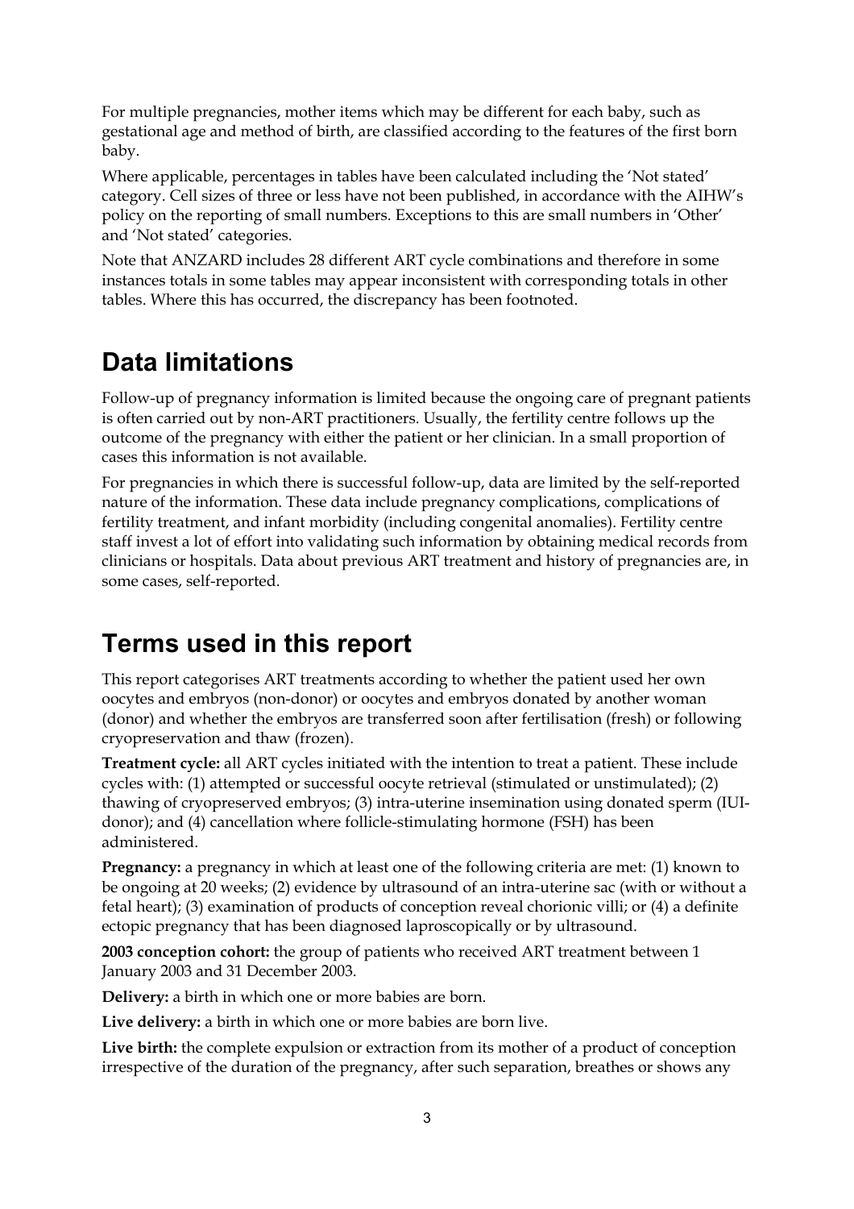For multiple pregnancies, mother items which may be different for each baby, such as gestational age and method of birth, are classified according to the features of the first born baby.

Where applicable, percentages in tables have been calculated including the 'Not stated' category. Cell sizes of three or less have not been published, in accordance with the AIHW's policy on the reporting of small numbers. Exceptions to this are small numbers in 'Other' and 'Not stated' categories.

Note that ANZARD includes 28 different ART cycle combinations and therefore in some instances totals in some tables may appear inconsistent with corresponding totals in other tables. Where this has occurred, the discrepancy has been footnoted.

## Data limitations

Follow-up of pregnancy information is limited because the ongoing care of pregnant patients is often carried out by non-ART practitioners. Usually, the fertility centre follows up the outcome of the pregnancy with either the patient or her clinician. In a small proportion of cases this information is not available.

For pregnancies in which there is successful follow-up, data are limited by the self-reported nature of the information. These data include pregnancy complications, complications of fertility treatment, and infant morbidity (including congenital anomalies). Fertility centre staff invest a lot of effort into validating such information by obtaining medical records from clinicians or hospitals. Data about previous ART treatment and history of pregnancies are, in some cases, self-reported.

## Terms used in this report

This report categorises ART treatments according to whether the patient used her own oocytes and embryos (non-donor) or oocytes and embryos donated by another woman (donor) and whether the embryos are transferred soon after fertilisation (fresh) or following cryopreservation and thaw (frozen).

**Treatment cycle:** all ART cycles initiated with the intention to treat a patient. These include cycles with: (1) attempted or successful oocyte retrieval (stimulated or unstimulated); (2) thawing of cryopreserved embryos; (3) intra-uterine insemination using donated sperm (IUI-donor); and (4) cancellation where follicle-stimulating hormone (FSH) has been administered.

**Pregnancy:** a pregnancy in which at least one of the following criteria are met: (1) known to be ongoing at 20 weeks; (2) evidence by ultrasound of an intra-uterine sac (with or without a fetal heart); (3) examination of products of conception reveal chorionic villi; or (4) a definite ectopic pregnancy that has been diagnosed laproscopically or by ultrasound.

**2003 conception cohort:** the group of patients who received ART treatment between 1 January 2003 and 31 December 2003.

**Delivery:** a birth in which one or more babies are born.

**Live delivery:** a birth in which one or more babies are born live.

**Live birth:** the complete expulsion or extraction from its mother of a product of conception irrespective of the duration of the pregnancy, after such separation, breathes or shows any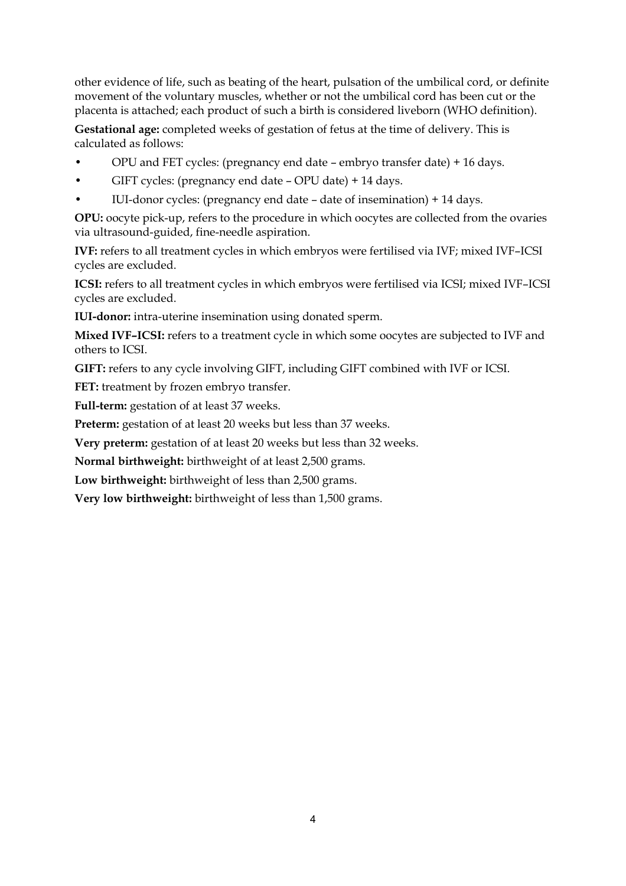other evidence of life, such as beating of the heart, pulsation of the umbilical cord, or definite movement of the voluntary muscles, whether or not the umbilical cord has been cut or the placenta is attached; each product of such a birth is considered liveborn (WHO definition).

**Gestational age:** completed weeks of gestation of fetus at the time of delivery. This is calculated as follows:

- OPU and FET cycles: (pregnancy end date – embryo transfer date) + 16 days.
- GIFT cycles: (pregnancy end date – OPU date) + 14 days.
- IUI-donor cycles: (pregnancy end date – date of insemination) + 14 days.

**OPU:** oocyte pick-up, refers to the procedure in which oocytes are collected from the ovaries via ultrasound-guided, fine-needle aspiration.

**IVF:** refers to all treatment cycles in which embryos were fertilised via IVF; mixed IVF–ICSI cycles are excluded.

**ICSI:** refers to all treatment cycles in which embryos were fertilised via ICSI; mixed IVF–ICSI cycles are excluded.

**IUI-donor:** intra-uterine insemination using donated sperm.

**Mixed IVF–ICSI:** refers to a treatment cycle in which some oocytes are subjected to IVF and others to ICSI.

**GIFT:** refers to any cycle involving GIFT, including GIFT combined with IVF or ICSI.

**FET:** treatment by frozen embryo transfer.

**Full-term:** gestation of at least 37 weeks.

**Preterm:** gestation of at least 20 weeks but less than 37 weeks.

**Very preterm:** gestation of at least 20 weeks but less than 32 weeks.

**Normal birthweight:** birthweight of at least 2,500 grams.

**Low birthweight:** birthweight of less than 2,500 grams.

**Very low birthweight:** birthweight of less than 1,500 grams.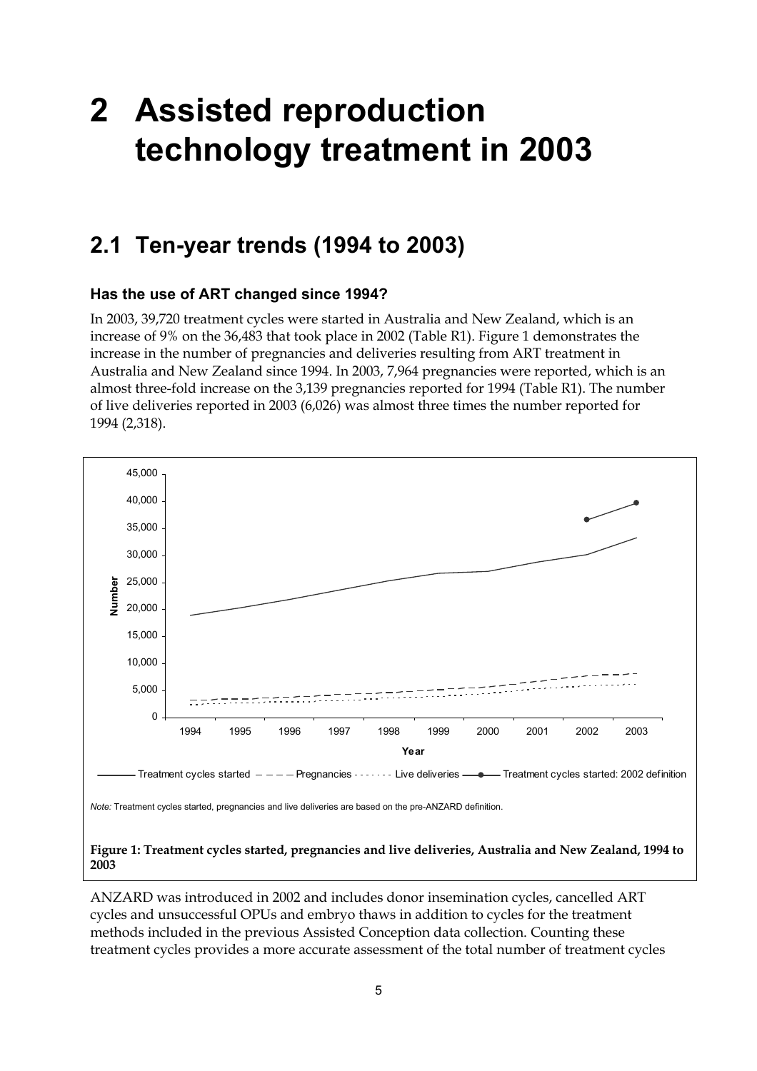# 2 Assisted reproduction technology treatment in 2003

## 2.1 Ten-year trends (1994 to 2003)

### Has the use of ART changed since 1994?

In 2003, 39,720 treatment cycles were started in Australia and New Zealand, which is an increase of 9% on the 36,483 that took place in 2002 (Table R1). Figure 1 demonstrates the increase in the number of pregnancies and deliveries resulting from ART treatment in Australia and New Zealand since 1994. In 2003, 7,964 pregnancies were reported, which is an almost three-fold increase on the 3,139 pregnancies reported for 1994 (Table R1). The number of live deliveries reported in 2003 (6,026) was almost three times the number reported for 1994 (2,318).

*Note:* Treatment cycles started, pregnancies and live deliveries are based on the pre-ANZARD definition.

**Figure 1: Treatment cycles started, pregnancies and live deliveries, Australia and New Zealand, 1994 to 2003**

ANZARD was introduced in 2002 and includes donor insemination cycles, cancelled ART cycles and unsuccessful OPUs and embryo thaws in addition to cycles for the treatment methods included in the previous Assisted Conception data collection. Counting these treatment cycles provides a more accurate assessment of the total number of treatment cycles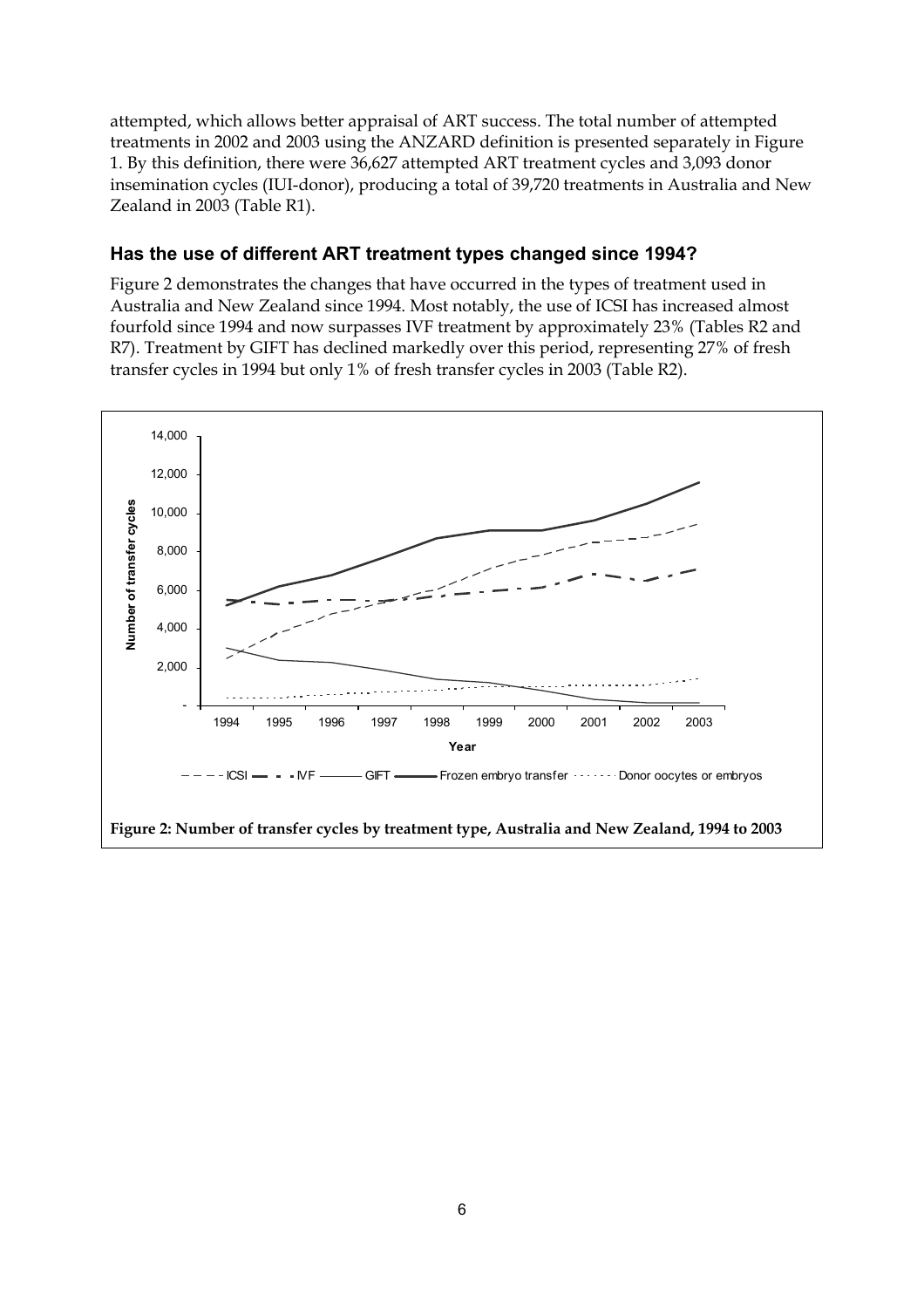attempted, which allows better appraisal of ART success. The total number of attempted treatments in 2002 and 2003 using the ANZARD definition is presented separately in Figure 1. By this definition, there were 36,627 attempted ART treatment cycles and 3,093 donor insemination cycles (IUI-donor), producing a total of 39,720 treatments in Australia and New Zealand in 2003 (Table R1).

### Has the use of different ART treatment types changed since 1994?

Figure 2 demonstrates the changes that have occurred in the types of treatment used in Australia and New Zealand since 1994. Most notably, the use of ICSI has increased almost fourfold since 1994 and now surpasses IVF treatment by approximately 23% (Tables R2 and R7). Treatment by GIFT has declined markedly over this period, representing 27% of fresh transfer cycles in 1994 but only 1% of fresh transfer cycles in 2003 (Table R2).

**Figure 2: Number of transfer cycles by treatment type, Australia and New Zealand, 1994 to 2003**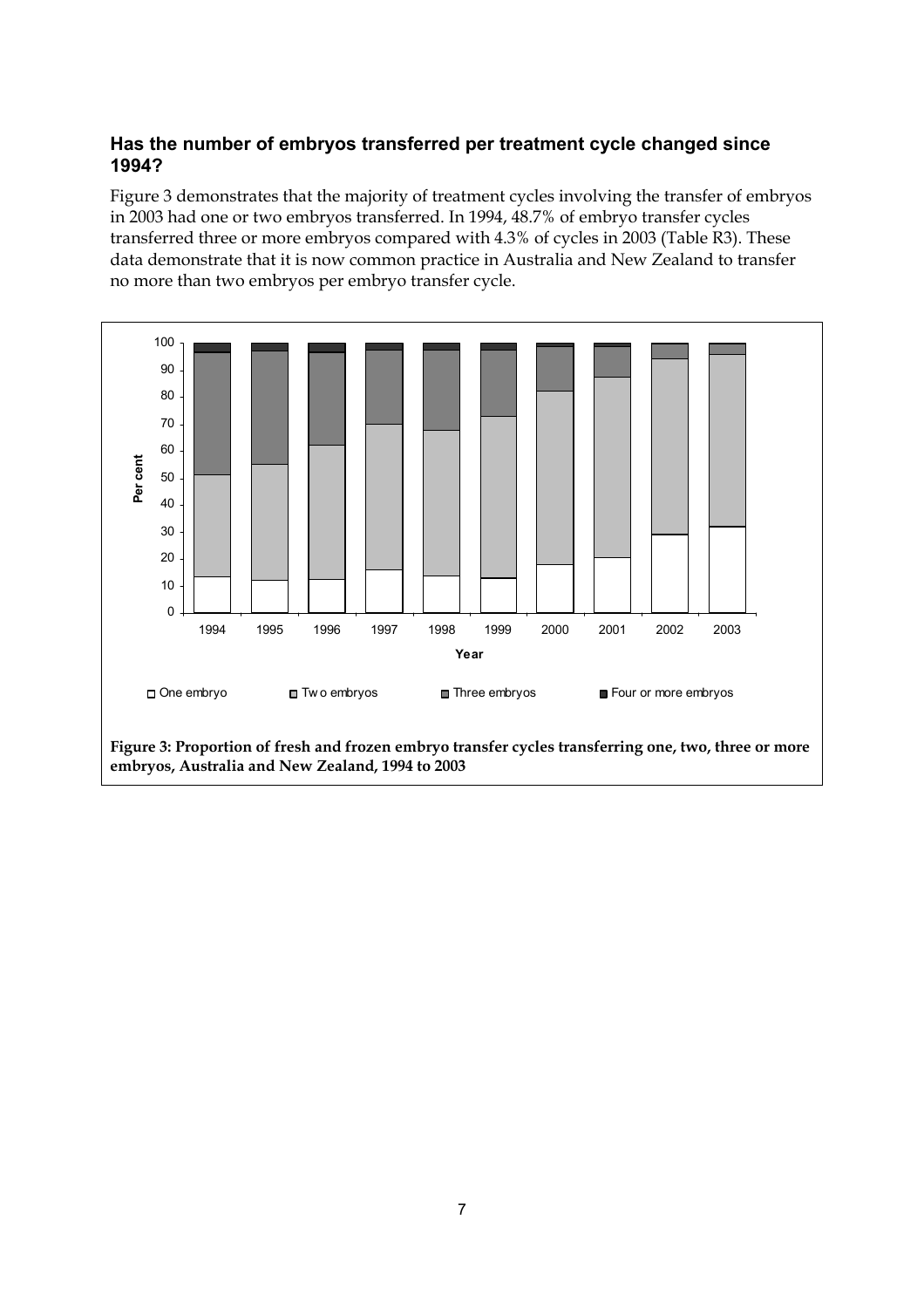### Has the number of embryos transferred per treatment cycle changed since 1994?

Figure 3 demonstrates that the majority of treatment cycles involving the transfer of embryos in 2003 had one or two embryos transferred. In 1994, 48.7% of embryo transfer cycles transferred three or more embryos compared with 4.3% of cycles in 2003 (Table R3). These data demonstrate that it is now common practice in Australia and New Zealand to transfer no more than two embryos per embryo transfer cycle.

**Figure 3: Proportion of fresh and frozen embryo transfer cycles transferring one, two, three or more embryos, Australia and New Zealand, 1994 to 2003**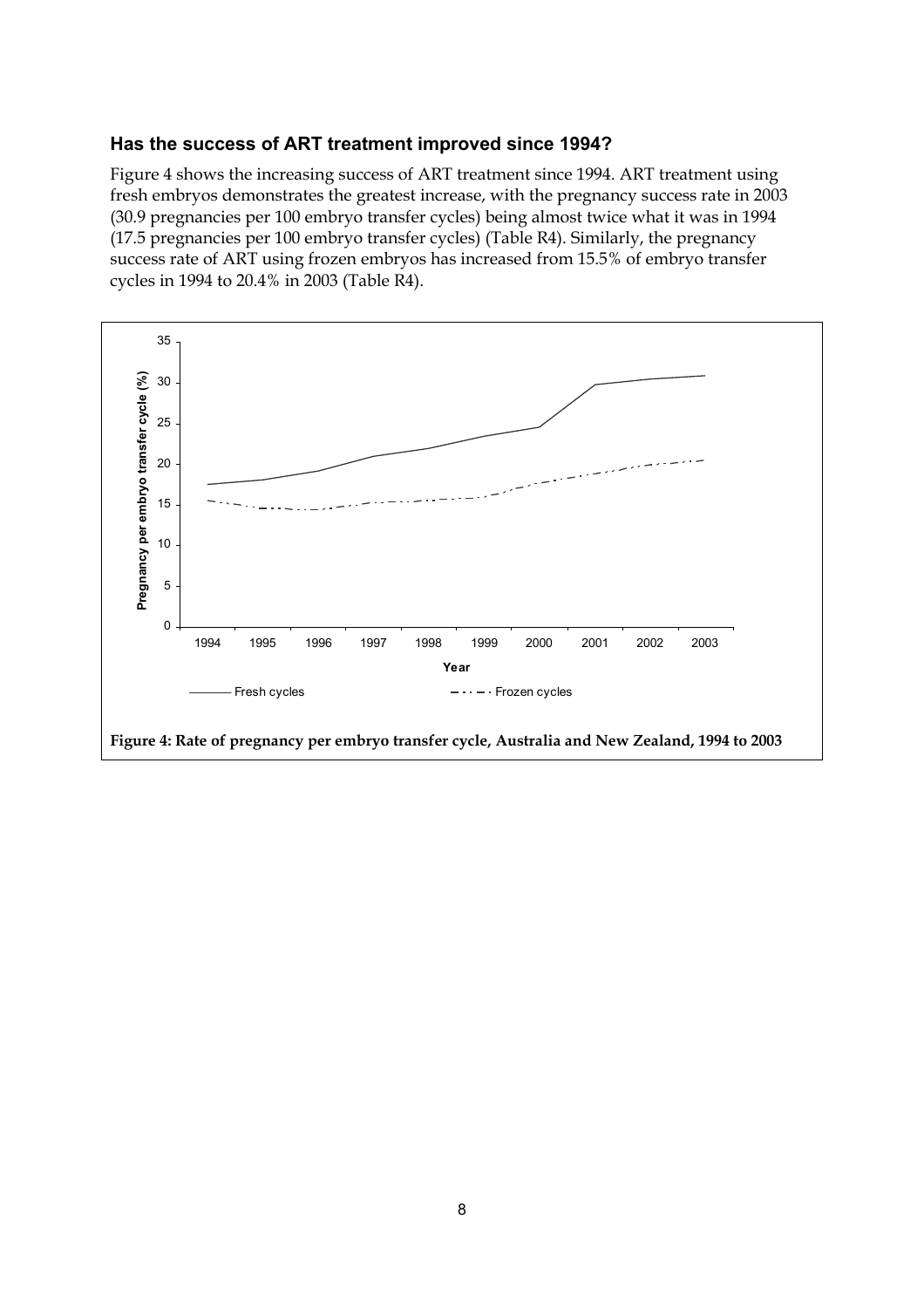### Has the success of ART treatment improved since 1994?

Figure 4 shows the increasing success of ART treatment since 1994. ART treatment using fresh embryos demonstrates the greatest increase, with the pregnancy success rate in 2003 (30.9 pregnancies per 100 embryo transfer cycles) being almost twice what it was in 1994 (17.5 pregnancies per 100 embryo transfer cycles) (Table R4). Similarly, the pregnancy success rate of ART using frozen embryos has increased from 15.5% of embryo transfer cycles in 1994 to 20.4% in 2003 (Table R4).

**Figure 4: Rate of pregnancy per embryo transfer cycle, Australia and New Zealand, 1994 to 2003**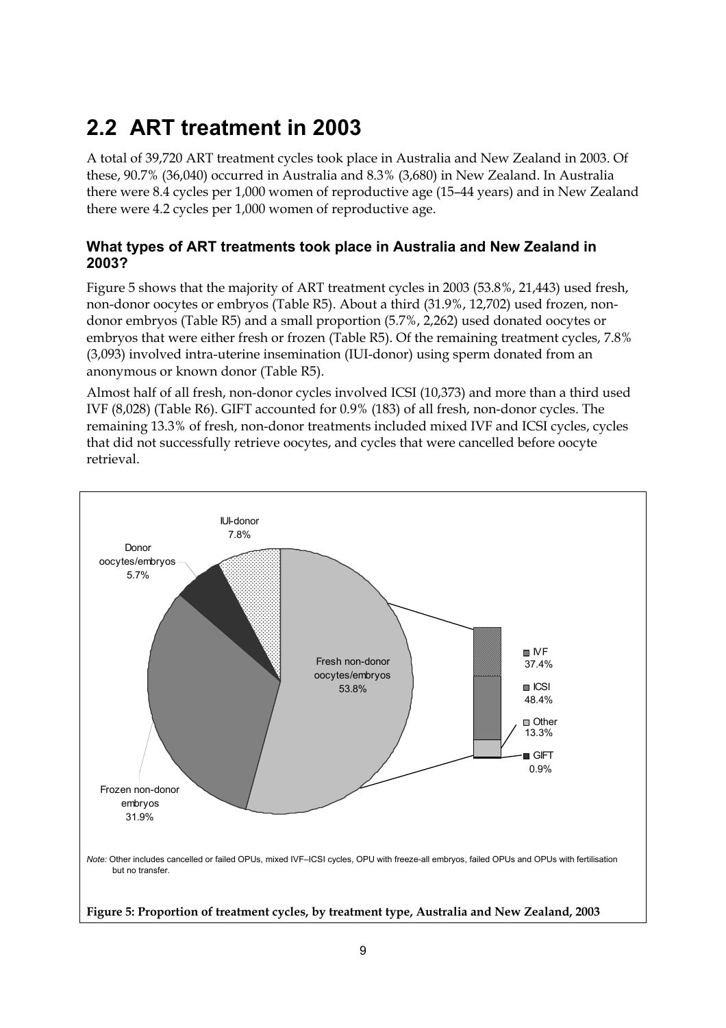## 2.2 ART treatment in 2003

A total of 39,720 ART treatment cycles took place in Australia and New Zealand in 2003. Of these, 90.7% (36,040) occurred in Australia and 8.3% (3,680) in New Zealand. In Australia there were 8.4 cycles per 1,000 women of reproductive age (15–44 years) and in New Zealand there were 4.2 cycles per 1,000 women of reproductive age.

### What types of ART treatments took place in Australia and New Zealand in 2003?

Figure 5 shows that the majority of ART treatment cycles in 2003 (53.8%, 21,443) used fresh, non-donor oocytes or embryos (Table R5). About a third (31.9%, 12,702) used frozen, non-donor embryos (Table R5) and a small proportion (5.7%, 2,262) used donated oocytes or embryos that were either fresh or frozen (Table R5). Of the remaining treatment cycles, 7.8% (3,093) involved intra-uterine insemination (IUI-donor) using sperm donated from an anonymous or known donor (Table R5).

Almost half of all fresh, non-donor cycles involved ICSI (10,373) and more than a third used IVF (8,028) (Table R6). GIFT accounted for 0.9% (183) of all fresh, non-donor cycles. The remaining 13.3% of fresh, non-donor treatments included mixed IVF and ICSI cycles, cycles that did not successfully retrieve oocytes, and cycles that were cancelled before oocyte retrieval.

IUI-donor 7.8%

Donor oocytes/embryos 5.7%

Fresh non-donor oocytes/embryos 53.8%

Frozen non-donor embryos 31.9%

IVF 37.4%

ICSI 48.4%

Other 13.3%

GIFT 0.9%

*Note:* Other includes cancelled or failed OPUs, mixed IVF–ICSI cycles, OPU with freeze-all embryos, failed OPUs and OPUs with fertilisation but no transfer.

**Figure 5: Proportion of treatment cycles, by treatment type, Australia and New Zealand, 2003**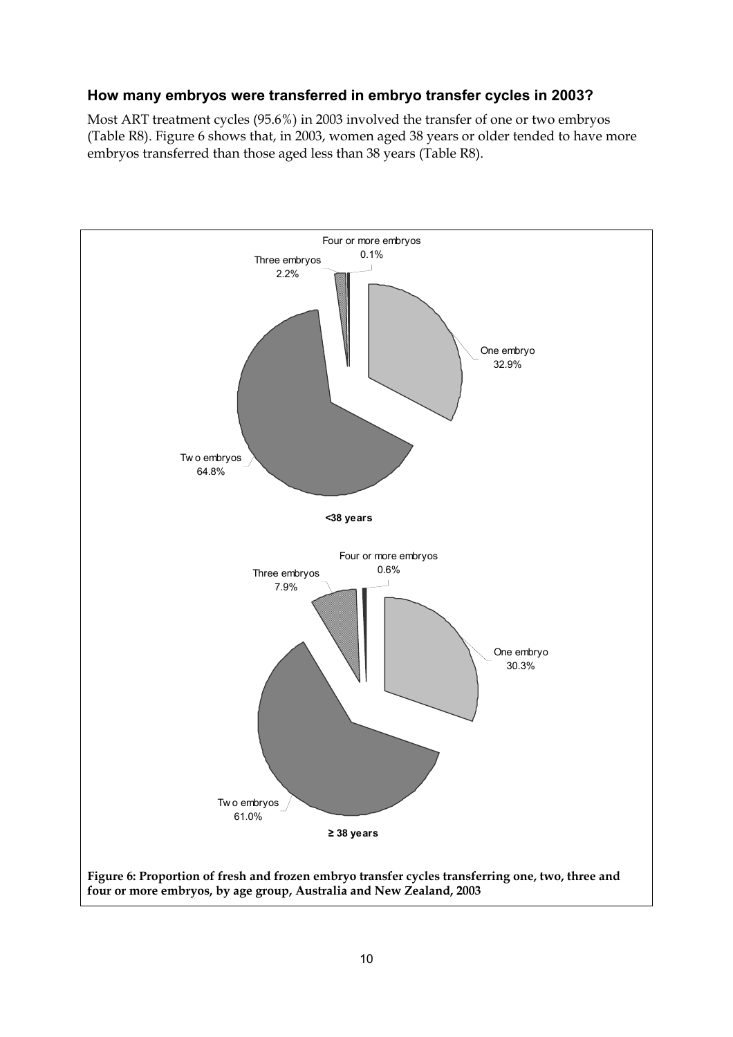### How many embryos were transferred in embryo transfer cycles in 2003?

Most ART treatment cycles (95.6%) in 2003 involved the transfer of one or two embryos (Table R8). Figure 6 shows that, in 2003, women aged 38 years or older tended to have more embryos transferred than those aged less than 38 years (Table R8).

Four or more embryos 0.1%

Three embryos 2.2%

One embryo 32.9%

Two embryos 64.8%

**<38 years**

Four or more embryos 0.6%

Three embryos 7.9%

One embryo 30.3%

Two embryos 61.0%

**≥ 38 years**

**Figure 6: Proportion of fresh and frozen embryo transfer cycles transferring one, two, three and four or more embryos, by age group, Australia and New Zealand, 2003**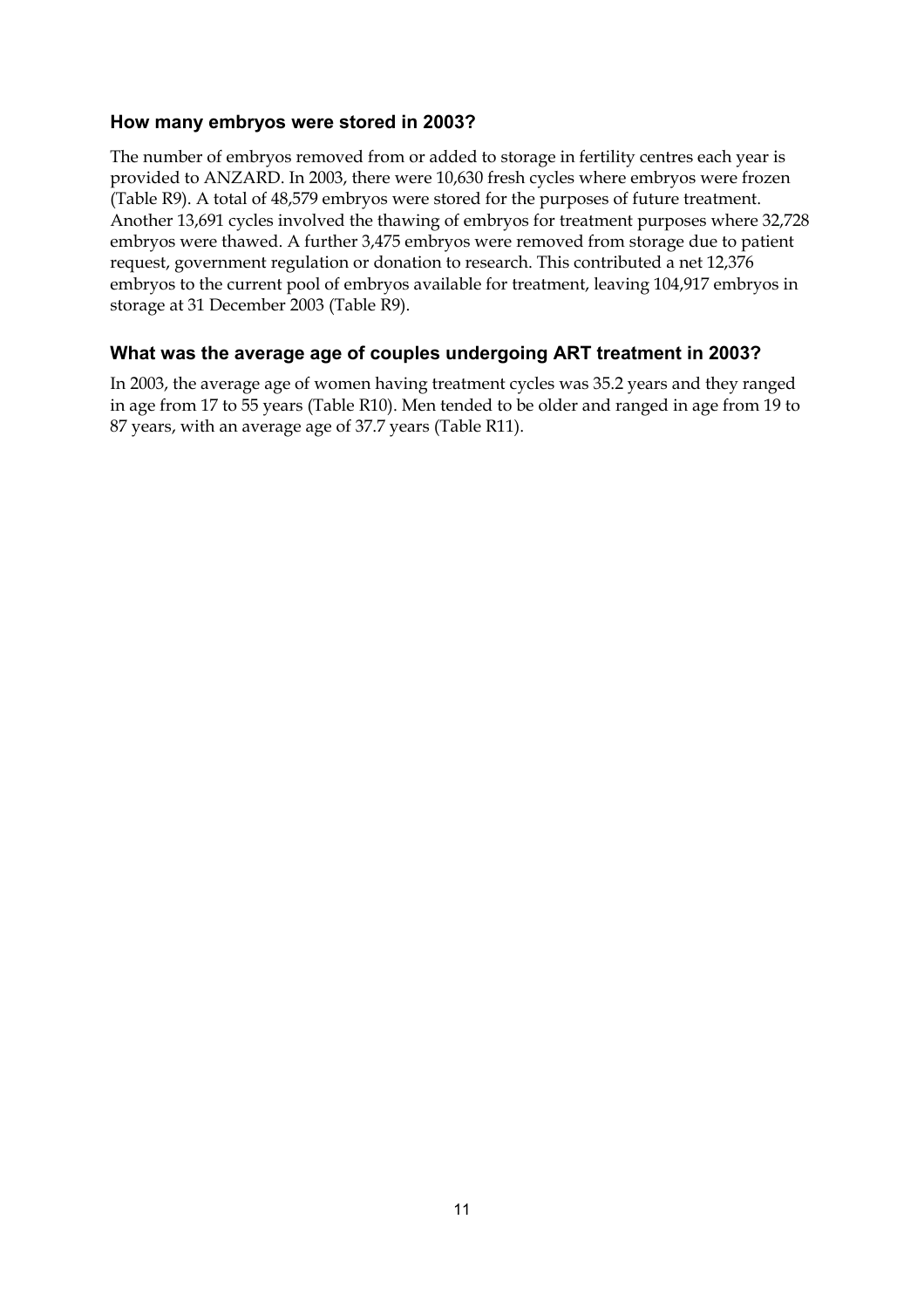### How many embryos were stored in 2003?

The number of embryos removed from or added to storage in fertility centres each year is provided to ANZARD. In 2003, there were 10,630 fresh cycles where embryos were frozen (Table R9). A total of 48,579 embryos were stored for the purposes of future treatment. Another 13,691 cycles involved the thawing of embryos for treatment purposes where 32,728 embryos were thawed. A further 3,475 embryos were removed from storage due to patient request, government regulation or donation to research. This contributed a net 12,376 embryos to the current pool of embryos available for treatment, leaving 104,917 embryos in storage at 31 December 2003 (Table R9).

### What was the average age of couples undergoing ART treatment in 2003?

In 2003, the average age of women having treatment cycles was 35.2 years and they ranged in age from 17 to 55 years (Table R10). Men tended to be older and ranged in age from 19 to 87 years, with an average age of 37.7 years (Table R11).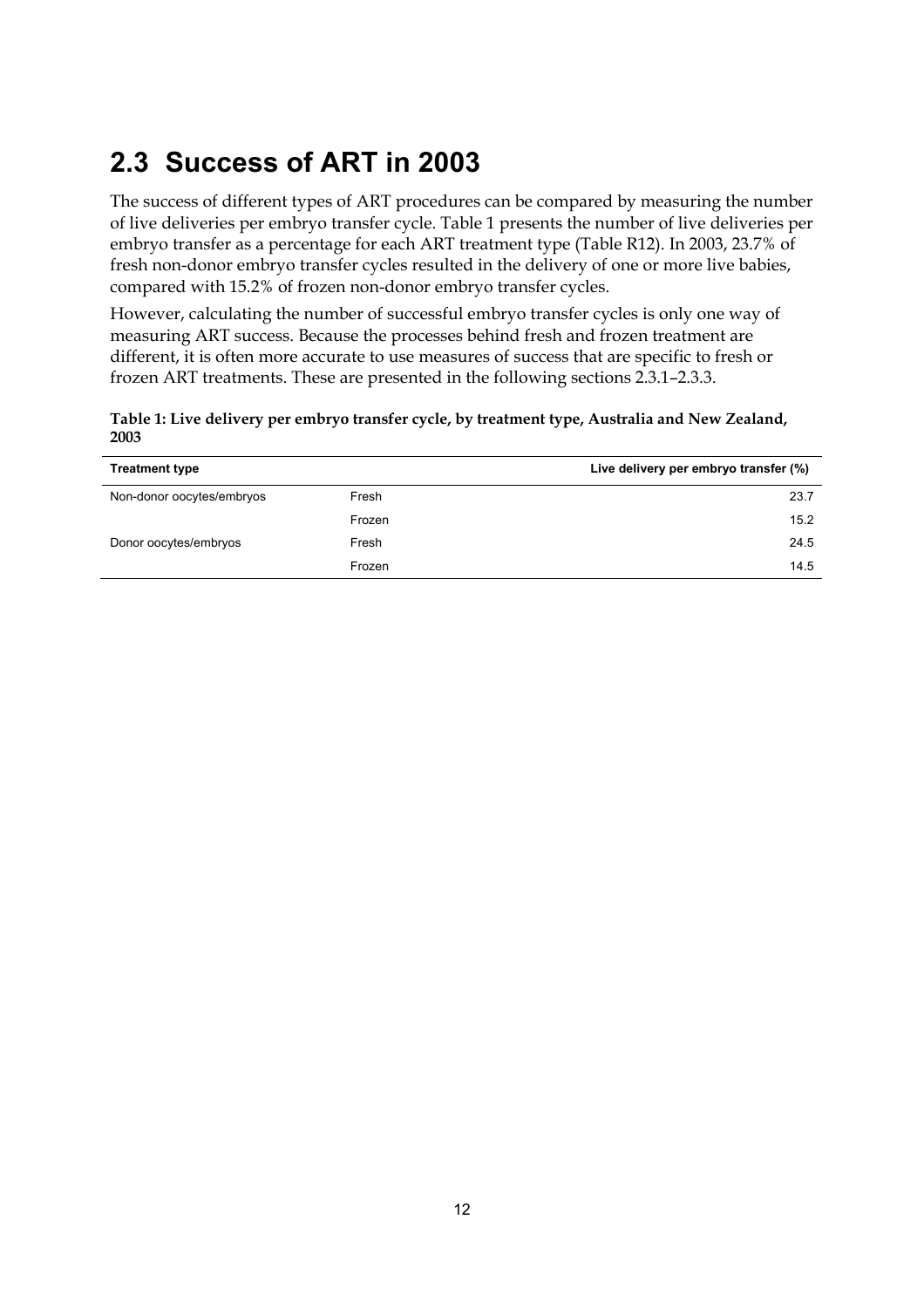## 2.3 Success of ART in 2003

The success of different types of ART procedures can be compared by measuring the number of live deliveries per embryo transfer cycle. Table 1 presents the number of live deliveries per embryo transfer as a percentage for each ART treatment type (Table R12). In 2003, 23.7% of fresh non-donor embryo transfer cycles resulted in the delivery of one or more live babies, compared with 15.2% of frozen non-donor embryo transfer cycles.

However, calculating the number of successful embryo transfer cycles is only one way of measuring ART success. Because the processes behind fresh and frozen treatment are different, it is often more accurate to use measures of success that are specific to fresh or frozen ART treatments. These are presented in the following sections 2.3.1–2.3.3.

**Table 1: Live delivery per embryo transfer cycle, by treatment type, Australia and New Zealand, 2003**

| Treatment type | | Live delivery per embryo transfer (%) |
|---|---|---|
| Non-donor oocytes/embryos | Fresh | 23.7 |
| | Frozen | 15.2 |
| Donor oocytes/embryos | Fresh | 24.5 |
| | Frozen | 14.5 |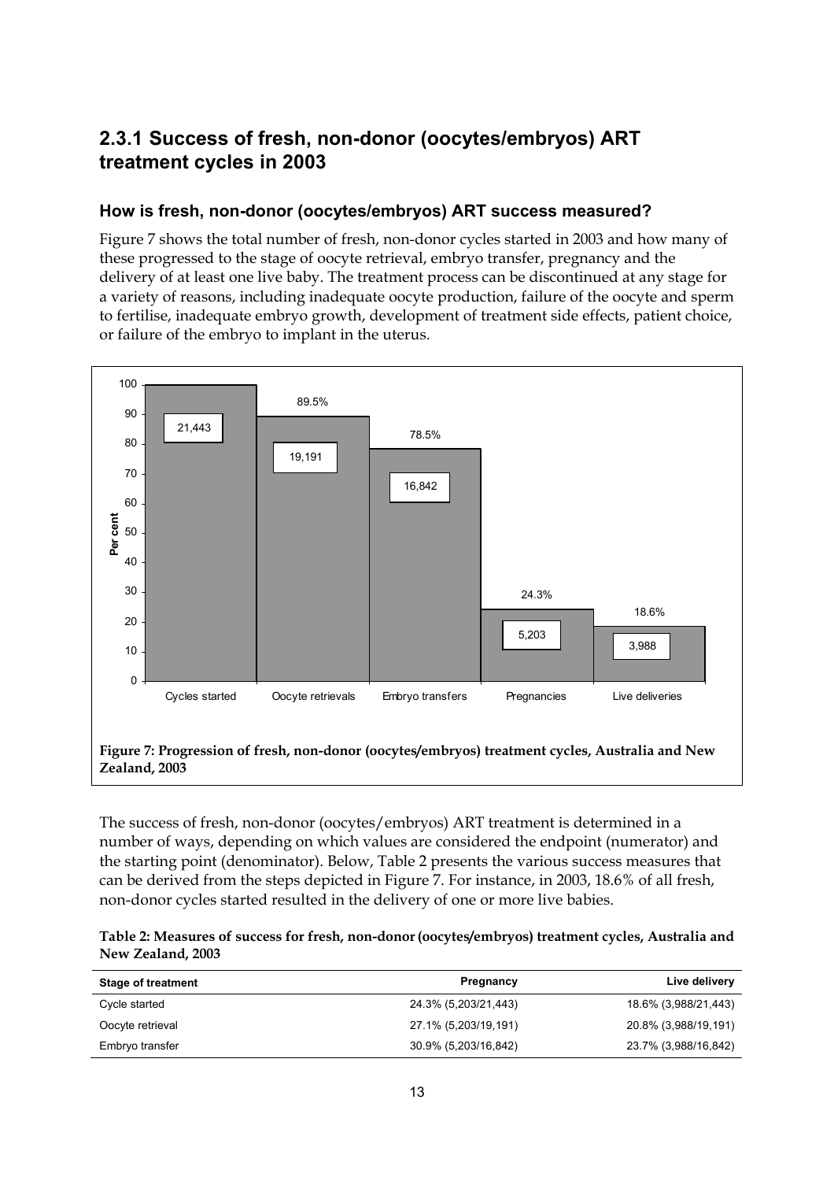## 2.3.1 Success of fresh, non-donor (oocytes/embryos) ART treatment cycles in 2003

### How is fresh, non-donor (oocytes/embryos) ART success measured?

Figure 7 shows the total number of fresh, non-donor cycles started in 2003 and how many of these progressed to the stage of oocyte retrieval, embryo transfer, pregnancy and the delivery of at least one live baby. The treatment process can be discontinued at any stage for a variety of reasons, including inadequate oocyte production, failure of the oocyte and sperm to fertilise, inadequate embryo growth, development of treatment side effects, patient choice, or failure of the embryo to implant in the uterus.

| Stage | Number | Per cent |
|---|---|---|
| Cycles started | 21,443 | 100 |
| Oocyte retrievals | 19,191 | 89.5% |
| Embryo transfers | 16,842 | 78.5% |
| Pregnancies | 5,203 | 24.3% |
| Live deliveries | 3,988 | 18.6% |

**Figure 7: Progression of fresh, non-donor (oocytes/embryos) treatment cycles, Australia and New Zealand, 2003**

The success of fresh, non-donor (oocytes/embryos) ART treatment is determined in a number of ways, depending on which values are considered the endpoint (numerator) and the starting point (denominator). Below, Table 2 presents the various success measures that can be derived from the steps depicted in Figure 7. For instance, in 2003, 18.6% of all fresh, non-donor cycles started resulted in the delivery of one or more live babies.

**Table 2: Measures of success for fresh, non-donor (oocytes/embryos) treatment cycles, Australia and New Zealand, 2003**

| Stage of treatment | Pregnancy | Live delivery |
|---|---|---|
| Cycle started | 24.3% (5,203/21,443) | 18.6% (3,988/21,443) |
| Oocyte retrieval | 27.1% (5,203/19,191) | 20.8% (3,988/19,191) |
| Embryo transfer | 30.9% (5,203/16,842) | 23.7% (3,988/16,842) |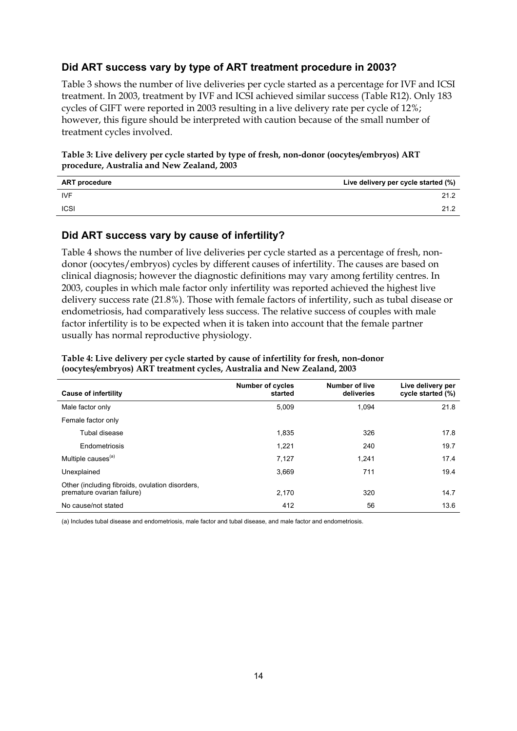## Did ART success vary by type of ART treatment procedure in 2003?

Table 3 shows the number of live deliveries per cycle started as a percentage for IVF and ICSI treatment. In 2003, treatment by IVF and ICSI achieved similar success (Table R12). Only 183 cycles of GIFT were reported in 2003 resulting in a live delivery rate per cycle of 12%; however, this figure should be interpreted with caution because of the small number of treatment cycles involved.

**Table 3: Live delivery per cycle started by type of fresh, non-donor (oocytes/embryos) ART procedure, Australia and New Zealand, 2003**

| ART procedure | Live delivery per cycle started (%) |
|---|---|
| IVF | 21.2 |
| ICSI | 21.2 |

## Did ART success vary by cause of infertility?

Table 4 shows the number of live deliveries per cycle started as a percentage of fresh, non-donor (oocytes/embryos) cycles by different causes of infertility. The causes are based on clinical diagnosis; however the diagnostic definitions may vary among fertility centres. In 2003, couples in which male factor only infertility was reported achieved the highest live delivery success rate (21.8%). Those with female factors of infertility, such as tubal disease or endometriosis, had comparatively less success. The relative success of couples with male factor infertility is to be expected when it is taken into account that the female partner usually has normal reproductive physiology.

**Table 4: Live delivery per cycle started by cause of infertility for fresh, non-donor (oocytes/embryos) ART treatment cycles, Australia and New Zealand, 2003**

| Cause of infertility | Number of cycles started | Number of live deliveries | Live delivery per cycle started (%) |
|---|---|---|---|
| Male factor only | 5,009 | 1,094 | 21.8 |
| Female factor only | | | |
| Tubal disease | 1,835 | 326 | 17.8 |
| Endometriosis | 1,221 | 240 | 19.7 |
| Multiple causes[(a)] | 7,127 | 1,241 | 17.4 |
| Unexplained | 3,669 | 711 | 19.4 |
| Other (including fibroids, ovulation disorders, premature ovarian failure) | 2,170 | 320 | 14.7 |
| No cause/not stated | 412 | 56 | 13.6 |

(a) Includes tubal disease and endometriosis, male factor and tubal disease, and male factor and endometriosis.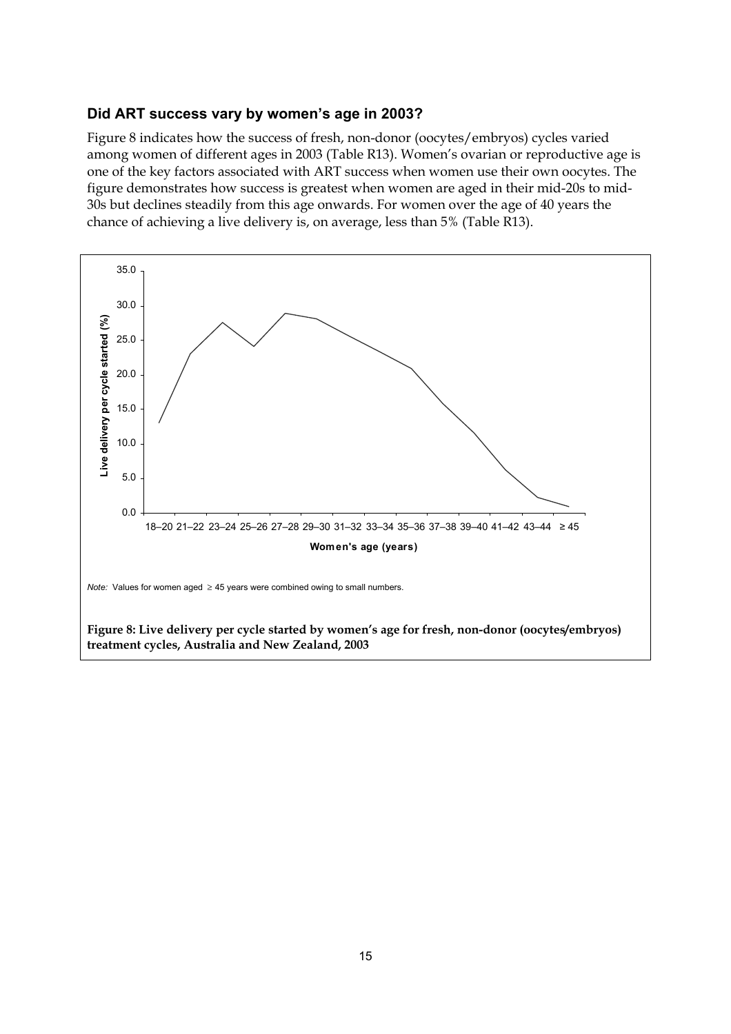### Did ART success vary by women's age in 2003?

Figure 8 indicates how the success of fresh, non-donor (oocytes/embryos) cycles varied among women of different ages in 2003 (Table R13). Women's ovarian or reproductive age is one of the key factors associated with ART success when women use their own oocytes. The figure demonstrates how success is greatest when women are aged in their mid-20s to mid-30s but declines steadily from this age onwards. For women over the age of 40 years the chance of achieving a live delivery is, on average, less than 5% (Table R13).

*Note:* Values for women aged ≥ 45 years were combined owing to small numbers.

**Figure 8: Live delivery per cycle started by women's age for fresh, non-donor (oocytes/embryos) treatment cycles, Australia and New Zealand, 2003**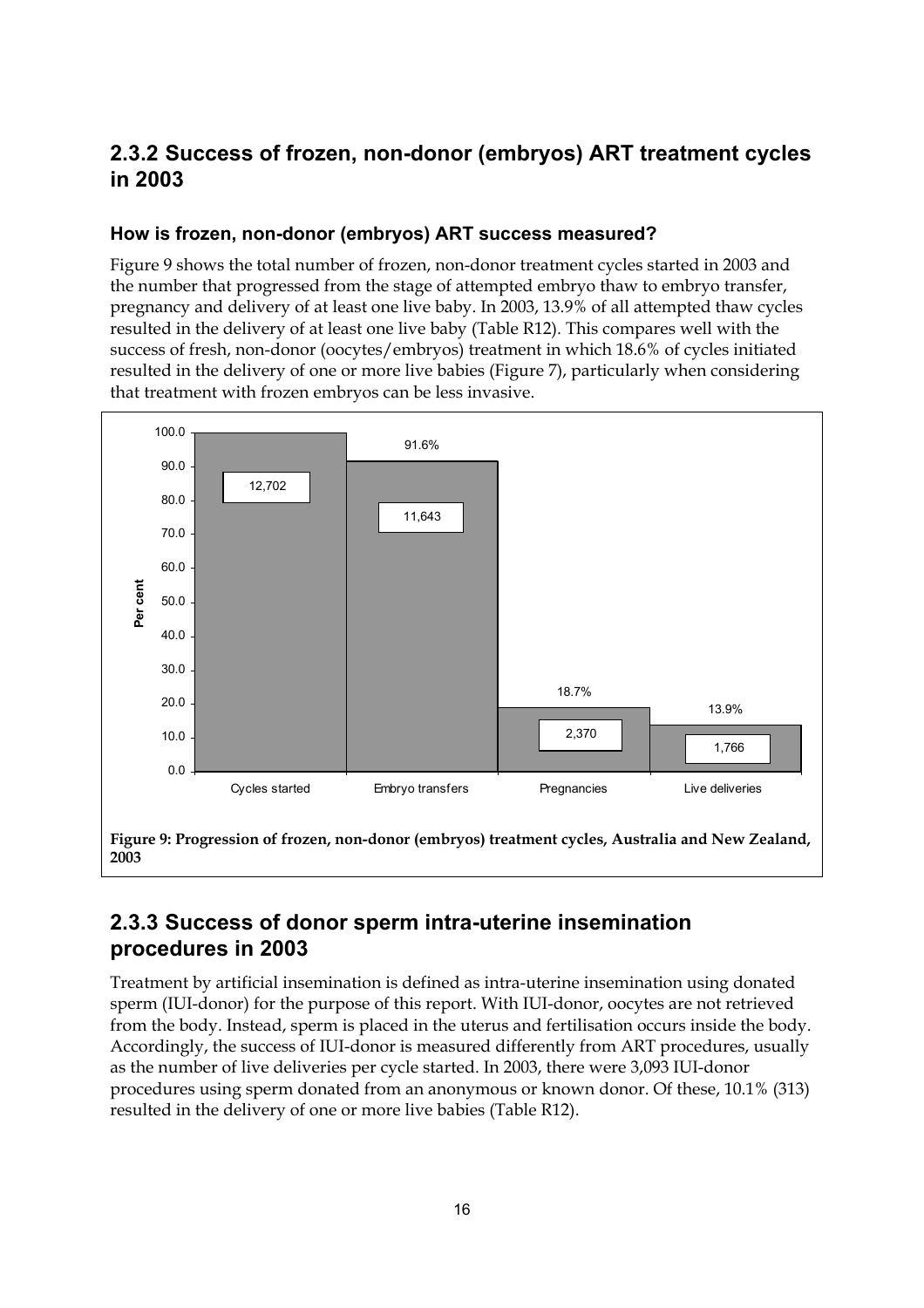## 2.3.2 Success of frozen, non-donor (embryos) ART treatment cycles in 2003

### How is frozen, non-donor (embryos) ART success measured?

Figure 9 shows the total number of frozen, non-donor treatment cycles started in 2003 and the number that progressed from the stage of attempted embryo thaw to embryo transfer, pregnancy and delivery of at least one live baby. In 2003, 13.9% of all attempted thaw cycles resulted in the delivery of at least one live baby (Table R12). This compares well with the success of fresh, non-donor (oocytes/embryos) treatment in which 18.6% of cycles initiated resulted in the delivery of one or more live babies (Figure 7), particularly when considering that treatment with frozen embryos can be less invasive.

| Stage | Number | Per cent |
|---|---|---|
| Cycles started | 12,702 | 100.0 |
| Embryo transfers | 11,643 | 91.6% |
| Pregnancies | 2,370 | 18.7% |
| Live deliveries | 1,766 | 13.9% |

**Figure 9: Progression of frozen, non-donor (embryos) treatment cycles, Australia and New Zealand, 2003**

## 2.3.3 Success of donor sperm intra-uterine insemination procedures in 2003

Treatment by artificial insemination is defined as intra-uterine insemination using donated sperm (IUI-donor) for the purpose of this report. With IUI-donor, oocytes are not retrieved from the body. Instead, sperm is placed in the uterus and fertilisation occurs inside the body. Accordingly, the success of IUI-donor is measured differently from ART procedures, usually as the number of live deliveries per cycle started. In 2003, there were 3,093 IUI-donor procedures using sperm donated from an anonymous or known donor. Of these, 10.1% (313) resulted in the delivery of one or more live babies (Table R12).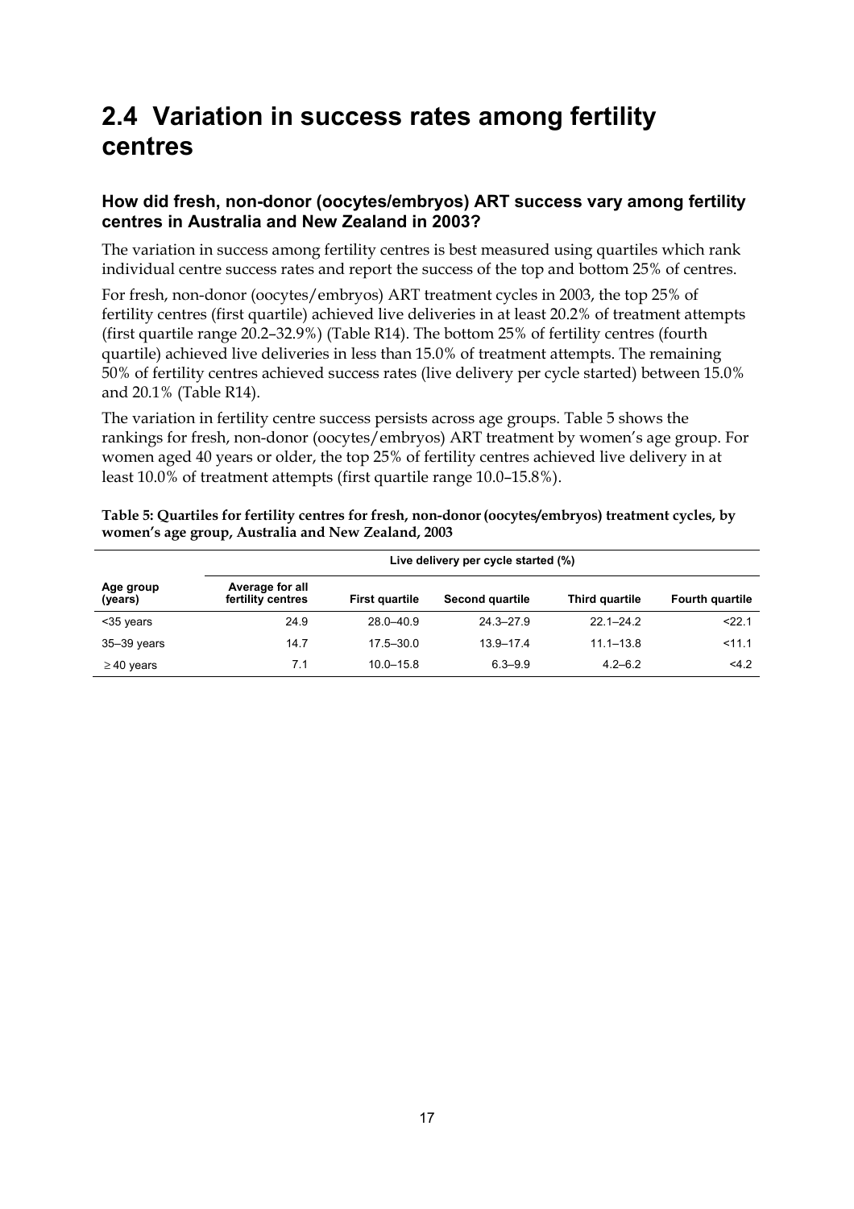## 2.4 Variation in success rates among fertility centres

### How did fresh, non-donor (oocytes/embryos) ART success vary among fertility centres in Australia and New Zealand in 2003?

The variation in success among fertility centres is best measured using quartiles which rank individual centre success rates and report the success of the top and bottom 25% of centres.

For fresh, non-donor (oocytes/embryos) ART treatment cycles in 2003, the top 25% of fertility centres (first quartile) achieved live deliveries in at least 20.2% of treatment attempts (first quartile range 20.2–32.9%) (Table R14). The bottom 25% of fertility centres (fourth quartile) achieved live deliveries in less than 15.0% of treatment attempts. The remaining 50% of fertility centres achieved success rates (live delivery per cycle started) between 15.0% and 20.1% (Table R14).

The variation in fertility centre success persists across age groups. Table 5 shows the rankings for fresh, non-donor (oocytes/embryos) ART treatment by women's age group. For women aged 40 years or older, the top 25% of fertility centres achieved live delivery in at least 10.0% of treatment attempts (first quartile range 10.0–15.8%).

**Table 5: Quartiles for fertility centres for fresh, non-donor (oocytes/embryos) treatment cycles, by women's age group, Australia and New Zealand, 2003**

| | Live delivery per cycle started (%) | | | | |
|---|---|---|---|---|---|
| **Age group (years)** | **Average for all fertility centres** | **First quartile** | **Second quartile** | **Third quartile** | **Fourth quartile** |
| <35 years | 24.9 | 28.0–40.9 | 24.3–27.9 | 22.1–24.2 | <22.1 |
| 35–39 years | 14.7 | 17.5–30.0 | 13.9–17.4 | 11.1–13.8 | <11.1 |
| $\geq$ 40 years | 7.1 | 10.0–15.8 | 6.3–9.9 | 4.2–6.2 | <4.2 |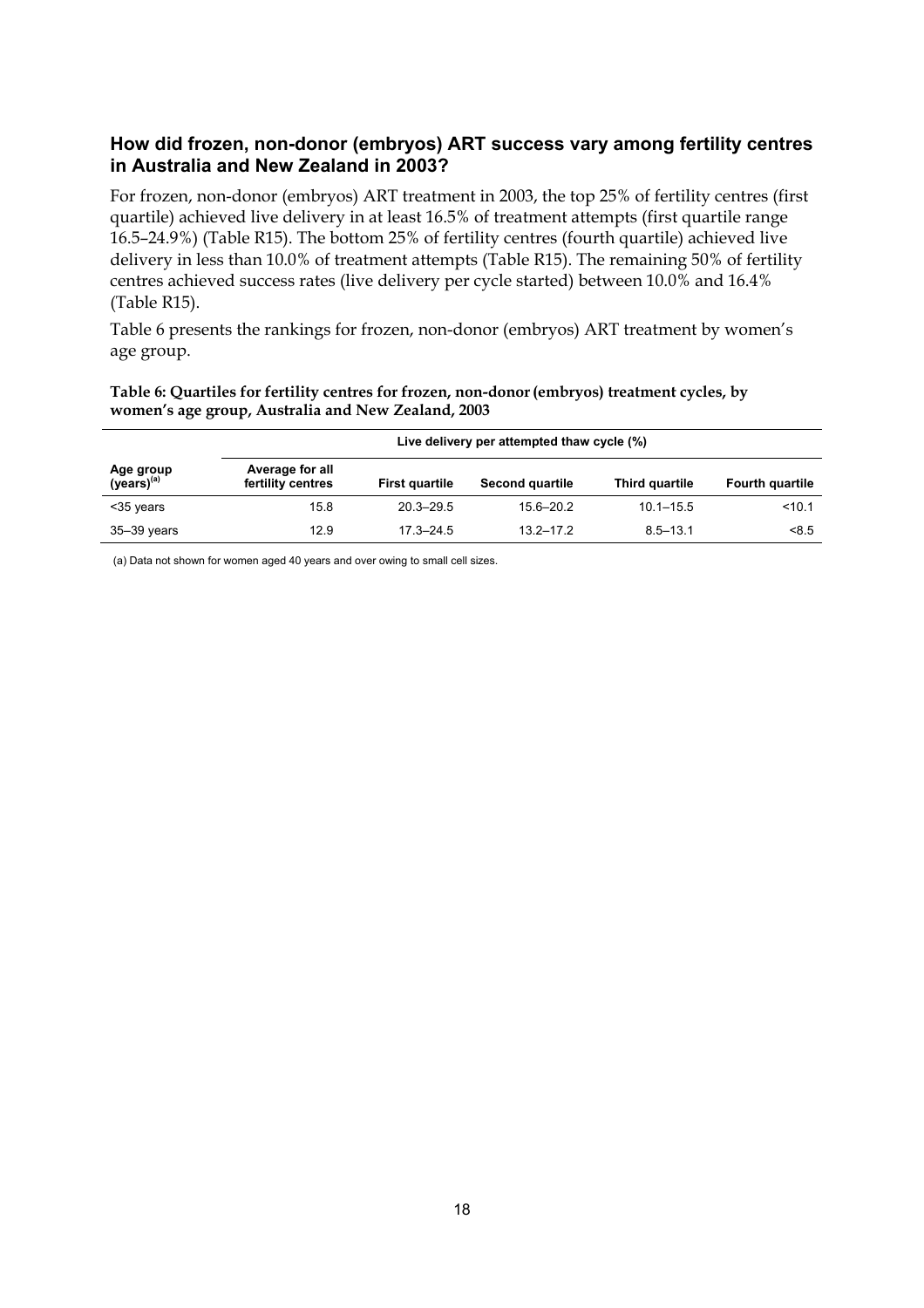## How did frozen, non-donor (embryos) ART success vary among fertility centres in Australia and New Zealand in 2003?

For frozen, non-donor (embryos) ART treatment in 2003, the top 25% of fertility centres (first quartile) achieved live delivery in at least 16.5% of treatment attempts (first quartile range 16.5–24.9%) (Table R15). The bottom 25% of fertility centres (fourth quartile) achieved live delivery in less than 10.0% of treatment attempts (Table R15). The remaining 50% of fertility centres achieved success rates (live delivery per cycle started) between 10.0% and 16.4% (Table R15).

Table 6 presents the rankings for frozen, non-donor (embryos) ART treatment by women's age group.

**Table 6: Quartiles for fertility centres for frozen, non-donor (embryos) treatment cycles, by women's age group, Australia and New Zealand, 2003**

| | Live delivery per attempted thaw cycle (%) | | | | |
|---|---|---|---|---|---|
| **Age group (years)[(a)]** | **Average for all fertility centres** | **First quartile** | **Second quartile** | **Third quartile** | **Fourth quartile** |
| <35 years | 15.8 | 20.3–29.5 | 15.6–20.2 | 10.1–15.5 | <10.1 |
| 35–39 years | 12.9 | 17.3–24.5 | 13.2–17.2 | 8.5–13.1 | <8.5 |

(a) Data not shown for women aged 40 years and over owing to small cell sizes.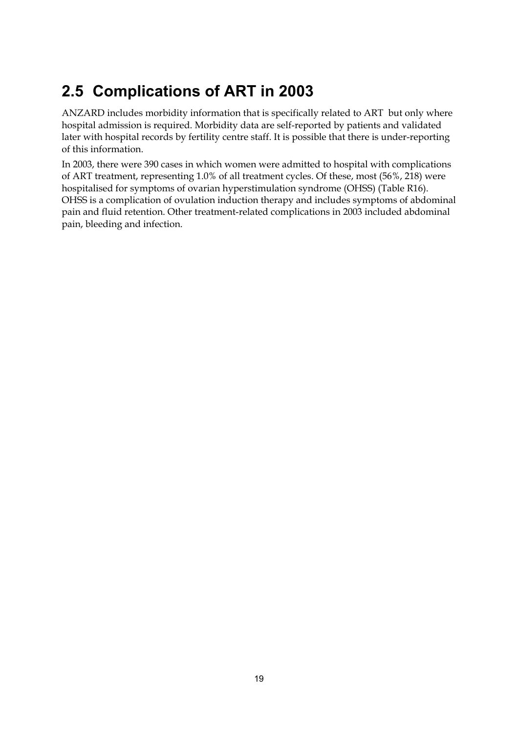## 2.5 Complications of ART in 2003

ANZARD includes morbidity information that is specifically related to ART but only where hospital admission is required. Morbidity data are self-reported by patients and validated later with hospital records by fertility centre staff. It is possible that there is under-reporting of this information.

In 2003, there were 390 cases in which women were admitted to hospital with complications of ART treatment, representing 1.0% of all treatment cycles. Of these, most (56%, 218) were hospitalised for symptoms of ovarian hyperstimulation syndrome (OHSS) (Table R16). OHSS is a complication of ovulation induction therapy and includes symptoms of abdominal pain and fluid retention. Other treatment-related complications in 2003 included abdominal pain, bleeding and infection.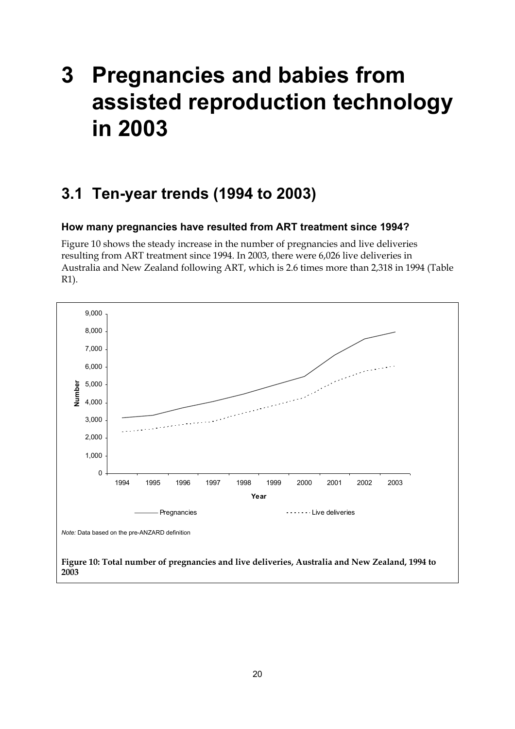# 3 Pregnancies and babies from assisted reproduction technology in 2003

## 3.1 Ten-year trends (1994 to 2003)

### How many pregnancies have resulted from ART treatment since 1994?

Figure 10 shows the steady increase in the number of pregnancies and live deliveries resulting from ART treatment since 1994. In 2003, there were 6,026 live deliveries in Australia and New Zealand following ART, which is 2.6 times more than 2,318 in 1994 (Table R1).

*Note:* Data based on the pre-ANZARD definition

**Figure 10: Total number of pregnancies and live deliveries, Australia and New Zealand, 1994 to 2003**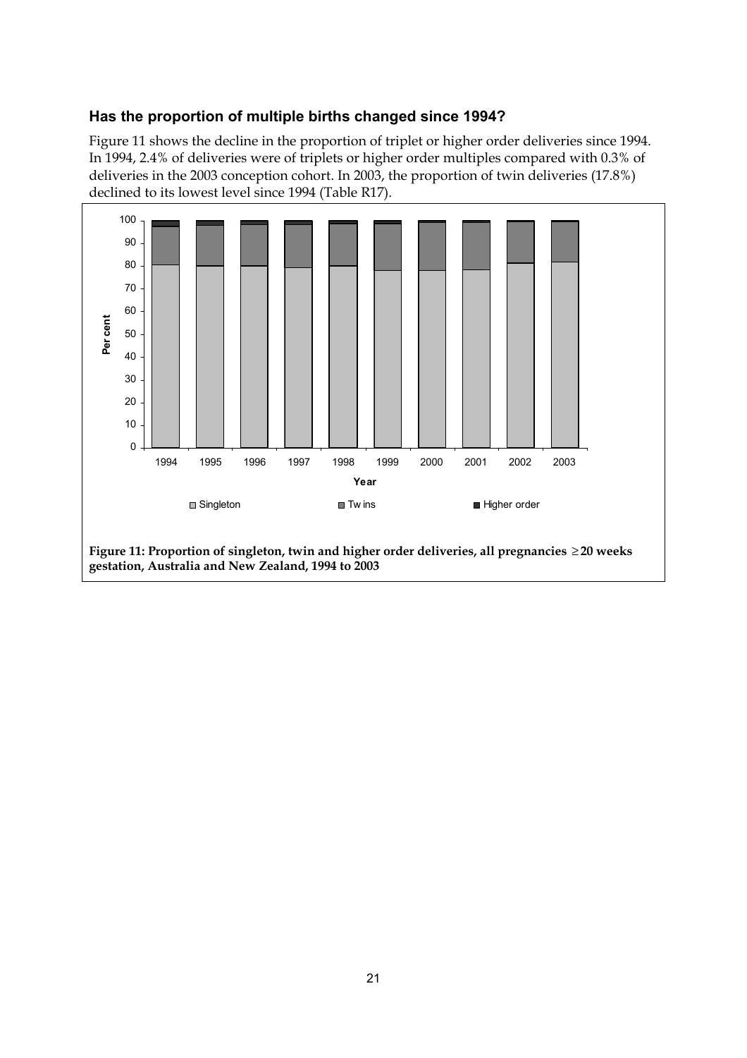## Has the proportion of multiple births changed since 1994?

Figure 11 shows the decline in the proportion of triplet or higher order deliveries since 1994. In 1994, 2.4% of deliveries were of triplets or higher order multiples compared with 0.3% of deliveries in the 2003 conception cohort. In 2003, the proportion of twin deliveries (17.8%) declined to its lowest level since 1994 (Table R17).

**Figure 11: Proportion of singleton, twin and higher order deliveries, all pregnancies ≥20 weeks gestation, Australia and New Zealand, 1994 to 2003**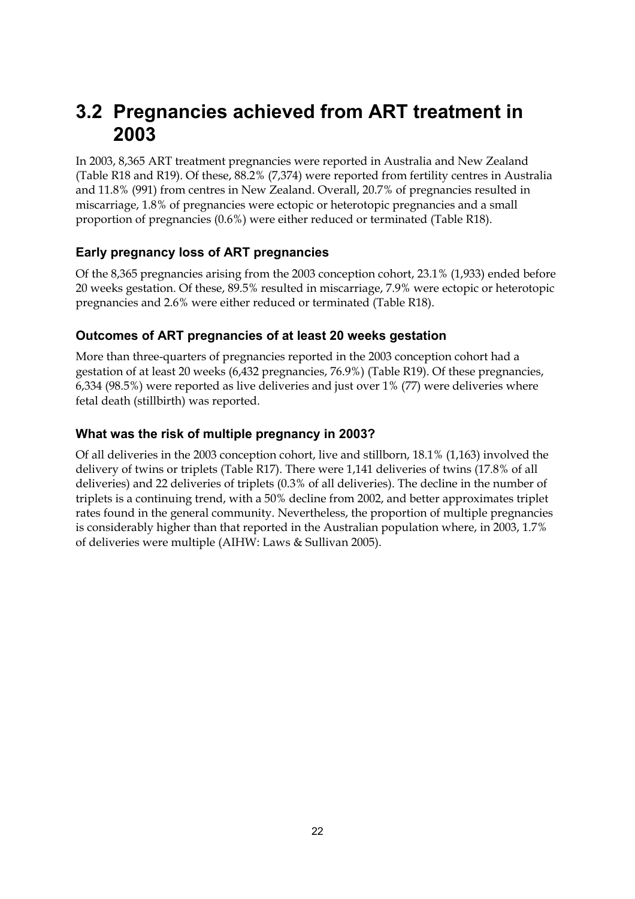## 3.2 Pregnancies achieved from ART treatment in 2003

In 2003, 8,365 ART treatment pregnancies were reported in Australia and New Zealand (Table R18 and R19). Of these, 88.2% (7,374) were reported from fertility centres in Australia and 11.8% (991) from centres in New Zealand. Overall, 20.7% of pregnancies resulted in miscarriage, 1.8% of pregnancies were ectopic or heterotopic pregnancies and a small proportion of pregnancies (0.6%) were either reduced or terminated (Table R18).

### Early pregnancy loss of ART pregnancies

Of the 8,365 pregnancies arising from the 2003 conception cohort, 23.1% (1,933) ended before 20 weeks gestation. Of these, 89.5% resulted in miscarriage, 7.9% were ectopic or heterotopic pregnancies and 2.6% were either reduced or terminated (Table R18).

### Outcomes of ART pregnancies of at least 20 weeks gestation

More than three-quarters of pregnancies reported in the 2003 conception cohort had a gestation of at least 20 weeks (6,432 pregnancies, 76.9%) (Table R19). Of these pregnancies, 6,334 (98.5%) were reported as live deliveries and just over 1% (77) were deliveries where fetal death (stillbirth) was reported.

### What was the risk of multiple pregnancy in 2003?

Of all deliveries in the 2003 conception cohort, live and stillborn, 18.1% (1,163) involved the delivery of twins or triplets (Table R17). There were 1,141 deliveries of twins (17.8% of all deliveries) and 22 deliveries of triplets (0.3% of all deliveries). The decline in the number of triplets is a continuing trend, with a 50% decline from 2002, and better approximates triplet rates found in the general community. Nevertheless, the proportion of multiple pregnancies is considerably higher than that reported in the Australian population where, in 2003, 1.7% of deliveries were multiple (AIHW: Laws & Sullivan 2005).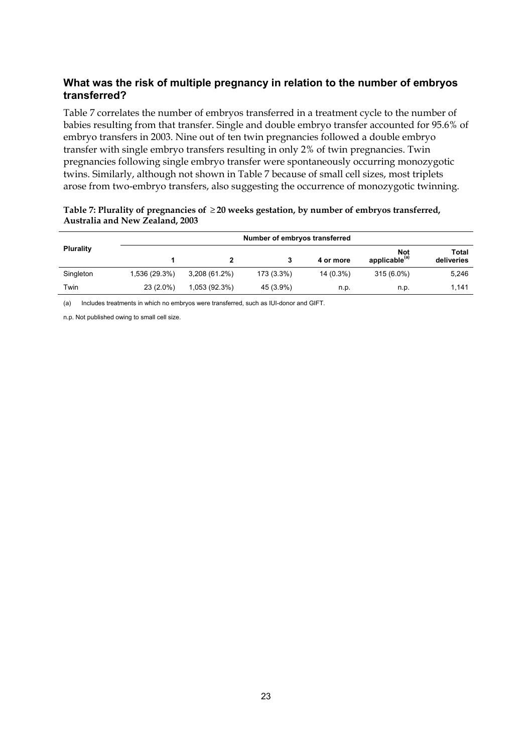## What was the risk of multiple pregnancy in relation to the number of embryos transferred?

Table 7 correlates the number of embryos transferred in a treatment cycle to the number of babies resulting from that transfer. Single and double embryo transfer accounted for 95.6% of embryo transfers in 2003. Nine out of ten twin pregnancies followed a double embryo transfer with single embryo transfers resulting in only 2% of twin pregnancies. Twin pregnancies following single embryo transfer were spontaneously occurring monozygotic twins. Similarly, although not shown in Table 7 because of small cell sizes, most triplets arose from two-embryo transfers, also suggesting the occurrence of monozygotic twinning.

**Table 7: Plurality of pregnancies of ≥ 20 weeks gestation, by number of embryos transferred, Australia and New Zealand, 2003**

| Plurality | Number of embryos transferred | | | | | |
|---|---|---|---|---|---|---|
| | 1 | 2 | 3 | 4 or more | Not applicable[(a)] | Total deliveries |
| Singleton | 1,536 (29.3%) | 3,208 (61.2%) | 173 (3.3%) | 14 (0.3%) | 315 (6.0%) | 5,246 |
| Twin | 23 (2.0%) | 1,053 (92.3%) | 45 (3.9%) | n.p. | n.p. | 1,141 |

(a) Includes treatments in which no embryos were transferred, such as IUI-donor and GIFT.

n.p. Not published owing to small cell size.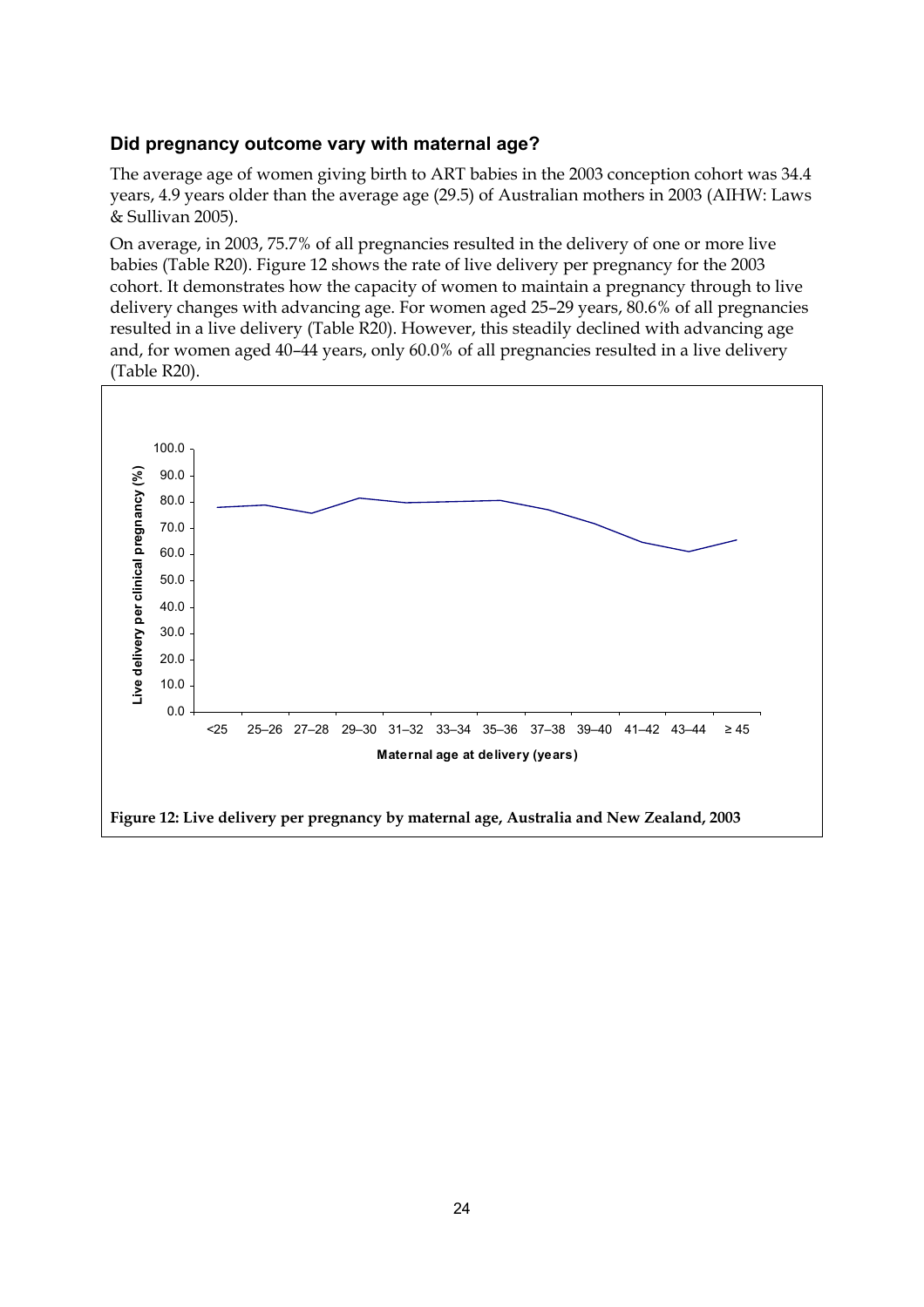### Did pregnancy outcome vary with maternal age?

The average age of women giving birth to ART babies in the 2003 conception cohort was 34.4 years, 4.9 years older than the average age (29.5) of Australian mothers in 2003 (AIHW: Laws & Sullivan 2005).

On average, in 2003, 75.7% of all pregnancies resulted in the delivery of one or more live babies (Table R20). Figure 12 shows the rate of live delivery per pregnancy for the 2003 cohort. It demonstrates how the capacity of women to maintain a pregnancy through to live delivery changes with advancing age. For women aged 25–29 years, 80.6% of all pregnancies resulted in a live delivery (Table R20). However, this steadily declined with advancing age and, for women aged 40–44 years, only 60.0% of all pregnancies resulted in a live delivery (Table R20).

**Figure 12: Live delivery per pregnancy by maternal age, Australia and New Zealand, 2003**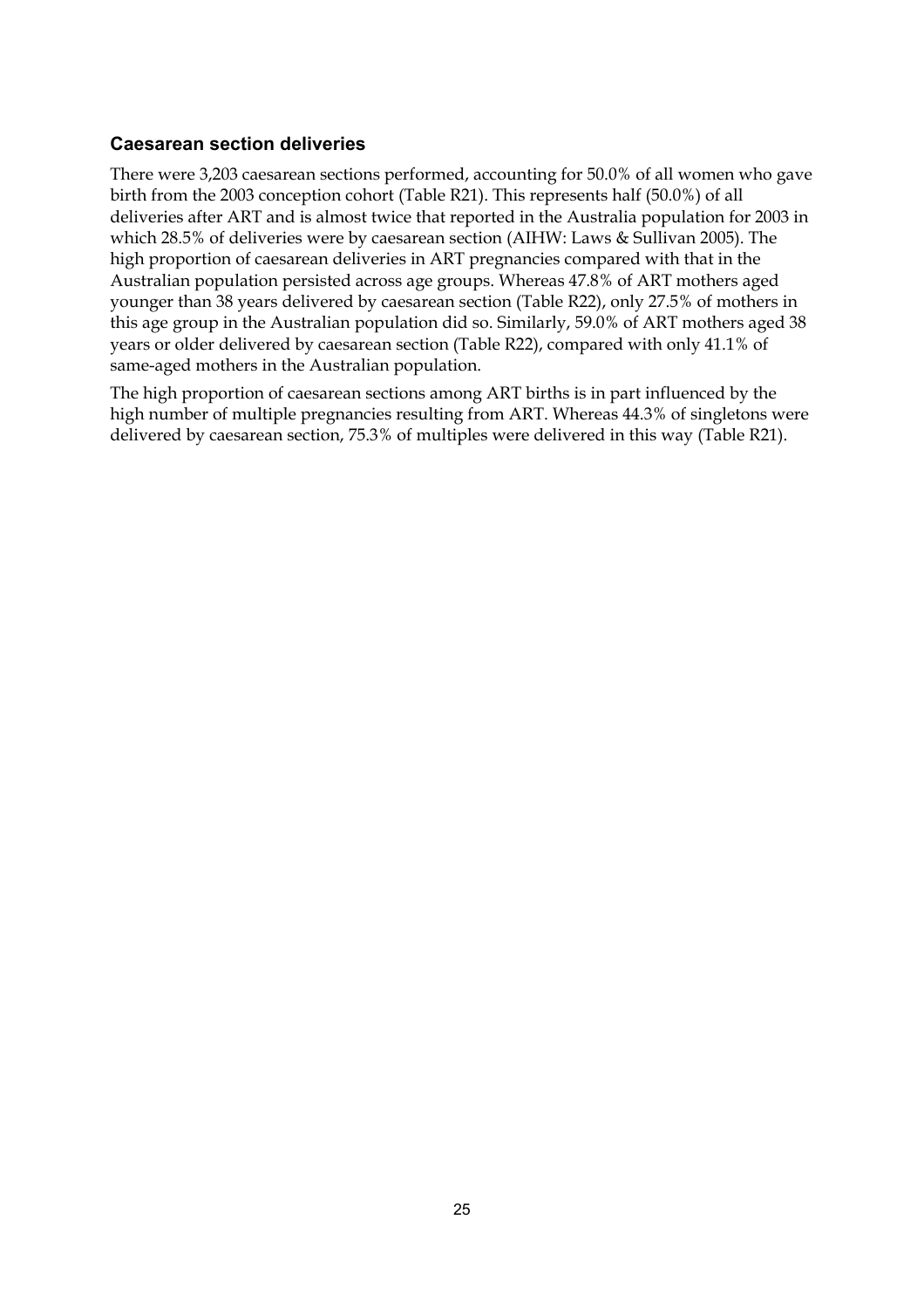### Caesarean section deliveries

There were 3,203 caesarean sections performed, accounting for 50.0% of all women who gave birth from the 2003 conception cohort (Table R21). This represents half (50.0%) of all deliveries after ART and is almost twice that reported in the Australia population for 2003 in which 28.5% of deliveries were by caesarean section (AIHW: Laws & Sullivan 2005). The high proportion of caesarean deliveries in ART pregnancies compared with that in the Australian population persisted across age groups. Whereas 47.8% of ART mothers aged younger than 38 years delivered by caesarean section (Table R22), only 27.5% of mothers in this age group in the Australian population did so. Similarly, 59.0% of ART mothers aged 38 years or older delivered by caesarean section (Table R22), compared with only 41.1% of same-aged mothers in the Australian population.

The high proportion of caesarean sections among ART births is in part influenced by the high number of multiple pregnancies resulting from ART. Whereas 44.3% of singletons were delivered by caesarean section, 75.3% of multiples were delivered in this way (Table R21).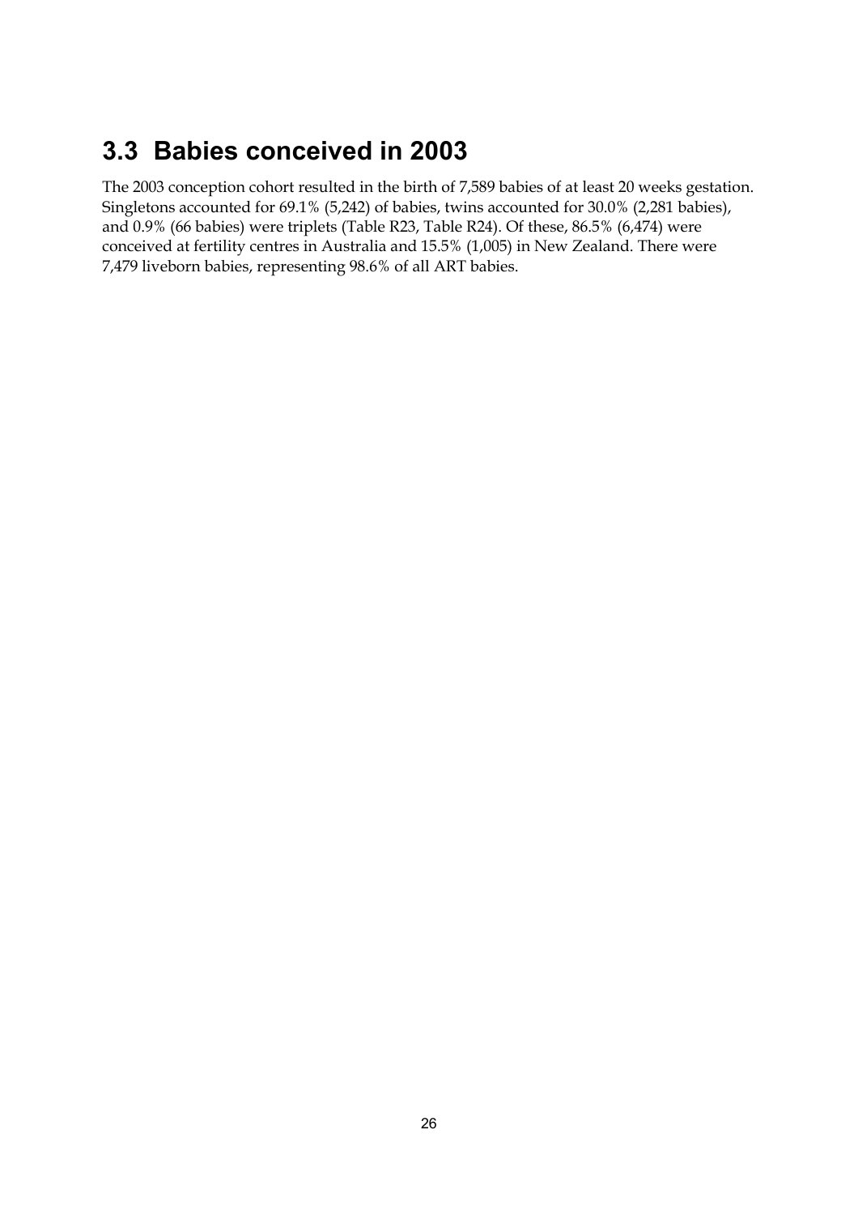## 3.3 Babies conceived in 2003

The 2003 conception cohort resulted in the birth of 7,589 babies of at least 20 weeks gestation. Singletons accounted for 69.1% (5,242) of babies, twins accounted for 30.0% (2,281 babies), and 0.9% (66 babies) were triplets (Table R23, Table R24). Of these, 86.5% (6,474) were conceived at fertility centres in Australia and 15.5% (1,005) in New Zealand. There were 7,479 liveborn babies, representing 98.6% of all ART babies.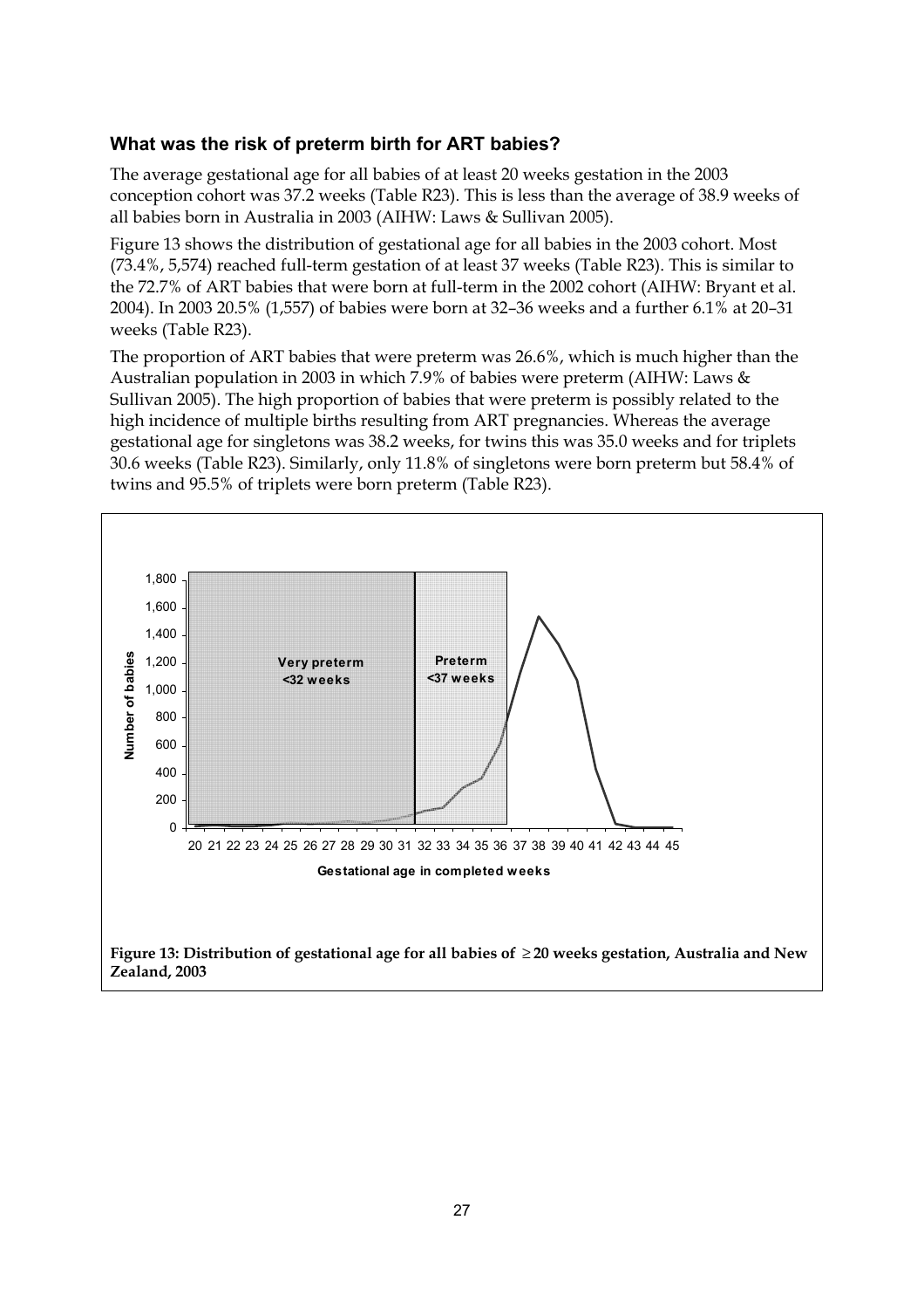### What was the risk of preterm birth for ART babies?

The average gestational age for all babies of at least 20 weeks gestation in the 2003 conception cohort was 37.2 weeks (Table R23). This is less than the average of 38.9 weeks of all babies born in Australia in 2003 (AIHW: Laws & Sullivan 2005).

Figure 13 shows the distribution of gestational age for all babies in the 2003 cohort. Most (73.4%, 5,574) reached full-term gestation of at least 37 weeks (Table R23). This is similar to the 72.7% of ART babies that were born at full-term in the 2002 cohort (AIHW: Bryant et al. 2004). In 2003 20.5% (1,557) of babies were born at 32–36 weeks and a further 6.1% at 20–31 weeks (Table R23).

The proportion of ART babies that were preterm was 26.6%, which is much higher than the Australian population in 2003 in which 7.9% of babies were preterm (AIHW: Laws & Sullivan 2005). The high proportion of babies that were preterm is possibly related to the high incidence of multiple births resulting from ART pregnancies. Whereas the average gestational age for singletons was 38.2 weeks, for twins this was 35.0 weeks and for triplets 30.6 weeks (Table R23). Similarly, only 11.8% of singletons were born preterm but 58.4% of twins and 95.5% of triplets were born preterm (Table R23).

**Figure 13: Distribution of gestational age for all babies of ≥20 weeks gestation, Australia and New Zealand, 2003**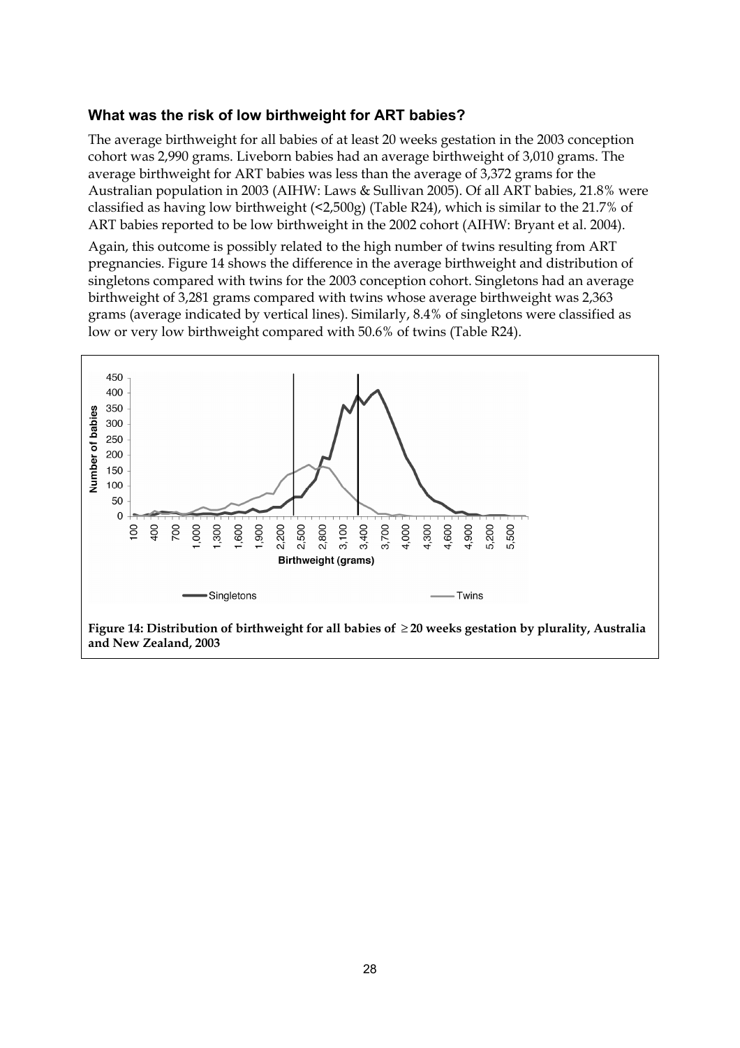### What was the risk of low birthweight for ART babies?

The average birthweight for all babies of at least 20 weeks gestation in the 2003 conception cohort was 2,990 grams. Liveborn babies had an average birthweight of 3,010 grams. The average birthweight for ART babies was less than the average of 3,372 grams for the Australian population in 2003 (AIHW: Laws & Sullivan 2005). Of all ART babies, 21.8% were classified as having low birthweight (<2,500g) (Table R24), which is similar to the 21.7% of ART babies reported to be low birthweight in the 2002 cohort (AIHW: Bryant et al. 2004).

Again, this outcome is possibly related to the high number of twins resulting from ART pregnancies. Figure 14 shows the difference in the average birthweight and distribution of singletons compared with twins for the 2003 conception cohort. Singletons had an average birthweight of 3,281 grams compared with twins whose average birthweight was 2,363 grams (average indicated by vertical lines). Similarly, 8.4% of singletons were classified as low or very low birthweight compared with 50.6% of twins (Table R24).

**Figure 14: Distribution of birthweight for all babies of ≥ 20 weeks gestation by plurality, Australia and New Zealand, 2003**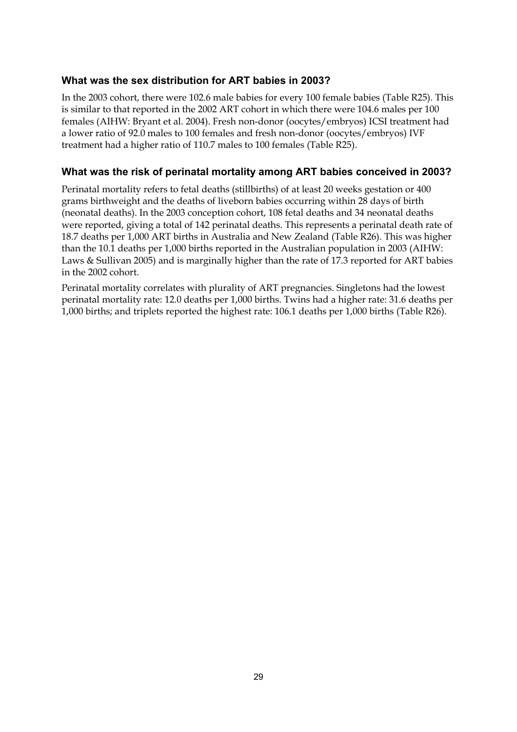### What was the sex distribution for ART babies in 2003?

In the 2003 cohort, there were 102.6 male babies for every 100 female babies (Table R25). This is similar to that reported in the 2002 ART cohort in which there were 104.6 males per 100 females (AIHW: Bryant et al. 2004). Fresh non-donor (oocytes/embryos) ICSI treatment had a lower ratio of 92.0 males to 100 females and fresh non-donor (oocytes/embryos) IVF treatment had a higher ratio of 110.7 males to 100 females (Table R25).

### What was the risk of perinatal mortality among ART babies conceived in 2003?

Perinatal mortality refers to fetal deaths (stillbirths) of at least 20 weeks gestation or 400 grams birthweight and the deaths of liveborn babies occurring within 28 days of birth (neonatal deaths). In the 2003 conception cohort, 108 fetal deaths and 34 neonatal deaths were reported, giving a total of 142 perinatal deaths. This represents a perinatal death rate of 18.7 deaths per 1,000 ART births in Australia and New Zealand (Table R26). This was higher than the 10.1 deaths per 1,000 births reported in the Australian population in 2003 (AIHW: Laws & Sullivan 2005) and is marginally higher than the rate of 17.3 reported for ART babies in the 2002 cohort.

Perinatal mortality correlates with plurality of ART pregnancies. Singletons had the lowest perinatal mortality rate: 12.0 deaths per 1,000 births. Twins had a higher rate: 31.6 deaths per 1,000 births; and triplets reported the highest rate: 106.1 deaths per 1,000 births (Table R26).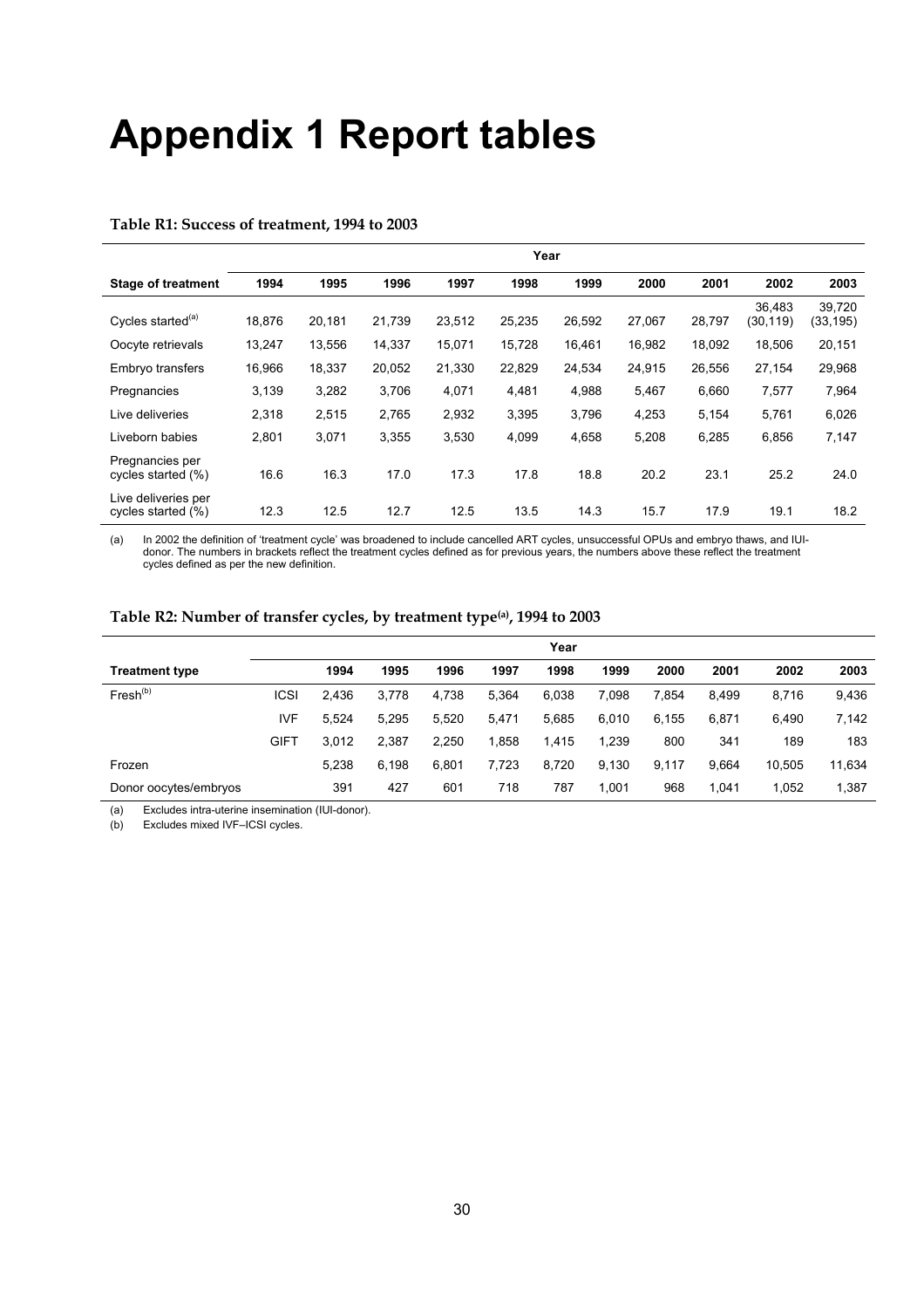# Appendix 1 Report tables

**Table R1: Success of treatment, 1994 to 2003**

| | Year | | | | | | | | | |
|---|---|---|---|---|---|---|---|---|---|---|
| **Stage of treatment** | **1994** | **1995** | **1996** | **1997** | **1998** | **1999** | **2000** | **2001** | **2002** | **2003** |
| Cycles started[(a)] | 18,876 | 20,181 | 21,739 | 23,512 | 25,235 | 26,592 | 27,067 | 28,797 | 36,483 (30,119) | 39,720 (33,195) |
| Oocyte retrievals | 13,247 | 13,556 | 14,337 | 15,071 | 15,728 | 16,461 | 16,982 | 18,092 | 18,506 | 20,151 |
| Embryo transfers | 16,966 | 18,337 | 20,052 | 21,330 | 22,829 | 24,534 | 24,915 | 26,556 | 27,154 | 29,968 |
| Pregnancies | 3,139 | 3,282 | 3,706 | 4,071 | 4,481 | 4,988 | 5,467 | 6,660 | 7,577 | 7,964 |
| Live deliveries | 2,318 | 2,515 | 2,765 | 2,932 | 3,395 | 3,796 | 4,253 | 5,154 | 5,761 | 6,026 |
| Liveborn babies | 2,801 | 3,071 | 3,355 | 3,530 | 4,099 | 4,658 | 5,208 | 6,285 | 6,856 | 7,147 |
| Pregnancies per cycles started (%) | 16.6 | 16.3 | 17.0 | 17.3 | 17.8 | 18.8 | 20.2 | 23.1 | 25.2 | 24.0 |
| Live deliveries per cycles started (%) | 12.3 | 12.5 | 12.7 | 12.5 | 13.5 | 14.3 | 15.7 | 17.9 | 19.1 | 18.2 |

(a) In 2002 the definition of 'treatment cycle' was broadened to include cancelled ART cycles, unsuccessful OPUs and embryo thaws, and IUI-donor. The numbers in brackets reflect the treatment cycles defined as for previous years, the numbers above these reflect the treatment cycles defined as per the new definition.

**Table R2: Number of transfer cycles, by treatment type[(a)], 1994 to 2003**

| | | Year | | | | | | | | | |
|---|---|---|---|---|---|---|---|---|---|---|---|
| **Treatment type** | | **1994** | **1995** | **1996** | **1997** | **1998** | **1999** | **2000** | **2001** | **2002** | **2003** |
| Fresh[(b)] | ICSI | 2,436 | 3,778 | 4,738 | 5,364 | 6,038 | 7,098 | 7,854 | 8,499 | 8,716 | 9,436 |
| | IVF | 5,524 | 5,295 | 5,520 | 5,471 | 5,685 | 6,010 | 6,155 | 6,871 | 6,490 | 7,142 |
| | GIFT | 3,012 | 2,387 | 2,250 | 1,858 | 1,415 | 1,239 | 800 | 341 | 189 | 183 |
| Frozen | | 5,238 | 6,198 | 6,801 | 7,723 | 8,720 | 9,130 | 9,117 | 9,664 | 10,505 | 11,634 |
| Donor oocytes/embryos | | 391 | 427 | 601 | 718 | 787 | 1,001 | 968 | 1,041 | 1,052 | 1,387 |

(a) Excludes intra-uterine insemination (IUI-donor).
(b) Excludes mixed IVF–ICSI cycles.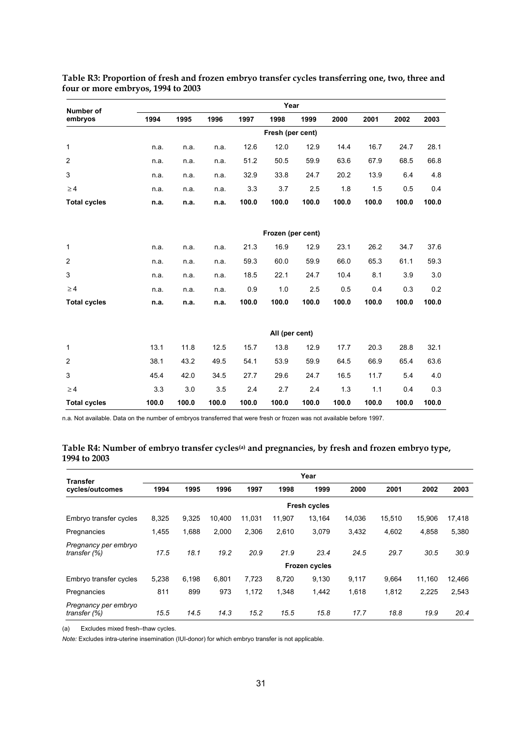**Table R3: Proportion of fresh and frozen embryo transfer cycles transferring one, two, three and four or more embryos, 1994 to 2003**

| Number of embryos | Year | | | | | | | | | |
|---|---|---|---|---|---|---|---|---|---|---|
| | 1994 | 1995 | 1996 | 1997 | 1998 | 1999 | 2000 | 2001 | 2002 | 2003 |
| | | | | | **Fresh (per cent)** | | | | | |
| 1 | n.a. | n.a. | n.a. | 12.6 | 12.0 | 12.9 | 14.4 | 16.7 | 24.7 | 28.1 |
| 2 | n.a. | n.a. | n.a. | 51.2 | 50.5 | 59.9 | 63.6 | 67.9 | 68.5 | 66.8 |
| 3 | n.a. | n.a. | n.a. | 32.9 | 33.8 | 24.7 | 20.2 | 13.9 | 6.4 | 4.8 |
| ≥ 4 | n.a. | n.a. | n.a. | 3.3 | 3.7 | 2.5 | 1.8 | 1.5 | 0.5 | 0.4 |
| **Total cycles** | **n.a.** | **n.a.** | **n.a.** | **100.0** | **100.0** | **100.0** | **100.0** | **100.0** | **100.0** | **100.0** |
| | | | | | **Frozen (per cent)** | | | | | |
| 1 | n.a. | n.a. | n.a. | 21.3 | 16.9 | 12.9 | 23.1 | 26.2 | 34.7 | 37.6 |
| 2 | n.a. | n.a. | n.a. | 59.3 | 60.0 | 59.9 | 66.0 | 65.3 | 61.1 | 59.3 |
| 3 | n.a. | n.a. | n.a. | 18.5 | 22.1 | 24.7 | 10.4 | 8.1 | 3.9 | 3.0 |
| ≥ 4 | n.a. | n.a. | n.a. | 0.9 | 1.0 | 2.5 | 0.5 | 0.4 | 0.3 | 0.2 |
| **Total cycles** | **n.a.** | **n.a.** | **n.a.** | **100.0** | **100.0** | **100.0** | **100.0** | **100.0** | **100.0** | **100.0** |
| | | | | | **All (per cent)** | | | | | |
| 1 | 13.1 | 11.8 | 12.5 | 15.7 | 13.8 | 12.9 | 17.7 | 20.3 | 28.8 | 32.1 |
| 2 | 38.1 | 43.2 | 49.5 | 54.1 | 53.9 | 59.9 | 64.5 | 66.9 | 65.4 | 63.6 |
| 3 | 45.4 | 42.0 | 34.5 | 27.7 | 29.6 | 24.7 | 16.5 | 11.7 | 5.4 | 4.0 |
| ≥ 4 | 3.3 | 3.0 | 3.5 | 2.4 | 2.7 | 2.4 | 1.3 | 1.1 | 0.4 | 0.3 |
| **Total cycles** | **100.0** | **100.0** | **100.0** | **100.0** | **100.0** | **100.0** | **100.0** | **100.0** | **100.0** | **100.0** |

n.a. Not available. Data on the number of embryos transferred that were fresh or frozen was not available before 1997.

**Table R4: Number of embryo transfer cycles[(a)] and pregnancies, by fresh and frozen embryo type, 1994 to 2003**

| Transfer cycles/outcomes | Year | | | | | | | | | |
|---|---|---|---|---|---|---|---|---|---|---|
| | 1994 | 1995 | 1996 | 1997 | 1998 | 1999 | 2000 | 2001 | 2002 | 2003 |
| | | | | | | **Fresh cycles** | | | | |
| Embryo transfer cycles | 8,325 | 9,325 | 10,400 | 11,031 | 11,907 | 13,164 | 14,036 | 15,510 | 15,906 | 17,418 |
| Pregnancies | 1,455 | 1,688 | 2,000 | 2,306 | 2,610 | 3,079 | 3,432 | 4,602 | 4,858 | 5,380 |
| *Pregnancy per embryo transfer (%)* | *17.5* | *18.1* | *19.2* | *20.9* | *21.9* | *23.4* | *24.5* | *29.7* | *30.5* | *30.9* |
| | | | | | | **Frozen cycles** | | | | |
| Embryo transfer cycles | 5,238 | 6,198 | 6,801 | 7,723 | 8,720 | 9,130 | 9,117 | 9,664 | 11,160 | 12,466 |
| Pregnancies | 811 | 899 | 973 | 1,172 | 1,348 | 1,442 | 1,618 | 1,812 | 2,225 | 2,543 |
| *Pregnancy per embryo transfer (%)* | *15.5* | *14.5* | *14.3* | *15.2* | *15.5* | *15.8* | *17.7* | *18.8* | *19.9* | *20.4* |

(a) Excludes mixed fresh–thaw cycles.

*Note:* Excludes intra-uterine insemination (IUI-donor) for which embryo transfer is not applicable.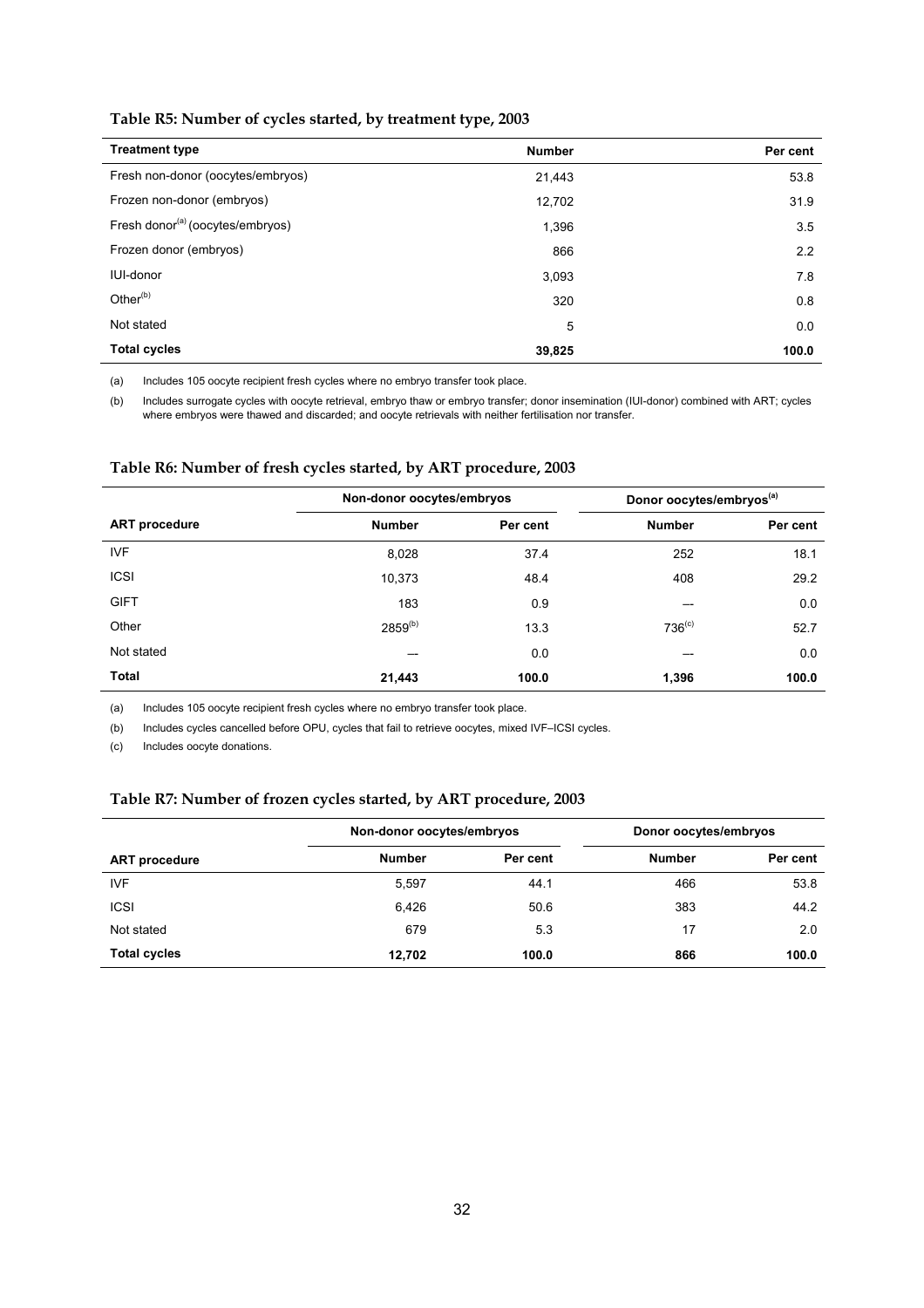**Table R5: Number of cycles started, by treatment type, 2003**

| Treatment type | Number | Per cent |
|---|---|---|
| Fresh non-donor (oocytes/embryos) | 21,443 | 53.8 |
| Frozen non-donor (embryos) | 12,702 | 31.9 |
| Fresh donor[(a)] (oocytes/embryos) | 1,396 | 3.5 |
| Frozen donor (embryos) | 866 | 2.2 |
| IUI-donor | 3,093 | 7.8 |
| Other[(b)] | 320 | 0.8 |
| Not stated | 5 | 0.0 |
| **Total cycles** | **39,825** | **100.0** |

(a) Includes 105 oocyte recipient fresh cycles where no embryo transfer took place.

(b) Includes surrogate cycles with oocyte retrieval, embryo thaw or embryo transfer; donor insemination (IUI-donor) combined with ART; cycles where embryos were thawed and discarded; and oocyte retrievals with neither fertilisation nor transfer.

**Table R6: Number of fresh cycles started, by ART procedure, 2003**

| | Non-donor oocytes/embryos | | Donor oocytes/embryos[(a)] | |
|---|---|---|---|---|
| **ART procedure** | **Number** | **Per cent** | **Number** | **Per cent** |
| IVF | 8,028 | 37.4 | 252 | 18.1 |
| ICSI | 10,373 | 48.4 | 408 | 29.2 |
| GIFT | 183 | 0.9 | — | 0.0 |
| Other | 2859[(b)] | 13.3 | 736[(c)] | 52.7 |
| Not stated | — | 0.0 | — | 0.0 |
| **Total** | **21,443** | **100.0** | **1,396** | **100.0** |

(a) Includes 105 oocyte recipient fresh cycles where no embryo transfer took place.

(b) Includes cycles cancelled before OPU, cycles that fail to retrieve oocytes, mixed IVF–ICSI cycles.

(c) Includes oocyte donations.

**Table R7: Number of frozen cycles started, by ART procedure, 2003**

| | Non-donor oocytes/embryos | | Donor oocytes/embryos | |
|---|---|---|---|---|
| **ART procedure** | **Number** | **Per cent** | **Number** | **Per cent** |
| IVF | 5,597 | 44.1 | 466 | 53.8 |
| ICSI | 6,426 | 50.6 | 383 | 44.2 |
| Not stated | 679 | 5.3 | 17 | 2.0 |
| **Total cycles** | **12,702** | **100.0** | **866** | **100.0** |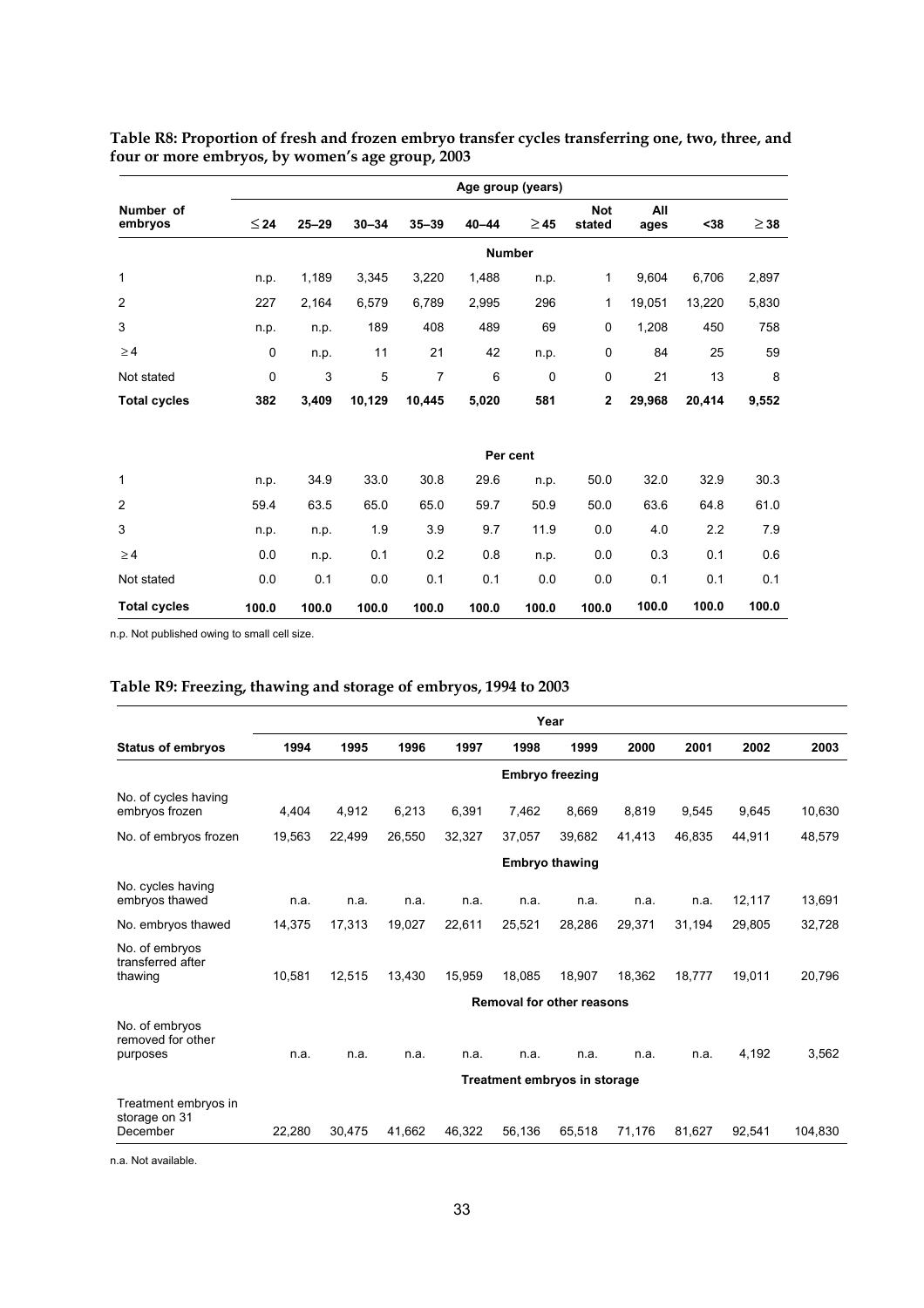**Table R8: Proportion of fresh and frozen embryo transfer cycles transferring one, two, three, and four or more embryos, by women's age group, 2003**

| Number of embryos | Age group (years) | | | | | | | | | |
|---|---|---|---|---|---|---|---|---|---|---|
| | ≤ 24 | 25–29 | 30–34 | 35–39 | 40–44 | ≥ 45 | Not stated | All ages | <38 | ≥ 38 |
| | **Number** | | | | | | | | | |
| 1 | n.p. | 1,189 | 3,345 | 3,220 | 1,488 | n.p. | 1 | 9,604 | 6,706 | 2,897 |
| 2 | 227 | 2,164 | 6,579 | 6,789 | 2,995 | 296 | 1 | 19,051 | 13,220 | 5,830 |
| 3 | n.p. | n.p. | 189 | 408 | 489 | 69 | 0 | 1,208 | 450 | 758 |
| ≥ 4 | 0 | n.p. | 11 | 21 | 42 | n.p. | 0 | 84 | 25 | 59 |
| Not stated | 0 | 3 | 5 | 7 | 6 | 0 | 0 | 21 | 13 | 8 |
| **Total cycles** | **382** | **3,409** | **10,129** | **10,445** | **5,020** | **581** | **2** | **29,968** | **20,414** | **9,552** |
| | **Per cent** | | | | | | | | | |
| 1 | n.p. | 34.9 | 33.0 | 30.8 | 29.6 | n.p. | 50.0 | 32.0 | 32.9 | 30.3 |
| 2 | 59.4 | 63.5 | 65.0 | 65.0 | 59.7 | 50.9 | 50.0 | 63.6 | 64.8 | 61.0 |
| 3 | n.p. | n.p. | 1.9 | 3.9 | 9.7 | 11.9 | 0.0 | 4.0 | 2.2 | 7.9 |
| ≥ 4 | 0.0 | n.p. | 0.1 | 0.2 | 0.8 | n.p. | 0.0 | 0.3 | 0.1 | 0.6 |
| Not stated | 0.0 | 0.1 | 0.0 | 0.1 | 0.1 | 0.0 | 0.0 | 0.1 | 0.1 | 0.1 |
| **Total cycles** | **100.0** | **100.0** | **100.0** | **100.0** | **100.0** | **100.0** | **100.0** | **100.0** | **100.0** | **100.0** |

n.p. Not published owing to small cell size.

**Table R9: Freezing, thawing and storage of embryos, 1994 to 2003**

| Status of embryos | Year | | | | | | | | | |
|---|---|---|---|---|---|---|---|---|---|---|
| | 1994 | 1995 | 1996 | 1997 | 1998 | 1999 | 2000 | 2001 | 2002 | 2003 |
| | **Embryo freezing** | | | | | | | | | |
| No. of cycles having embryos frozen | 4,404 | 4,912 | 6,213 | 6,391 | 7,462 | 8,669 | 8,819 | 9,545 | 9,645 | 10,630 |
| No. of embryos frozen | 19,563 | 22,499 | 26,550 | 32,327 | 37,057 | 39,682 | 41,413 | 46,835 | 44,911 | 48,579 |
| | **Embryo thawing** | | | | | | | | | |
| No. cycles having embryos thawed | n.a. | n.a. | n.a. | n.a. | n.a. | n.a. | n.a. | n.a. | 12,117 | 13,691 |
| No. embryos thawed | 14,375 | 17,313 | 19,027 | 22,611 | 25,521 | 28,286 | 29,371 | 31,194 | 29,805 | 32,728 |
| No. of embryos transferred after thawing | 10,581 | 12,515 | 13,430 | 15,959 | 18,085 | 18,907 | 18,362 | 18,777 | 19,011 | 20,796 |
| | **Removal for other reasons** | | | | | | | | | |
| No. of embryos removed for other purposes | n.a. | n.a. | n.a. | n.a. | n.a. | n.a. | n.a. | n.a. | 4,192 | 3,562 |
| | **Treatment embryos in storage** | | | | | | | | | |
| Treatment embryos in storage on 31 December | 22,280 | 30,475 | 41,662 | 46,322 | 56,136 | 65,518 | 71,176 | 81,627 | 92,541 | 104,830 |

n.a. Not available.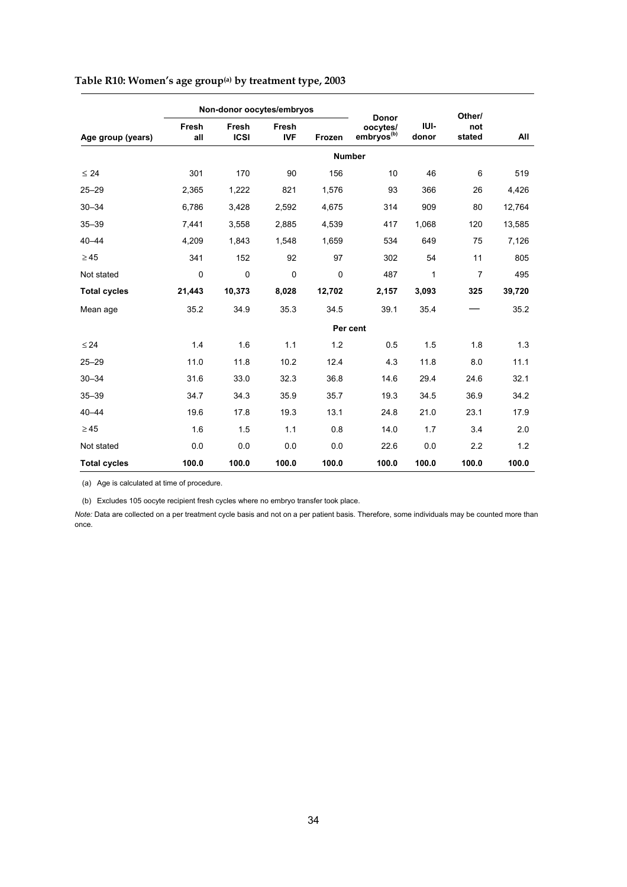**Table R10: Women's age group[(a)] by treatment type, 2003**

| | Non-donor oocytes/embryos | | | | | | | |
|---|---|---|---|---|---|---|---|---|
| Age group (years) | Fresh all | Fresh ICSI | Fresh IVF | Frozen | Donor oocytes/ embryos[(b)] | IUI-donor | Other/ not stated | All |
| | | | | | **Number** | | | |
| ≤ 24 | 301 | 170 | 90 | 156 | 10 | 46 | 6 | 519 |
| 25–29 | 2,365 | 1,222 | 821 | 1,576 | 93 | 366 | 26 | 4,426 |
| 30–34 | 6,786 | 3,428 | 2,592 | 4,675 | 314 | 909 | 80 | 12,764 |
| 35–39 | 7,441 | 3,558 | 2,885 | 4,539 | 417 | 1,068 | 120 | 13,585 |
| 40–44 | 4,209 | 1,843 | 1,548 | 1,659 | 534 | 649 | 75 | 7,126 |
| ≥ 45 | 341 | 152 | 92 | 97 | 302 | 54 | 11 | 805 |
| Not stated | 0 | 0 | 0 | 0 | 487 | 1 | 7 | 495 |
| **Total cycles** | **21,443** | **10,373** | **8,028** | **12,702** | **2,157** | **3,093** | **325** | **39,720** |
| Mean age | 35.2 | 34.9 | 35.3 | 34.5 | 39.1 | 35.4 | — | 35.2 |
| | | | | | **Per cent** | | | |
| ≤ 24 | 1.4 | 1.6 | 1.1 | 1.2 | 0.5 | 1.5 | 1.8 | 1.3 |
| 25–29 | 11.0 | 11.8 | 10.2 | 12.4 | 4.3 | 11.8 | 8.0 | 11.1 |
| 30–34 | 31.6 | 33.0 | 32.3 | 36.8 | 14.6 | 29.4 | 24.6 | 32.1 |
| 35–39 | 34.7 | 34.3 | 35.9 | 35.7 | 19.3 | 34.5 | 36.9 | 34.2 |
| 40–44 | 19.6 | 17.8 | 19.3 | 13.1 | 24.8 | 21.0 | 23.1 | 17.9 |
| ≥ 45 | 1.6 | 1.5 | 1.1 | 0.8 | 14.0 | 1.7 | 3.4 | 2.0 |
| Not stated | 0.0 | 0.0 | 0.0 | 0.0 | 22.6 | 0.0 | 2.2 | 1.2 |
| **Total cycles** | **100.0** | **100.0** | **100.0** | **100.0** | **100.0** | **100.0** | **100.0** | **100.0** |

(a) Age is calculated at time of procedure.

(b) Excludes 105 oocyte recipient fresh cycles where no embryo transfer took place.

*Note:* Data are collected on a per treatment cycle basis and not on a per patient basis. Therefore, some individuals may be counted more than once.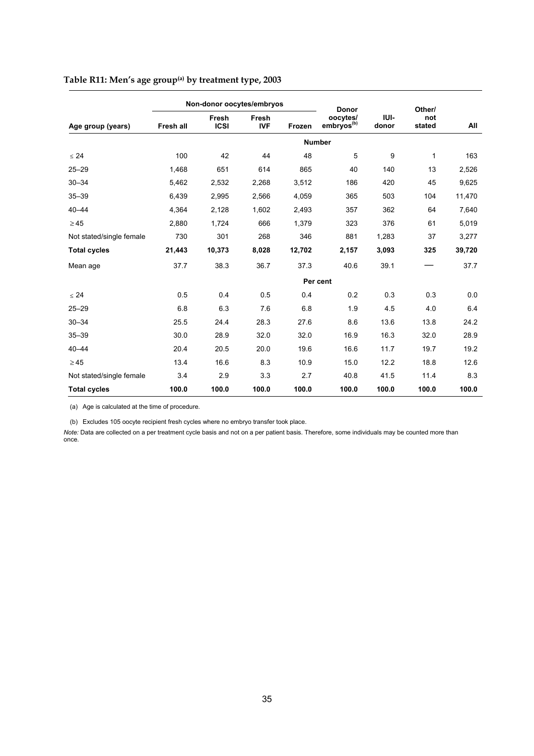**Table R11: Men's age group[(a)] by treatment type, 2003**

| Age group (years) | Non-donor oocytes/embryos | | | | Donor oocytes/ embryos[(b)] | IUI-donor | Other/ not stated | All |
|---|---|---|---|---|---|---|---|---|
| | Fresh all | Fresh ICSI | Fresh IVF | Frozen | | | | |
| | | | | **Number** | | | | |
| ≤ 24 | 100 | 42 | 44 | 48 | 5 | 9 | 1 | 163 |
| 25–29 | 1,468 | 651 | 614 | 865 | 40 | 140 | 13 | 2,526 |
| 30–34 | 5,462 | 2,532 | 2,268 | 3,512 | 186 | 420 | 45 | 9,625 |
| 35–39 | 6,439 | 2,995 | 2,566 | 4,059 | 365 | 503 | 104 | 11,470 |
| 40–44 | 4,364 | 2,128 | 1,602 | 2,493 | 357 | 362 | 64 | 7,640 |
| ≥ 45 | 2,880 | 1,724 | 666 | 1,379 | 323 | 376 | 61 | 5,019 |
| Not stated/single female | 730 | 301 | 268 | 346 | 881 | 1,283 | 37 | 3,277 |
| **Total cycles** | **21,443** | **10,373** | **8,028** | **12,702** | **2,157** | **3,093** | **325** | **39,720** |
| Mean age | 37.7 | 38.3 | 36.7 | 37.3 | 40.6 | 39.1 | — | 37.7 |
| | | | | **Per cent** | | | | |
| ≤ 24 | 0.5 | 0.4 | 0.5 | 0.4 | 0.2 | 0.3 | 0.3 | 0.0 |
| 25–29 | 6.8 | 6.3 | 7.6 | 6.8 | 1.9 | 4.5 | 4.0 | 6.4 |
| 30–34 | 25.5 | 24.4 | 28.3 | 27.6 | 8.6 | 13.6 | 13.8 | 24.2 |
| 35–39 | 30.0 | 28.9 | 32.0 | 32.0 | 16.9 | 16.3 | 32.0 | 28.9 |
| 40–44 | 20.4 | 20.5 | 20.0 | 19.6 | 16.6 | 11.7 | 19.7 | 19.2 |
| ≥ 45 | 13.4 | 16.6 | 8.3 | 10.9 | 15.0 | 12.2 | 18.8 | 12.6 |
| Not stated/single female | 3.4 | 2.9 | 3.3 | 2.7 | 40.8 | 41.5 | 11.4 | 8.3 |
| **Total cycles** | **100.0** | **100.0** | **100.0** | **100.0** | **100.0** | **100.0** | **100.0** | **100.0** |

(a) Age is calculated at the time of procedure.

(b) Excludes 105 oocyte recipient fresh cycles where no embryo transfer took place.

*Note:* Data are collected on a per treatment cycle basis and not on a per patient basis. Therefore, some individuals may be counted more than once.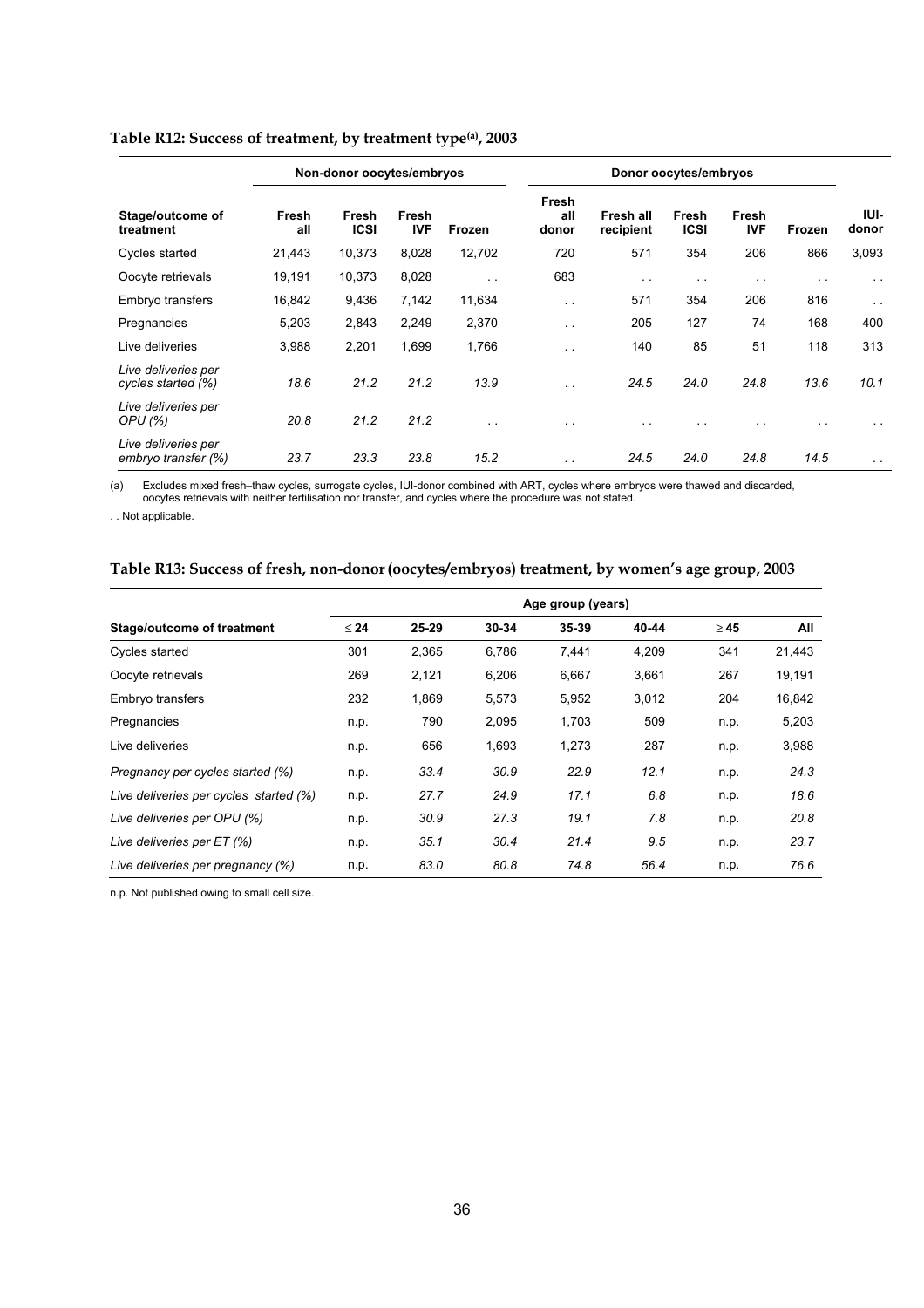**Table R12: Success of treatment, by treatment type[(a)], 2003**

| | Non-donor oocytes/embryos | | | | Donor oocytes/embryos | | | | | |
|---|---|---|---|---|---|---|---|---|---|---|
| Stage/outcome of treatment | Fresh all | Fresh ICSI | Fresh IVF | Frozen | Fresh all donor | Fresh all recipient | Fresh ICSI | Fresh IVF | Frozen | IUI-donor |
| Cycles started | 21,443 | 10,373 | 8,028 | 12,702 | 720 | 571 | 354 | 206 | 866 | 3,093 |
| Oocyte retrievals | 19,191 | 10,373 | 8,028 | . . | 683 | . . | . . | . . | . . | . . |
| Embryo transfers | 16,842 | 9,436 | 7,142 | 11,634 | . . | 571 | 354 | 206 | 816 | . . |
| Pregnancies | 5,203 | 2,843 | 2,249 | 2,370 | . . | 205 | 127 | 74 | 168 | 400 |
| Live deliveries | 3,988 | 2,201 | 1,699 | 1,766 | . . | 140 | 85 | 51 | 118 | 313 |
| *Live deliveries per cycles started (%)* | *18.6* | *21.2* | *21.2* | *13.9* | . . | *24.5* | *24.0* | *24.8* | *13.6* | *10.1* |
| *Live deliveries per OPU (%)* | *20.8* | *21.2* | *21.2* | . . | . . | . . | . . | . . | . . | . . |
| *Live deliveries per embryo transfer (%)* | *23.7* | *23.3* | *23.8* | *15.2* | . . | *24.5* | *24.0* | *24.8* | *14.5* | . . |

(a) Excludes mixed fresh–thaw cycles, surrogate cycles, IUI-donor combined with ART, cycles where embryos were thawed and discarded, oocytes retrievals with neither fertilisation nor transfer, and cycles where the procedure was not stated.

. . Not applicable.

**Table R13: Success of fresh, non-donor (oocytes/embryos) treatment, by women's age group, 2003**

| | Age group (years) | | | | | | |
|---|---|---|---|---|---|---|---|
| Stage/outcome of treatment | ≤ 24 | 25-29 | 30-34 | 35-39 | 40-44 | ≥ 45 | All |
| Cycles started | 301 | 2,365 | 6,786 | 7,441 | 4,209 | 341 | 21,443 |
| Oocyte retrievals | 269 | 2,121 | 6,206 | 6,667 | 3,661 | 267 | 19,191 |
| Embryo transfers | 232 | 1,869 | 5,573 | 5,952 | 3,012 | 204 | 16,842 |
| Pregnancies | n.p. | 790 | 2,095 | 1,703 | 509 | n.p. | 5,203 |
| Live deliveries | n.p. | 656 | 1,693 | 1,273 | 287 | n.p. | 3,988 |
| *Pregnancy per cycles started (%)* | n.p. | *33.4* | *30.9* | *22.9* | *12.1* | n.p. | *24.3* |
| *Live deliveries per cycles started (%)* | n.p. | *27.7* | *24.9* | *17.1* | *6.8* | n.p. | *18.6* |
| *Live deliveries per OPU (%)* | n.p. | *30.9* | *27.3* | *19.1* | *7.8* | n.p. | *20.8* |
| *Live deliveries per ET (%)* | n.p. | *35.1* | *30.4* | *21.4* | *9.5* | n.p. | *23.7* |
| *Live deliveries per pregnancy (%)* | n.p. | *83.0* | *80.8* | *74.8* | *56.4* | n.p. | *76.6* |

n.p. Not published owing to small cell size.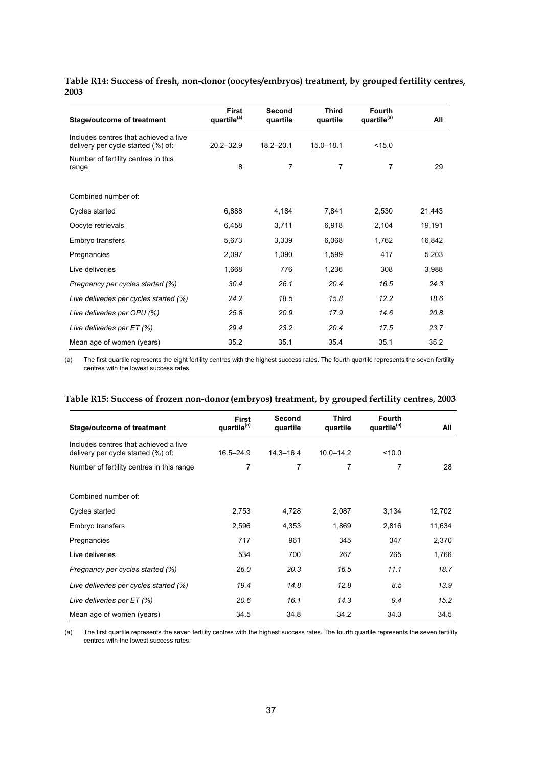**Table R14: Success of fresh, non-donor (oocytes/embryos) treatment, by grouped fertility centres, 2003**

| Stage/outcome of treatment | First quartile[(a)] | Second quartile | Third quartile | Fourth quartile[(a)] | All |
|---|---|---|---|---|---|
| Includes centres that achieved a live delivery per cycle started (%) of: | 20.2–32.9 | 18.2–20.1 | 15.0–18.1 | <15.0 | |
| Number of fertility centres in this range | 8 | 7 | 7 | 7 | 29 |
| Combined number of: | | | | | |
| Cycles started | 6,888 | 4,184 | 7,841 | 2,530 | 21,443 |
| Oocyte retrievals | 6,458 | 3,711 | 6,918 | 2,104 | 19,191 |
| Embryo transfers | 5,673 | 3,339 | 6,068 | 1,762 | 16,842 |
| Pregnancies | 2,097 | 1,090 | 1,599 | 417 | 5,203 |
| Live deliveries | 1,668 | 776 | 1,236 | 308 | 3,988 |
| *Pregnancy per cycles started (%)* | *30.4* | *26.1* | *20.4* | *16.5* | *24.3* |
| *Live deliveries per cycles started (%)* | *24.2* | *18.5* | *15.8* | *12.2* | *18.6* |
| *Live deliveries per OPU (%)* | *25.8* | *20.9* | *17.9* | *14.6* | *20.8* |
| *Live deliveries per ET (%)* | *29.4* | *23.2* | *20.4* | *17.5* | *23.7* |
| Mean age of women (years) | 35.2 | 35.1 | 35.4 | 35.1 | 35.2 |

(a) The first quartile represents the eight fertility centres with the highest success rates. The fourth quartile represents the seven fertility centres with the lowest success rates.

**Table R15: Success of frozen non-donor (embryos) treatment, by grouped fertility centres, 2003**

| Stage/outcome of treatment | First quartile[(a)] | Second quartile | Third quartile | Fourth quartile[(a)] | All |
|---|---|---|---|---|---|
| Includes centres that achieved a live delivery per cycle started (%) of: | 16.5–24.9 | 14.3–16.4 | 10.0–14.2 | <10.0 | |
| Number of fertility centres in this range | 7 | 7 | 7 | 7 | 28 |
| Combined number of: | | | | | |
| Cycles started | 2,753 | 4,728 | 2,087 | 3,134 | 12,702 |
| Embryo transfers | 2,596 | 4,353 | 1,869 | 2,816 | 11,634 |
| Pregnancies | 717 | 961 | 345 | 347 | 2,370 |
| Live deliveries | 534 | 700 | 267 | 265 | 1,766 |
| *Pregnancy per cycles started (%)* | *26.0* | *20.3* | *16.5* | *11.1* | *18.7* |
| *Live deliveries per cycles started (%)* | *19.4* | *14.8* | *12.8* | *8.5* | *13.9* |
| *Live deliveries per ET (%)* | *20.6* | *16.1* | *14.3* | *9.4* | *15.2* |
| Mean age of women (years) | 34.5 | 34.8 | 34.2 | 34.3 | 34.5 |

(a) The first quartile represents the seven fertility centres with the highest success rates. The fourth quartile represents the seven fertility centres with the lowest success rates.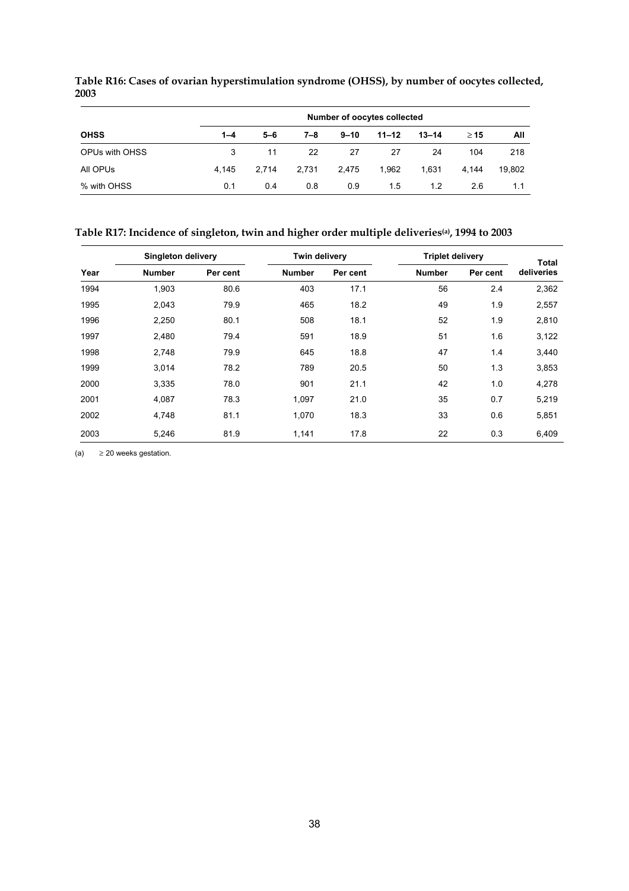**Table R16: Cases of ovarian hyperstimulation syndrome (OHSS), by number of oocytes collected, 2003**

| | Number of oocytes collected | | | | | | | |
|---|---|---|---|---|---|---|---|---|
| **OHSS** | **1–4** | **5–6** | **7–8** | **9–10** | **11–12** | **13–14** | **≥ 15** | **All** |
| OPUs with OHSS | 3 | 11 | 22 | 27 | 27 | 24 | 104 | 218 |
| All OPUs | 4,145 | 2,714 | 2,731 | 2,475 | 1,962 | 1,631 | 4,144 | 19,802 |
| % with OHSS | 0.1 | 0.4 | 0.8 | 0.9 | 1.5 | 1.2 | 2.6 | 1.1 |

**Table R17: Incidence of singleton, twin and higher order multiple deliveries[(a)], 1994 to 2003**

| | Singleton delivery | | Twin delivery | | Triplet delivery | | Total |
|---|---|---|---|---|---|---|---|
| **Year** | **Number** | **Per cent** | **Number** | **Per cent** | **Number** | **Per cent** | **deliveries** |
| 1994 | 1,903 | 80.6 | 403 | 17.1 | 56 | 2.4 | 2,362 |
| 1995 | 2,043 | 79.9 | 465 | 18.2 | 49 | 1.9 | 2,557 |
| 1996 | 2,250 | 80.1 | 508 | 18.1 | 52 | 1.9 | 2,810 |
| 1997 | 2,480 | 79.4 | 591 | 18.9 | 51 | 1.6 | 3,122 |
| 1998 | 2,748 | 79.9 | 645 | 18.8 | 47 | 1.4 | 3,440 |
| 1999 | 3,014 | 78.2 | 789 | 20.5 | 50 | 1.3 | 3,853 |
| 2000 | 3,335 | 78.0 | 901 | 21.1 | 42 | 1.0 | 4,278 |
| 2001 | 4,087 | 78.3 | 1,097 | 21.0 | 35 | 0.7 | 5,219 |
| 2002 | 4,748 | 81.1 | 1,070 | 18.3 | 33 | 0.6 | 5,851 |
| 2003 | 5,246 | 81.9 | 1,141 | 17.8 | 22 | 0.3 | 6,409 |

(a) ≥ 20 weeks gestation.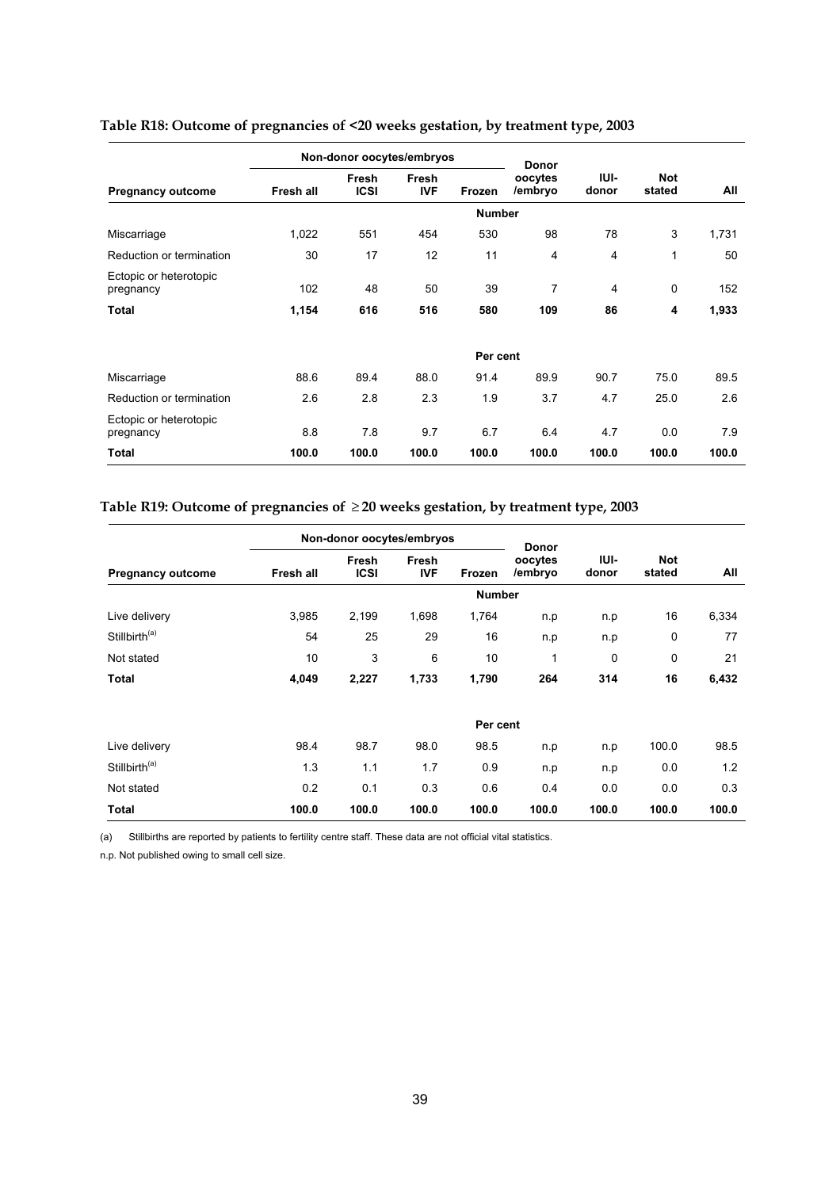**Table R18: Outcome of pregnancies of <20 weeks gestation, by treatment type, 2003**

| | Non-donor oocytes/embryos | | | | | | | |
|---|---|---|---|---|---|---|---|---|
| **Pregnancy outcome** | **Fresh all** | **Fresh ICSI** | **Fresh IVF** | **Frozen** | **Donor oocytes /embryo** | **IUI-donor** | **Not stated** | **All** |
| | | | | **Number** | | | | |
| Miscarriage | 1,022 | 551 | 454 | 530 | 98 | 78 | 3 | 1,731 |
| Reduction or termination | 30 | 17 | 12 | 11 | 4 | 4 | 1 | 50 |
| Ectopic or heterotopic pregnancy | 102 | 48 | 50 | 39 | 7 | 4 | 0 | 152 |
| **Total** | **1,154** | **616** | **516** | **580** | **109** | **86** | **4** | **1,933** |
| | | | | **Per cent** | | | | |
| Miscarriage | 88.6 | 89.4 | 88.0 | 91.4 | 89.9 | 90.7 | 75.0 | 89.5 |
| Reduction or termination | 2.6 | 2.8 | 2.3 | 1.9 | 3.7 | 4.7 | 25.0 | 2.6 |
| Ectopic or heterotopic pregnancy | 8.8 | 7.8 | 9.7 | 6.7 | 6.4 | 4.7 | 0.0 | 7.9 |
| **Total** | **100.0** | **100.0** | **100.0** | **100.0** | **100.0** | **100.0** | **100.0** | **100.0** |

**Table R19: Outcome of pregnancies of ≥20 weeks gestation, by treatment type, 2003**

| | Non-donor oocytes/embryos | | | | | | | |
|---|---|---|---|---|---|---|---|---|
| **Pregnancy outcome** | **Fresh all** | **Fresh ICSI** | **Fresh IVF** | **Frozen** | **Donor oocytes /embryo** | **IUI-donor** | **Not stated** | **All** |
| | | | | **Number** | | | | |
| Live delivery | 3,985 | 2,199 | 1,698 | 1,764 | n.p | n.p | 16 | 6,334 |
| Stillbirth[(a)] | 54 | 25 | 29 | 16 | n.p | n.p | 0 | 77 |
| Not stated | 10 | 3 | 6 | 10 | 1 | 0 | 0 | 21 |
| **Total** | **4,049** | **2,227** | **1,733** | **1,790** | **264** | **314** | **16** | **6,432** |
| | | | | **Per cent** | | | | |
| Live delivery | 98.4 | 98.7 | 98.0 | 98.5 | n.p | n.p | 100.0 | 98.5 |
| Stillbirth[(a)] | 1.3 | 1.1 | 1.7 | 0.9 | n.p | n.p | 0.0 | 1.2 |
| Not stated | 0.2 | 0.1 | 0.3 | 0.6 | 0.4 | 0.0 | 0.0 | 0.3 |
| **Total** | **100.0** | **100.0** | **100.0** | **100.0** | **100.0** | **100.0** | **100.0** | **100.0** |

(a) Stillbirths are reported by patients to fertility centre staff. These data are not official vital statistics.

n.p. Not published owing to small cell size.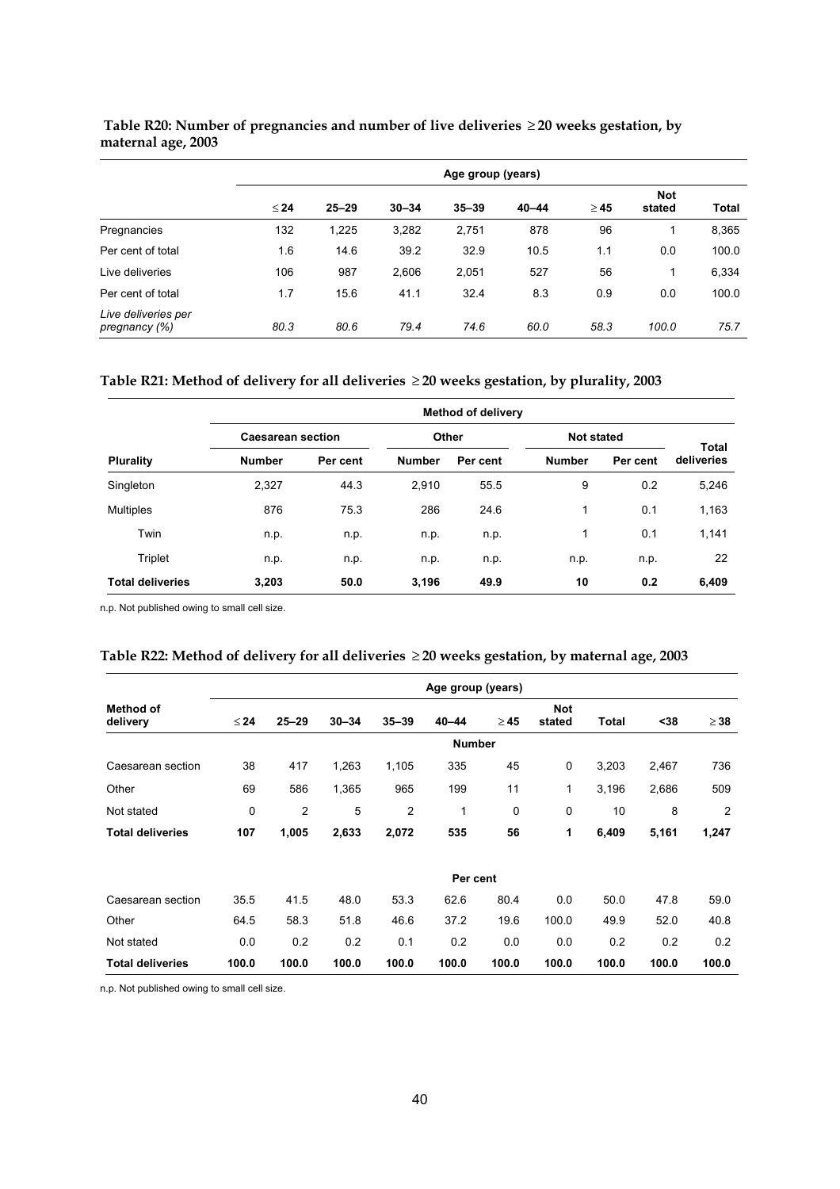**Table R20: Number of pregnancies and number of live deliveries ≥ 20 weeks gestation, by maternal age, 2003**

| | Age group (years) | | | | | | | |
|---|---|---|---|---|---|---|---|---|
| | ≤ 24 | 25–29 | 30–34 | 35–39 | 40–44 | ≥ 45 | Not stated | Total |
| Pregnancies | 132 | 1,225 | 3,282 | 2,751 | 878 | 96 | 1 | 8,365 |
| Per cent of total | 1.6 | 14.6 | 39.2 | 32.9 | 10.5 | 1.1 | 0.0 | 100.0 |
| Live deliveries | 106 | 987 | 2,606 | 2,051 | 527 | 56 | 1 | 6,334 |
| Per cent of total | 1.7 | 15.6 | 41.1 | 32.4 | 8.3 | 0.9 | 0.0 | 100.0 |
| *Live deliveries per pregnancy (%)* | *80.3* | *80.6* | *79.4* | *74.6* | *60.0* | *58.3* | *100.0* | *75.7* |

**Table R21: Method of delivery for all deliveries ≥ 20 weeks gestation, by plurality, 2003**

| | Method of delivery | | | | | | |
|---|---|---|---|---|---|---|---|
| | Caesarean section | | Other | | Not stated | | Total deliveries |
| **Plurality** | **Number** | **Per cent** | **Number** | **Per cent** | **Number** | **Per cent** | |
| Singleton | 2,327 | 44.3 | 2,910 | 55.5 | 9 | 0.2 | 5,246 |
| Multiples | 876 | 75.3 | 286 | 24.6 | 1 | 0.1 | 1,163 |
| Twin | n.p. | n.p. | n.p. | n.p. | 1 | 0.1 | 1,141 |
| Triplet | n.p. | n.p. | n.p. | n.p. | n.p. | n.p. | 22 |
| **Total deliveries** | **3,203** | **50.0** | **3,196** | **49.9** | **10** | **0.2** | **6,409** |

n.p. Not published owing to small cell size.

**Table R22: Method of delivery for all deliveries ≥ 20 weeks gestation, by maternal age, 2003**

| | Age group (years) | | | | | | | | | |
|---|---|---|---|---|---|---|---|---|---|---|
| **Method of delivery** | ≤ 24 | 25–29 | 30–34 | 35–39 | 40–44 | ≥ 45 | Not stated | Total | <38 | ≥ 38 |
| | | | | | **Number** | | | | | |
| Caesarean section | 38 | 417 | 1,263 | 1,105 | 335 | 45 | 0 | 3,203 | 2,467 | 736 |
| Other | 69 | 586 | 1,365 | 965 | 199 | 11 | 1 | 3,196 | 2,686 | 509 |
| Not stated | 0 | 2 | 5 | 2 | 1 | 0 | 0 | 10 | 8 | 2 |
| **Total deliveries** | **107** | **1,005** | **2,633** | **2,072** | **535** | **56** | **1** | **6,409** | **5,161** | **1,247** |
| | | | | | **Per cent** | | | | | |
| Caesarean section | 35.5 | 41.5 | 48.0 | 53.3 | 62.6 | 80.4 | 0.0 | 50.0 | 47.8 | 59.0 |
| Other | 64.5 | 58.3 | 51.8 | 46.6 | 37.2 | 19.6 | 100.0 | 49.9 | 52.0 | 40.8 |
| Not stated | 0.0 | 0.2 | 0.2 | 0.1 | 0.2 | 0.0 | 0.0 | 0.2 | 0.2 | 0.2 |
| **Total deliveries** | **100.0** | **100.0** | **100.0** | **100.0** | **100.0** | **100.0** | **100.0** | **100.0** | **100.0** | **100.0** |

n.p. Not published owing to small cell size.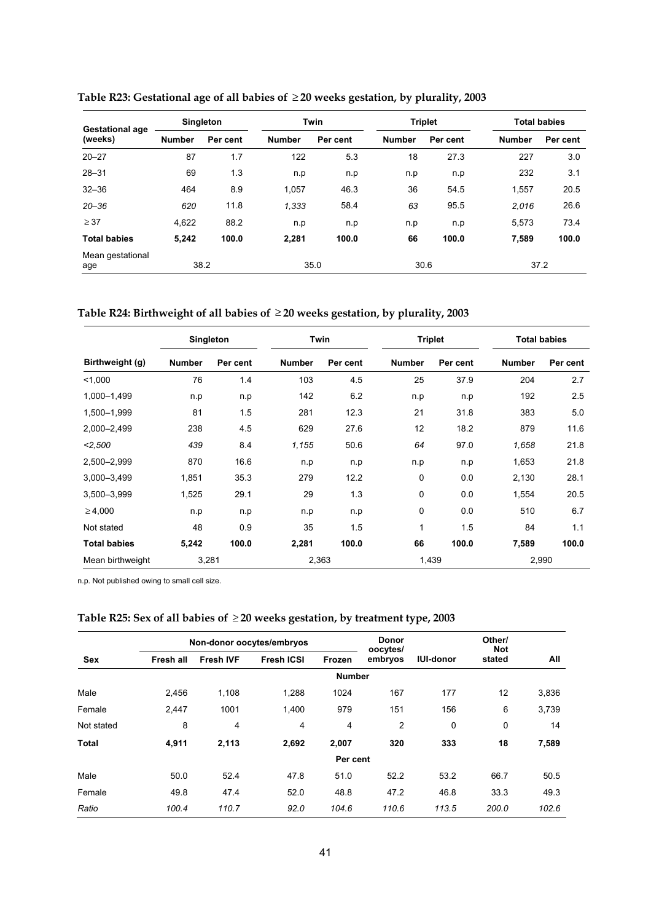**Table R23: Gestational age of all babies of ≥ 20 weeks gestation, by plurality, 2003**

| Gestational age (weeks) | Singleton | | Twin | | Triplet | | Total babies | |
|---|---|---|---|---|---|---|---|---|
| | Number | Per cent | Number | Per cent | Number | Per cent | Number | Per cent |
| 20–27 | 87 | 1.7 | 122 | 5.3 | 18 | 27.3 | 227 | 3.0 |
| 28–31 | 69 | 1.3 | n.p | n.p | n.p | n.p | 232 | 3.1 |
| 32–36 | 464 | 8.9 | 1,057 | 46.3 | 36 | 54.5 | 1,557 | 20.5 |
| *20–36* | *620* | 11.8 | *1,333* | 58.4 | *63* | 95.5 | *2,016* | 26.6 |
| ≥ 37 | 4,622 | 88.2 | n.p | n.p | n.p | n.p | 5,573 | 73.4 |
| **Total babies** | **5,242** | **100.0** | **2,281** | **100.0** | **66** | **100.0** | **7,589** | **100.0** |
| Mean gestational age | 38.2 | | 35.0 | | 30.6 | | 37.2 | |

**Table R24: Birthweight of all babies of ≥ 20 weeks gestation, by plurality, 2003**

| | Singleton | | Twin | | Triplet | | Total babies | |
|---|---|---|---|---|---|---|---|---|
| Birthweight (g) | Number | Per cent | Number | Per cent | Number | Per cent | Number | Per cent |
| <1,000 | 76 | 1.4 | 103 | 4.5 | 25 | 37.9 | 204 | 2.7 |
| 1,000–1,499 | n.p | n.p | 142 | 6.2 | n.p | n.p | 192 | 2.5 |
| 1,500–1,999 | 81 | 1.5 | 281 | 12.3 | 21 | 31.8 | 383 | 5.0 |
| 2,000–2,499 | 238 | 4.5 | 629 | 27.6 | 12 | 18.2 | 879 | 11.6 |
| *<2,500* | *439* | 8.4 | *1,155* | 50.6 | *64* | 97.0 | *1,658* | 21.8 |
| 2,500–2,999 | 870 | 16.6 | n.p | n.p | n.p | n.p | 1,653 | 21.8 |
| 3,000–3,499 | 1,851 | 35.3 | 279 | 12.2 | 0 | 0.0 | 2,130 | 28.1 |
| 3,500–3,999 | 1,525 | 29.1 | 29 | 1.3 | 0 | 0.0 | 1,554 | 20.5 |
| ≥ 4,000 | n.p | n.p | n.p | n.p | 0 | 0.0 | 510 | 6.7 |
| Not stated | 48 | 0.9 | 35 | 1.5 | 1 | 1.5 | 84 | 1.1 |
| **Total babies** | **5,242** | **100.0** | **2,281** | **100.0** | **66** | **100.0** | **7,589** | **100.0** |
| Mean birthweight | 3,281 | | 2,363 | | 1,439 | | 2,990 | |

n.p. Not published owing to small cell size.

**Table R25: Sex of all babies of ≥ 20 weeks gestation, by treatment type, 2003**

| | Non-donor oocytes/embryos | | | | Donor oocytes/ embryos | IUI-donor | Other/ Not stated | All |
|---|---|---|---|---|---|---|---|---|
| Sex | Fresh all | Fresh IVF | Fresh ICSI | Frozen | | | | |
| | | | | Number | | | | |
| Male | 2,456 | 1,108 | 1,288 | 1024 | 167 | 177 | 12 | 3,836 |
| Female | 2,447 | 1001 | 1,400 | 979 | 151 | 156 | 6 | 3,739 |
| Not stated | 8 | 4 | 4 | 4 | 2 | 0 | 0 | 14 |
| **Total** | **4,911** | **2,113** | **2,692** | **2,007** | **320** | **333** | **18** | **7,589** |
| | | | | Per cent | | | | |
| Male | 50.0 | 52.4 | 47.8 | 51.0 | 52.2 | 53.2 | 66.7 | 50.5 |
| Female | 49.8 | 47.4 | 52.0 | 48.8 | 47.2 | 46.8 | 33.3 | 49.3 |
| *Ratio* | *100.4* | *110.7* | *92.0* | *104.6* | *110.6* | *113.5* | *200.0* | *102.6* |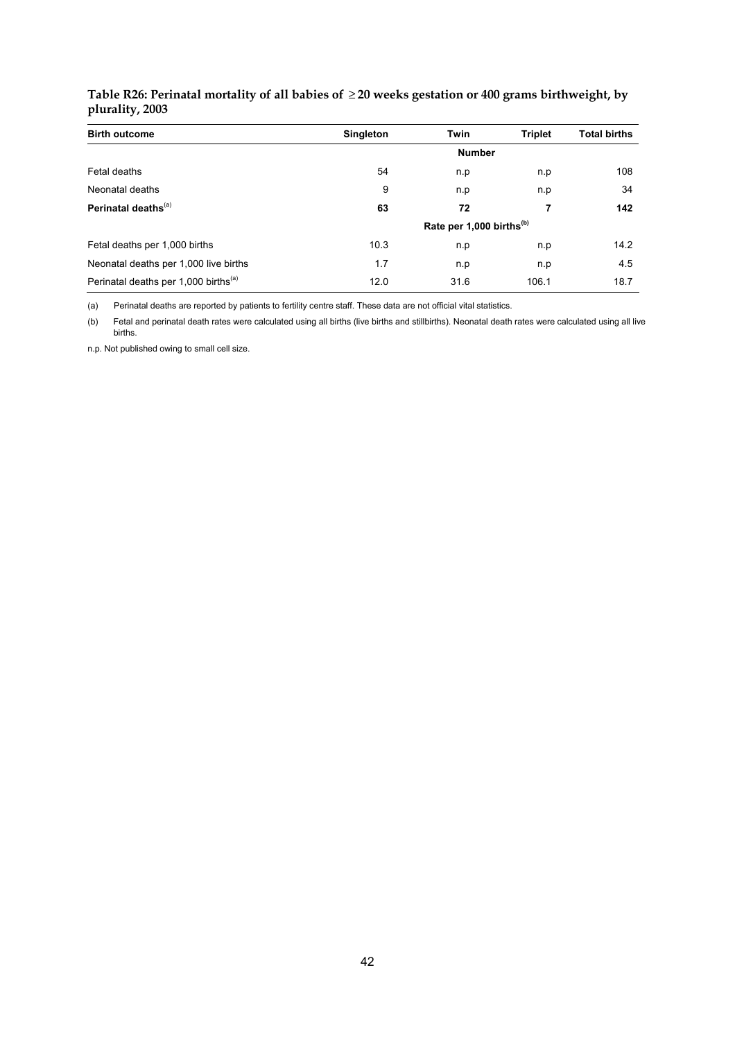**Table R26: Perinatal mortality of all babies of $\geq$20 weeks gestation or 400 grams birthweight, by plurality, 2003**

| Birth outcome | Singleton | Twin | Triplet | Total births |
|---|---|---|---|---|
| | | **Number** | | |
| Fetal deaths | 54 | n.p | n.p | 108 |
| Neonatal deaths | 9 | n.p | n.p | 34 |
| **Perinatal deaths**[(a)] | **63** | **72** | **7** | **142** |
| | | **Rate per 1,000 births**[(b)] | | |
| Fetal deaths per 1,000 births | 10.3 | n.p | n.p | 14.2 |
| Neonatal deaths per 1,000 live births | 1.7 | n.p | n.p | 4.5 |
| Perinatal deaths per 1,000 births[(a)] | 12.0 | 31.6 | 106.1 | 18.7 |

(a) Perinatal deaths are reported by patients to fertility centre staff. These data are not official vital statistics.

(b) Fetal and perinatal death rates were calculated using all births (live births and stillbirths). Neonatal death rates were calculated using all live births.

n.p. Not published owing to small cell size.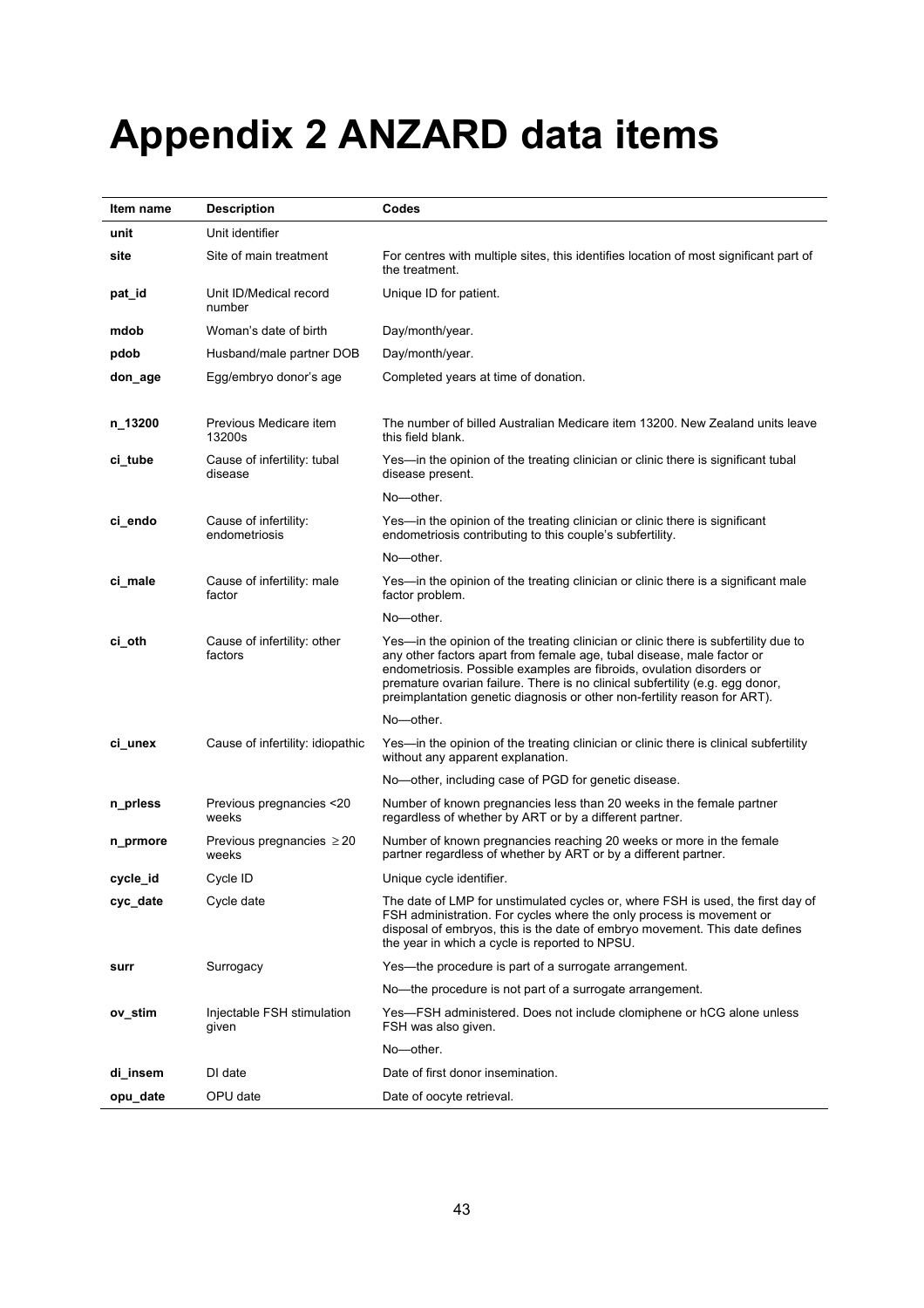# Appendix 2 ANZARD data items

| Item name | Description | Codes |
|---|---|---|
| **unit** | Unit identifier | |
| **site** | Site of main treatment | For centres with multiple sites, this identifies location of most significant part of the treatment. |
| **pat_id** | Unit ID/Medical record number | Unique ID for patient. |
| **mdob** | Woman's date of birth | Day/month/year. |
| **pdob** | Husband/male partner DOB | Day/month/year. |
| **don_age** | Egg/embryo donor's age | Completed years at time of donation. |
| **n_13200** | Previous Medicare item 13200s | The number of billed Australian Medicare item 13200. New Zealand units leave this field blank. |
| **ci_tube** | Cause of infertility: tubal disease | Yes—in the opinion of the treating clinician or clinic there is significant tubal disease present. |
| | | No—other. |
| **ci_endo** | Cause of infertility: endometriosis | Yes—in the opinion of the treating clinician or clinic there is significant endometriosis contributing to this couple's subfertility. |
| | | No—other. |
| **ci_male** | Cause of infertility: male factor | Yes—in the opinion of the treating clinician or clinic there is a significant male factor problem. |
| | | No—other. |
| **ci_oth** | Cause of infertility: other factors | Yes—in the opinion of the treating clinician or clinic there is subfertility due to any other factors apart from female age, tubal disease, male factor or endometriosis. Possible examples are fibroids, ovulation disorders or premature ovarian failure. There is no clinical subfertility (e.g. egg donor, preimplantation genetic diagnosis or other non-fertility reason for ART). |
| | | No—other. |
| **ci_unex** | Cause of infertility: idiopathic | Yes—in the opinion of the treating clinician or clinic there is clinical subfertility without any apparent explanation. |
| | | No—other, including case of PGD for genetic disease. |
| **n_prless** | Previous pregnancies <20 weeks | Number of known pregnancies less than 20 weeks in the female partner regardless of whether by ART or by a different partner. |
| **n_prmore** | Previous pregnancies ≥20 weeks | Number of known pregnancies reaching 20 weeks or more in the female partner regardless of whether by ART or by a different partner. |
| **cycle_id** | Cycle ID | Unique cycle identifier. |
| **cyc_date** | Cycle date | The date of LMP for unstimulated cycles or, where FSH is used, the first day of FSH administration. For cycles where the only process is movement or disposal of embryos, this is the date of embryo movement. This date defines the year in which a cycle is reported to NPSU. |
| **surr** | Surrogacy | Yes—the procedure is part of a surrogate arrangement. |
| | | No—the procedure is not part of a surrogate arrangement. |
| **ov_stim** | Injectable FSH stimulation given | Yes—FSH administered. Does not include clomiphene or hCG alone unless FSH was also given. |
| | | No—other. |
| **di_insem** | DI date | Date of first donor insemination. |
| **opu_date** | OPU date | Date of oocyte retrieval. |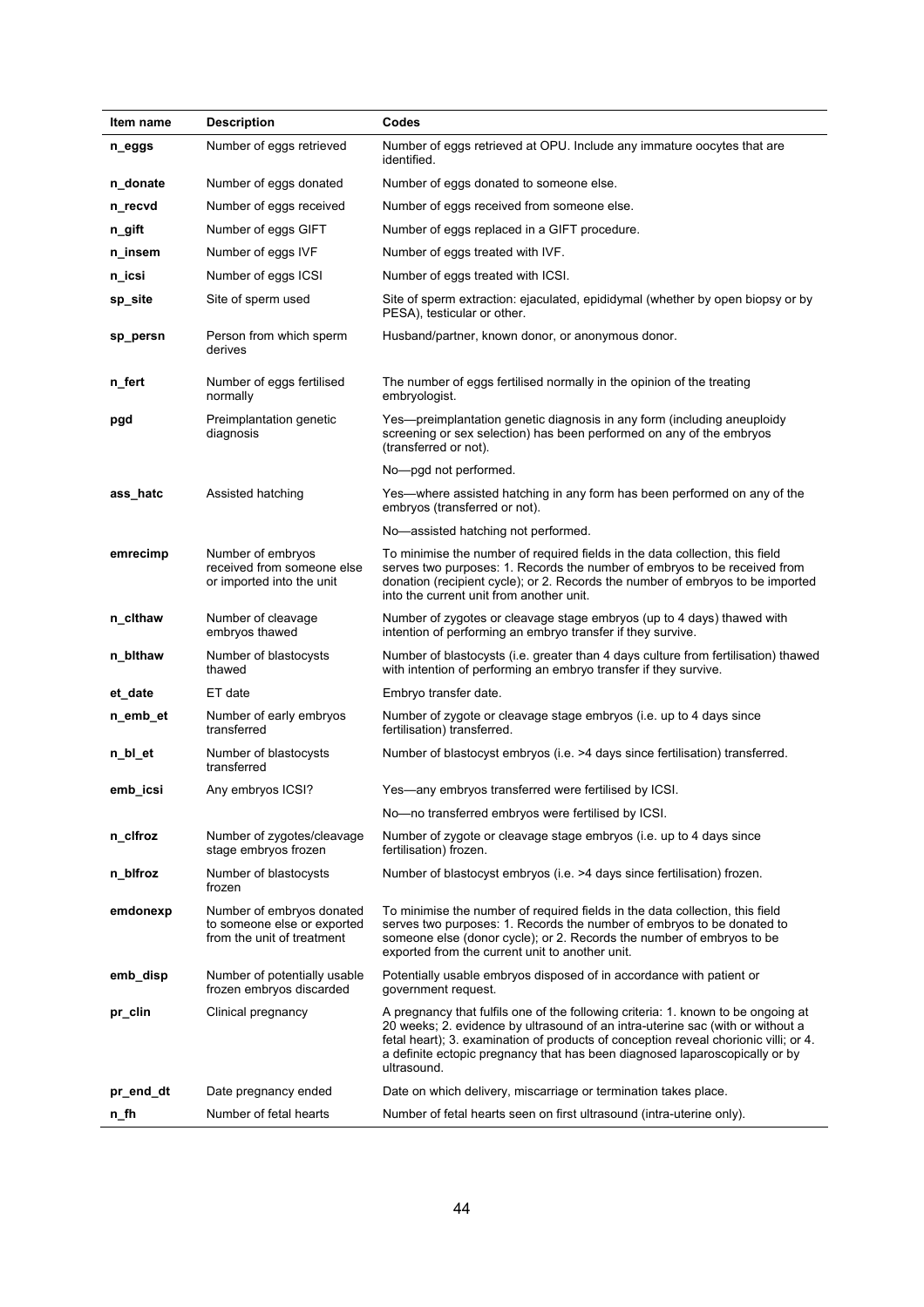| Item name | Description | Codes |
|---|---|---|
| **n_eggs** | Number of eggs retrieved | Number of eggs retrieved at OPU. Include any immature oocytes that are identified. |
| **n_donate** | Number of eggs donated | Number of eggs donated to someone else. |
| **n_recvd** | Number of eggs received | Number of eggs received from someone else. |
| **n_gift** | Number of eggs GIFT | Number of eggs replaced in a GIFT procedure. |
| **n_insem** | Number of eggs IVF | Number of eggs treated with IVF. |
| **n_icsi** | Number of eggs ICSI | Number of eggs treated with ICSI. |
| **sp_site** | Site of sperm used | Site of sperm extraction: ejaculated, epididymal (whether by open biopsy or by PESA), testicular or other. |
| **sp_persn** | Person from which sperm derives | Husband/partner, known donor, or anonymous donor. |
| **n_fert** | Number of eggs fertilised normally | The number of eggs fertilised normally in the opinion of the treating embryologist. |
| **pgd** | Preimplantation genetic diagnosis | Yes—preimplantation genetic diagnosis in any form (including aneuploidy screening or sex selection) has been performed on any of the embryos (transferred or not). |
| | | No—pgd not performed. |
| **ass_hatc** | Assisted hatching | Yes—where assisted hatching in any form has been performed on any of the embryos (transferred or not). |
| | | No—assisted hatching not performed. |
| **emrecimp** | Number of embryos received from someone else or imported into the unit | To minimise the number of required fields in the data collection, this field serves two purposes: 1. Records the number of embryos to be received from donation (recipient cycle); or 2. Records the number of embryos to be imported into the current unit from another unit. |
| **n_clthaw** | Number of cleavage embryos thawed | Number of zygotes or cleavage stage embryos (up to 4 days) thawed with intention of performing an embryo transfer if they survive. |
| **n_blthaw** | Number of blastocysts thawed | Number of blastocysts (i.e. greater than 4 days culture from fertilisation) thawed with intention of performing an embryo transfer if they survive. |
| **et_date** | ET date | Embryo transfer date. |
| **n_emb_et** | Number of early embryos transferred | Number of zygote or cleavage stage embryos (i.e. up to 4 days since fertilisation) transferred. |
| **n_bl_et** | Number of blastocysts transferred | Number of blastocyst embryos (i.e. >4 days since fertilisation) transferred. |
| **emb_icsi** | Any embryos ICSI? | Yes—any embryos transferred were fertilised by ICSI. |
| | | No—no transferred embryos were fertilised by ICSI. |
| **n_clfroz** | Number of zygotes/cleavage stage embryos frozen | Number of zygote or cleavage stage embryos (i.e. up to 4 days since fertilisation) frozen. |
| **n_blfroz** | Number of blastocysts frozen | Number of blastocyst embryos (i.e. >4 days since fertilisation) frozen. |
| **emdonexp** | Number of embryos donated to someone else or exported from the unit of treatment | To minimise the number of required fields in the data collection, this field serves two purposes: 1. Records the number of embryos to be donated to someone else (donor cycle); or 2. Records the number of embryos to be exported from the current unit to another unit. |
| **emb_disp** | Number of potentially usable frozen embryos discarded | Potentially usable embryos disposed of in accordance with patient or government request. |
| **pr_clin** | Clinical pregnancy | A pregnancy that fulfils one of the following criteria: 1. known to be ongoing at 20 weeks; 2. evidence by ultrasound of an intra-uterine sac (with or without a fetal heart); 3. examination of products of conception reveal chorionic villi; or 4. a definite ectopic pregnancy that has been diagnosed laparoscopically or by ultrasound. |
| **pr_end_dt** | Date pregnancy ended | Date on which delivery, miscarriage or termination takes place. |
| **n_fh** | Number of fetal hearts | Number of fetal hearts seen on first ultrasound (intra-uterine only). |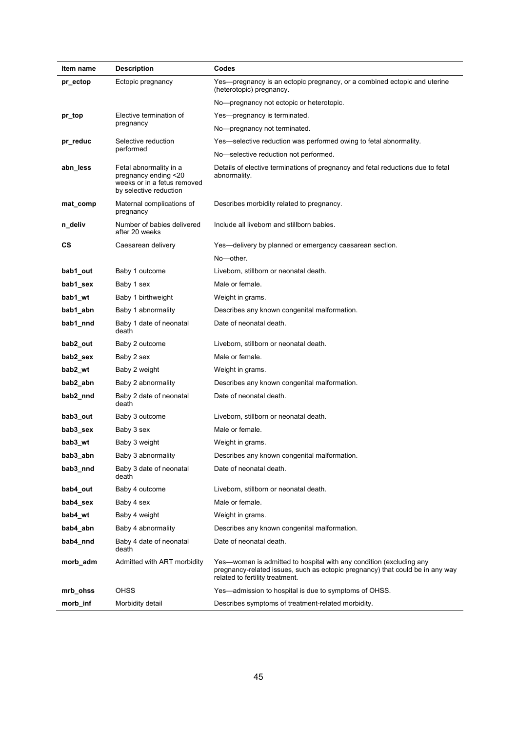| Item name | Description | Codes |
|---|---|---|
| **pr_ectop** | Ectopic pregnancy | Yes—pregnancy is an ectopic pregnancy, or a combined ectopic and uterine (heterotopic) pregnancy. |
| | | No—pregnancy not ectopic or heterotopic. |
| **pr_top** | Elective termination of pregnancy | Yes—pregnancy is terminated. |
| | | No—pregnancy not terminated. |
| **pr_reduc** | Selective reduction performed | Yes—selective reduction was performed owing to fetal abnormality. |
| | | No—selective reduction not performed. |
| **abn_less** | Fetal abnormality in a pregnancy ending <20 weeks or in a fetus removed by selective reduction | Details of elective terminations of pregnancy and fetal reductions due to fetal abnormality. |
| **mat_comp** | Maternal complications of pregnancy | Describes morbidity related to pregnancy. |
| **n_deliv** | Number of babies delivered after 20 weeks | Include all liveborn and stillborn babies. |
| **CS** | Caesarean delivery | Yes—delivery by planned or emergency caesarean section. |
| | | No—other. |
| **bab1_out** | Baby 1 outcome | Liveborn, stillborn or neonatal death. |
| **bab1_sex** | Baby 1 sex | Male or female. |
| **bab1_wt** | Baby 1 birthweight | Weight in grams. |
| **bab1_abn** | Baby 1 abnormality | Describes any known congenital malformation. |
| **bab1_nnd** | Baby 1 date of neonatal death | Date of neonatal death. |
| **bab2_out** | Baby 2 outcome | Liveborn, stillborn or neonatal death. |
| **bab2_sex** | Baby 2 sex | Male or female. |
| **bab2_wt** | Baby 2 weight | Weight in grams. |
| **bab2_abn** | Baby 2 abnormality | Describes any known congenital malformation. |
| **bab2_nnd** | Baby 2 date of neonatal death | Date of neonatal death. |
| **bab3_out** | Baby 3 outcome | Liveborn, stillborn or neonatal death. |
| **bab3_sex** | Baby 3 sex | Male or female. |
| **bab3_wt** | Baby 3 weight | Weight in grams. |
| **bab3_abn** | Baby 3 abnormality | Describes any known congenital malformation. |
| **bab3_nnd** | Baby 3 date of neonatal death | Date of neonatal death. |
| **bab4_out** | Baby 4 outcome | Liveborn, stillborn or neonatal death. |
| **bab4_sex** | Baby 4 sex | Male or female. |
| **bab4_wt** | Baby 4 weight | Weight in grams. |
| **bab4_abn** | Baby 4 abnormality | Describes any known congenital malformation. |
| **bab4_nnd** | Baby 4 date of neonatal death | Date of neonatal death. |
| **morb_adm** | Admitted with ART morbidity | Yes—woman is admitted to hospital with any condition (excluding any pregnancy-related issues, such as ectopic pregnancy) that could be in any way related to fertility treatment. |
| **mrb_ohss** | OHSS | Yes—admission to hospital is due to symptoms of OHSS. |
| **morb_inf** | Morbidity detail | Describes symptoms of treatment-related morbidity. |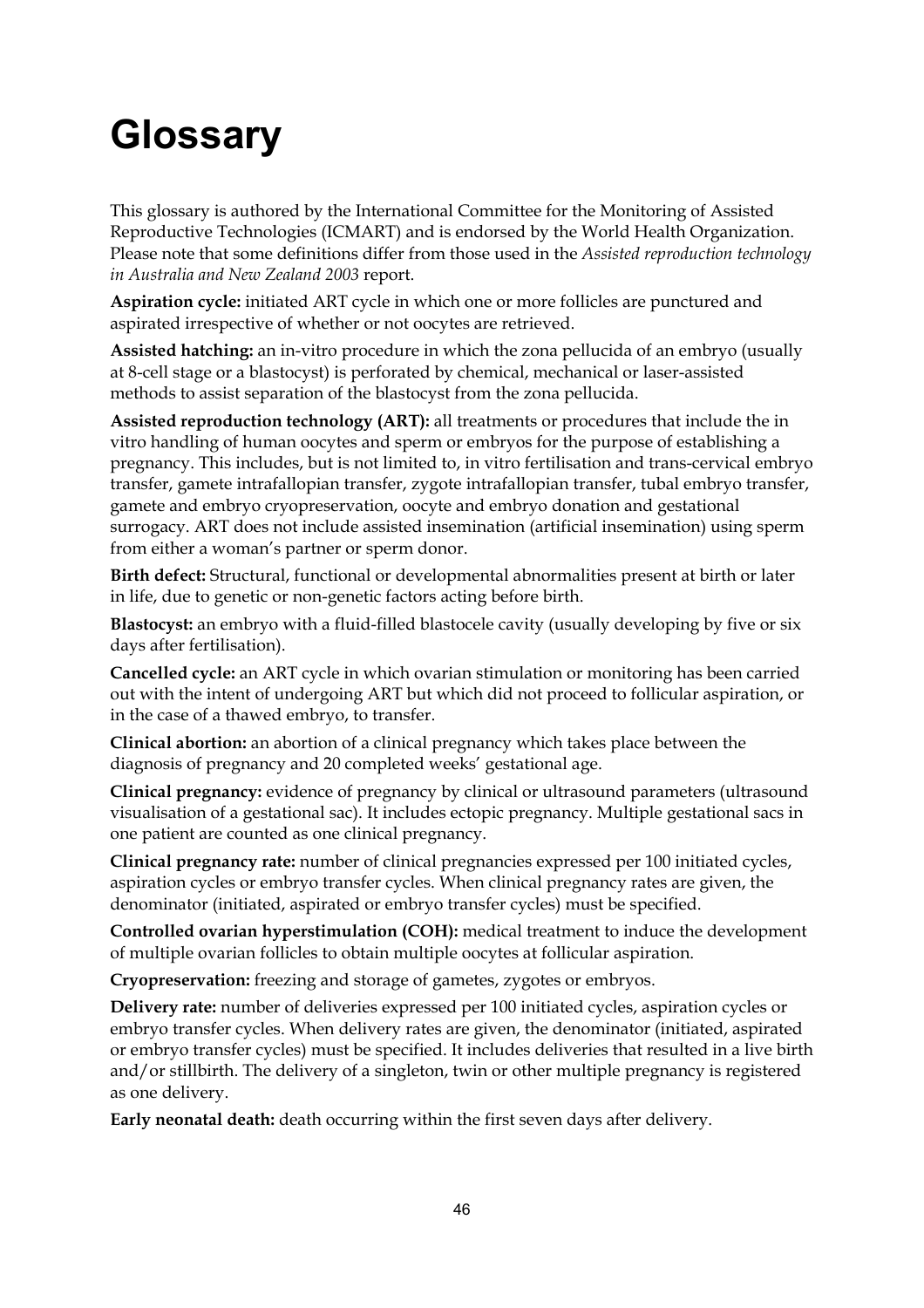# Glossary

This glossary is authored by the International Committee for the Monitoring of Assisted Reproductive Technologies (ICMART) and is endorsed by the World Health Organization. Please note that some definitions differ from those used in the *Assisted reproduction technology in Australia and New Zealand 2003* report.

**Aspiration cycle:** initiated ART cycle in which one or more follicles are punctured and aspirated irrespective of whether or not oocytes are retrieved.

**Assisted hatching:** an in-vitro procedure in which the zona pellucida of an embryo (usually at 8-cell stage or a blastocyst) is perforated by chemical, mechanical or laser-assisted methods to assist separation of the blastocyst from the zona pellucida.

**Assisted reproduction technology (ART):** all treatments or procedures that include the in vitro handling of human oocytes and sperm or embryos for the purpose of establishing a pregnancy. This includes, but is not limited to, in vitro fertilisation and trans-cervical embryo transfer, gamete intrafallopian transfer, zygote intrafallopian transfer, tubal embryo transfer, gamete and embryo cryopreservation, oocyte and embryo donation and gestational surrogacy. ART does not include assisted insemination (artificial insemination) using sperm from either a woman's partner or sperm donor.

**Birth defect:** Structural, functional or developmental abnormalities present at birth or later in life, due to genetic or non-genetic factors acting before birth.

**Blastocyst:** an embryo with a fluid-filled blastocele cavity (usually developing by five or six days after fertilisation).

**Cancelled cycle:** an ART cycle in which ovarian stimulation or monitoring has been carried out with the intent of undergoing ART but which did not proceed to follicular aspiration, or in the case of a thawed embryo, to transfer.

**Clinical abortion:** an abortion of a clinical pregnancy which takes place between the diagnosis of pregnancy and 20 completed weeks' gestational age.

**Clinical pregnancy:** evidence of pregnancy by clinical or ultrasound parameters (ultrasound visualisation of a gestational sac). It includes ectopic pregnancy. Multiple gestational sacs in one patient are counted as one clinical pregnancy.

**Clinical pregnancy rate:** number of clinical pregnancies expressed per 100 initiated cycles, aspiration cycles or embryo transfer cycles. When clinical pregnancy rates are given, the denominator (initiated, aspirated or embryo transfer cycles) must be specified.

**Controlled ovarian hyperstimulation (COH):** medical treatment to induce the development of multiple ovarian follicles to obtain multiple oocytes at follicular aspiration.

**Cryopreservation:** freezing and storage of gametes, zygotes or embryos.

**Delivery rate:** number of deliveries expressed per 100 initiated cycles, aspiration cycles or embryo transfer cycles. When delivery rates are given, the denominator (initiated, aspirated or embryo transfer cycles) must be specified. It includes deliveries that resulted in a live birth and/or stillbirth. The delivery of a singleton, twin or other multiple pregnancy is registered as one delivery.

**Early neonatal death:** death occurring within the first seven days after delivery.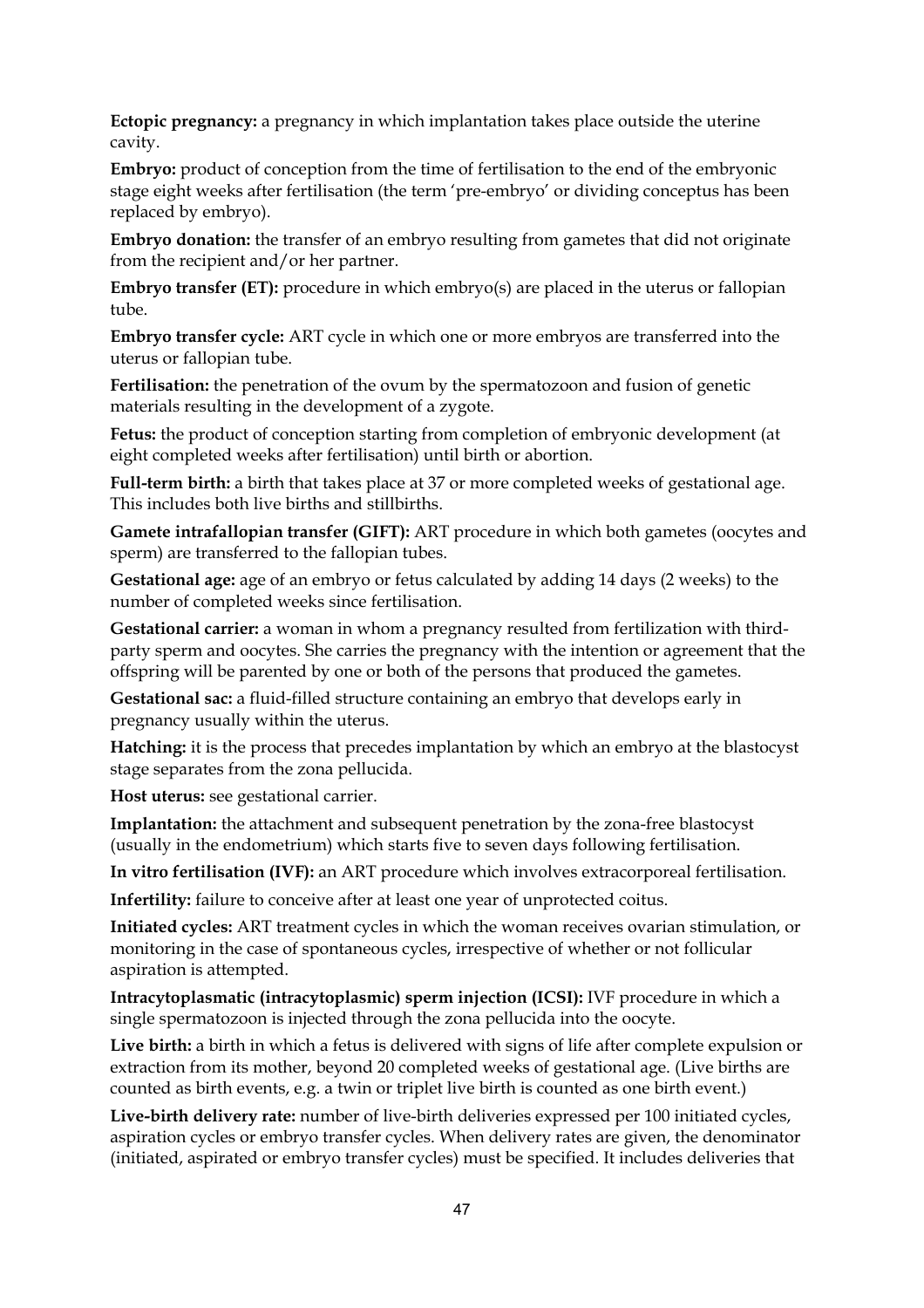**Ectopic pregnancy:** a pregnancy in which implantation takes place outside the uterine cavity.

**Embryo:** product of conception from the time of fertilisation to the end of the embryonic stage eight weeks after fertilisation (the term 'pre-embryo' or dividing conceptus has been replaced by embryo).

**Embryo donation:** the transfer of an embryo resulting from gametes that did not originate from the recipient and/or her partner.

**Embryo transfer (ET):** procedure in which embryo(s) are placed in the uterus or fallopian tube.

**Embryo transfer cycle:** ART cycle in which one or more embryos are transferred into the uterus or fallopian tube.

**Fertilisation:** the penetration of the ovum by the spermatozoon and fusion of genetic materials resulting in the development of a zygote.

**Fetus:** the product of conception starting from completion of embryonic development (at eight completed weeks after fertilisation) until birth or abortion.

**Full-term birth:** a birth that takes place at 37 or more completed weeks of gestational age. This includes both live births and stillbirths.

**Gamete intrafallopian transfer (GIFT):** ART procedure in which both gametes (oocytes and sperm) are transferred to the fallopian tubes.

**Gestational age:** age of an embryo or fetus calculated by adding 14 days (2 weeks) to the number of completed weeks since fertilisation.

**Gestational carrier:** a woman in whom a pregnancy resulted from fertilization with third-party sperm and oocytes. She carries the pregnancy with the intention or agreement that the offspring will be parented by one or both of the persons that produced the gametes.

**Gestational sac:** a fluid-filled structure containing an embryo that develops early in pregnancy usually within the uterus.

**Hatching:** it is the process that precedes implantation by which an embryo at the blastocyst stage separates from the zona pellucida.

**Host uterus:** see gestational carrier.

**Implantation:** the attachment and subsequent penetration by the zona-free blastocyst (usually in the endometrium) which starts five to seven days following fertilisation.

**In vitro fertilisation (IVF):** an ART procedure which involves extracorporeal fertilisation.

**Infertility:** failure to conceive after at least one year of unprotected coitus.

**Initiated cycles:** ART treatment cycles in which the woman receives ovarian stimulation, or monitoring in the case of spontaneous cycles, irrespective of whether or not follicular aspiration is attempted.

**Intracytoplasmatic (intracytoplasmic) sperm injection (ICSI):** IVF procedure in which a single spermatozoon is injected through the zona pellucida into the oocyte.

**Live birth:** a birth in which a fetus is delivered with signs of life after complete expulsion or extraction from its mother, beyond 20 completed weeks of gestational age. (Live births are counted as birth events, e.g. a twin or triplet live birth is counted as one birth event.)

**Live-birth delivery rate:** number of live-birth deliveries expressed per 100 initiated cycles, aspiration cycles or embryo transfer cycles. When delivery rates are given, the denominator (initiated, aspirated or embryo transfer cycles) must be specified. It includes deliveries that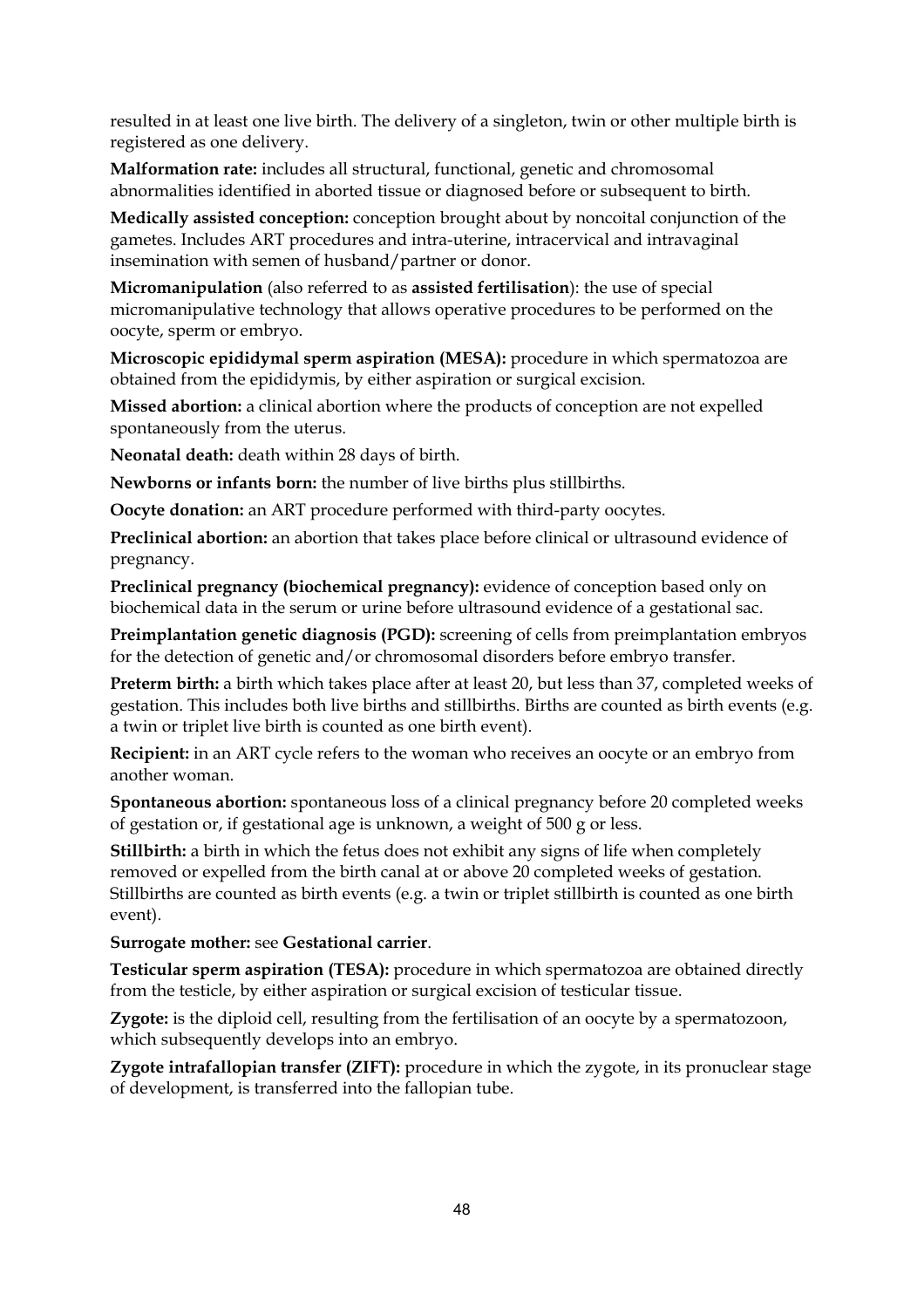resulted in at least one live birth. The delivery of a singleton, twin or other multiple birth is registered as one delivery.

**Malformation rate:** includes all structural, functional, genetic and chromosomal abnormalities identified in aborted tissue or diagnosed before or subsequent to birth.

**Medically assisted conception:** conception brought about by noncoital conjunction of the gametes. Includes ART procedures and intra-uterine, intracervical and intravaginal insemination with semen of husband/partner or donor.

**Micromanipulation** (also referred to as **assisted fertilisation**): the use of special micromanipulative technology that allows operative procedures to be performed on the oocyte, sperm or embryo.

**Microscopic epididymal sperm aspiration (MESA):** procedure in which spermatozoa are obtained from the epididymis, by either aspiration or surgical excision.

**Missed abortion:** a clinical abortion where the products of conception are not expelled spontaneously from the uterus.

**Neonatal death:** death within 28 days of birth.

**Newborns or infants born:** the number of live births plus stillbirths.

**Oocyte donation:** an ART procedure performed with third-party oocytes.

**Preclinical abortion:** an abortion that takes place before clinical or ultrasound evidence of pregnancy.

**Preclinical pregnancy (biochemical pregnancy):** evidence of conception based only on biochemical data in the serum or urine before ultrasound evidence of a gestational sac.

**Preimplantation genetic diagnosis (PGD):** screening of cells from preimplantation embryos for the detection of genetic and/or chromosomal disorders before embryo transfer.

**Preterm birth:** a birth which takes place after at least 20, but less than 37, completed weeks of gestation. This includes both live births and stillbirths. Births are counted as birth events (e.g. a twin or triplet live birth is counted as one birth event).

**Recipient:** in an ART cycle refers to the woman who receives an oocyte or an embryo from another woman.

**Spontaneous abortion:** spontaneous loss of a clinical pregnancy before 20 completed weeks of gestation or, if gestational age is unknown, a weight of 500 g or less.

**Stillbirth:** a birth in which the fetus does not exhibit any signs of life when completely removed or expelled from the birth canal at or above 20 completed weeks of gestation. Stillbirths are counted as birth events (e.g. a twin or triplet stillbirth is counted as one birth event).

**Surrogate mother:** see **Gestational carrier**.

**Testicular sperm aspiration (TESA):** procedure in which spermatozoa are obtained directly from the testicle, by either aspiration or surgical excision of testicular tissue.

**Zygote:** is the diploid cell, resulting from the fertilisation of an oocyte by a spermatozoon, which subsequently develops into an embryo.

**Zygote intrafallopian transfer (ZIFT):** procedure in which the zygote, in its pronuclear stage of development, is transferred into the fallopian tube.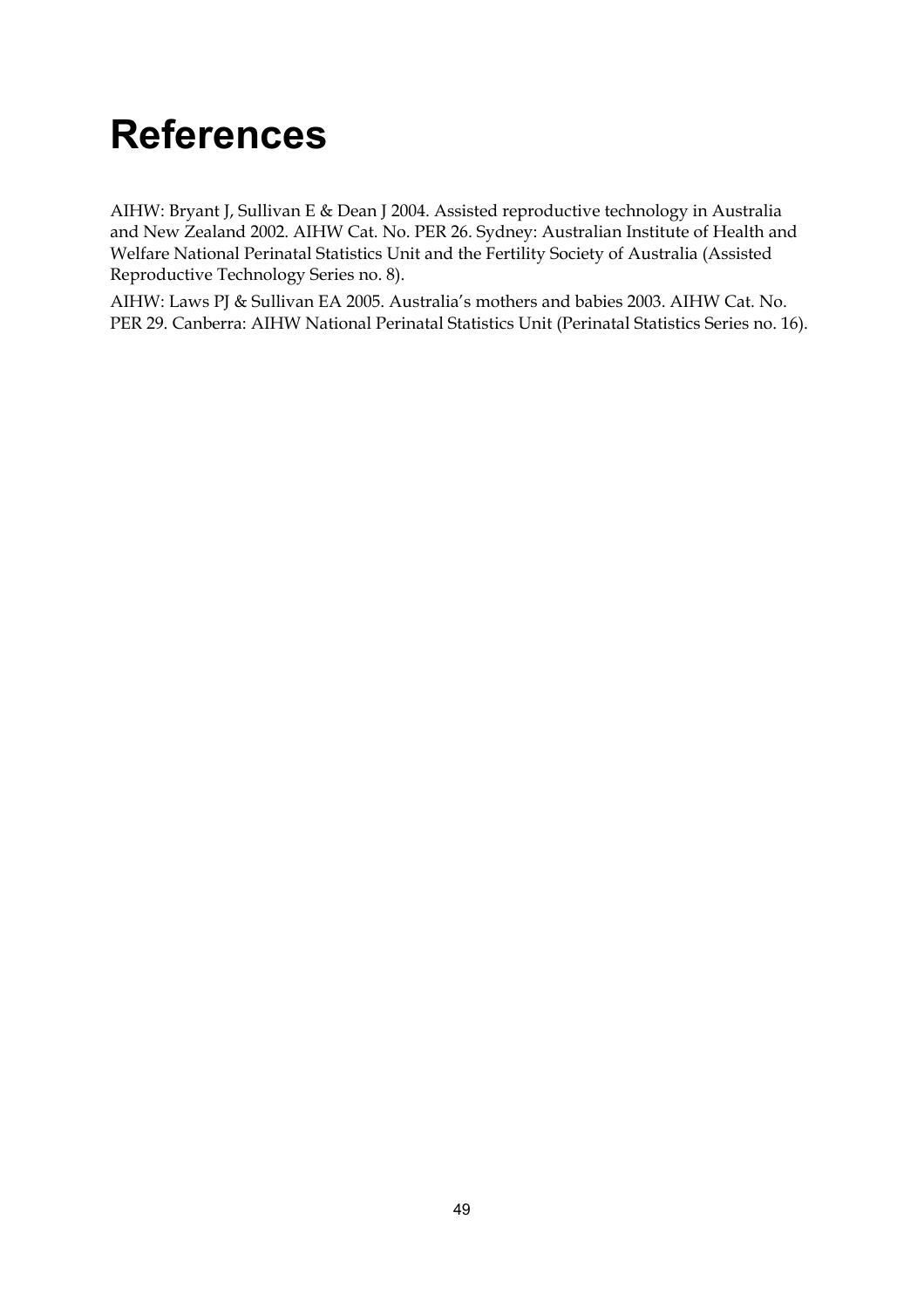# References

AIHW: Bryant J, Sullivan E & Dean J 2004. Assisted reproductive technology in Australia and New Zealand 2002. AIHW Cat. No. PER 26. Sydney: Australian Institute of Health and Welfare National Perinatal Statistics Unit and the Fertility Society of Australia (Assisted Reproductive Technology Series no. 8).

AIHW: Laws PJ & Sullivan EA 2005. Australia's mothers and babies 2003. AIHW Cat. No. PER 29. Canberra: AIHW National Perinatal Statistics Unit (Perinatal Statistics Series no. 16).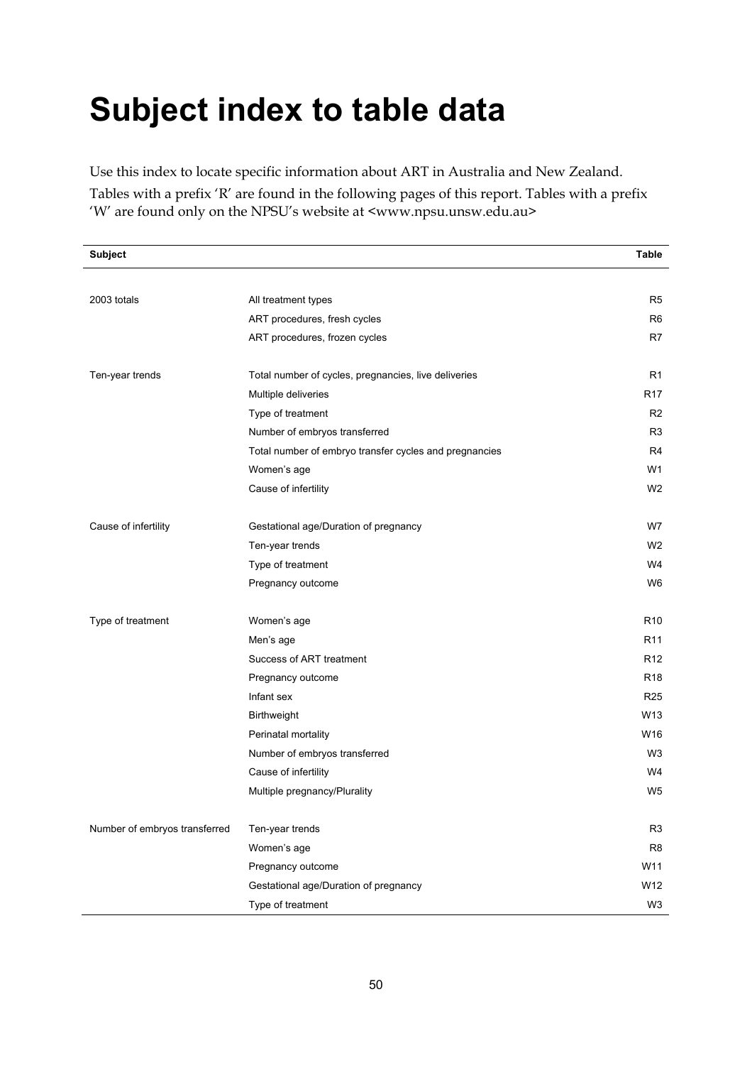# Subject index to table data

Use this index to locate specific information about ART in Australia and New Zealand. Tables with a prefix 'R' are found in the following pages of this report. Tables with a prefix 'W' are found only on the NPSU's website at <www.npsu.unsw.edu.au>

| Subject | | Table |
|---|---|---|
| 2003 totals | All treatment types | R5 |
| | ART procedures, fresh cycles | R6 |
| | ART procedures, frozen cycles | R7 |
| Ten-year trends | Total number of cycles, pregnancies, live deliveries | R1 |
| | Multiple deliveries | R17 |
| | Type of treatment | R2 |
| | Number of embryos transferred | R3 |
| | Total number of embryo transfer cycles and pregnancies | R4 |
| | Women's age | W1 |
| | Cause of infertility | W2 |
| Cause of infertility | Gestational age/Duration of pregnancy | W7 |
| | Ten-year trends | W2 |
| | Type of treatment | W4 |
| | Pregnancy outcome | W6 |
| Type of treatment | Women's age | R10 |
| | Men's age | R11 |
| | Success of ART treatment | R12 |
| | Pregnancy outcome | R18 |
| | Infant sex | R25 |
| | Birthweight | W13 |
| | Perinatal mortality | W16 |
| | Number of embryos transferred | W3 |
| | Cause of infertility | W4 |
| | Multiple pregnancy/Plurality | W5 |
| Number of embryos transferred | Ten-year trends | R3 |
| | Women's age | R8 |
| | Pregnancy outcome | W11 |
| | Gestational age/Duration of pregnancy | W12 |
| | Type of treatment | W3 |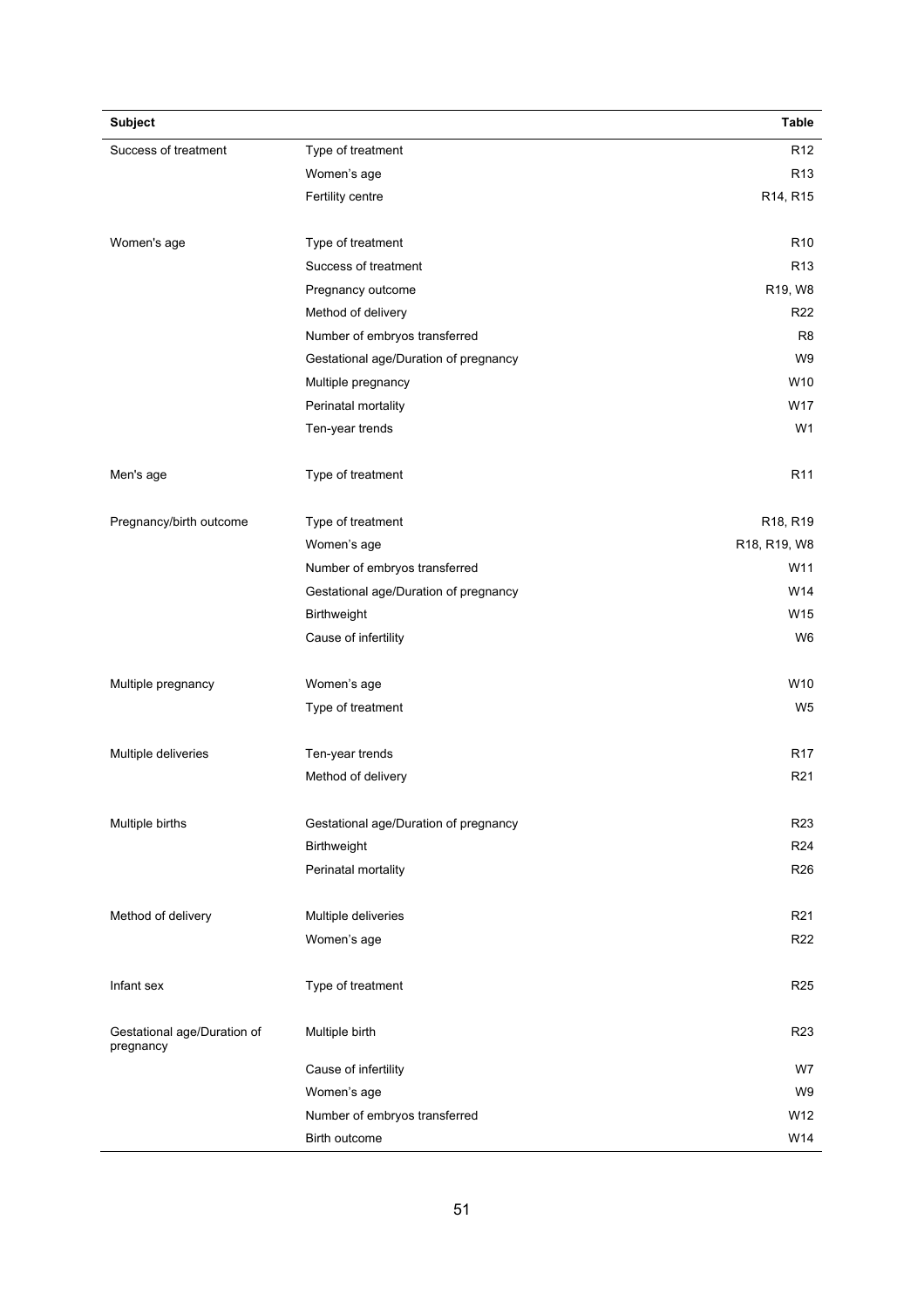| Subject | | Table |
|---|---|---|
| Success of treatment | Type of treatment | R12 |
| | Women's age | R13 |
| | Fertility centre | R14, R15 |
| Women's age | Type of treatment | R10 |
| | Success of treatment | R13 |
| | Pregnancy outcome | R19, W8 |
| | Method of delivery | R22 |
| | Number of embryos transferred | R8 |
| | Gestational age/Duration of pregnancy | W9 |
| | Multiple pregnancy | W10 |
| | Perinatal mortality | W17 |
| | Ten-year trends | W1 |
| Men's age | Type of treatment | R11 |
| Pregnancy/birth outcome | Type of treatment | R18, R19 |
| | Women's age | R18, R19, W8 |
| | Number of embryos transferred | W11 |
| | Gestational age/Duration of pregnancy | W14 |
| | Birthweight | W15 |
| | Cause of infertility | W6 |
| Multiple pregnancy | Women's age | W10 |
| | Type of treatment | W5 |
| Multiple deliveries | Ten-year trends | R17 |
| | Method of delivery | R21 |
| Multiple births | Gestational age/Duration of pregnancy | R23 |
| | Birthweight | R24 |
| | Perinatal mortality | R26 |
| Method of delivery | Multiple deliveries | R21 |
| | Women's age | R22 |
| Infant sex | Type of treatment | R25 |
| Gestational age/Duration of pregnancy | Multiple birth | R23 |
| | Cause of infertility | W7 |
| | Women's age | W9 |
| | Number of embryos transferred | W12 |
| | Birth outcome | W14 |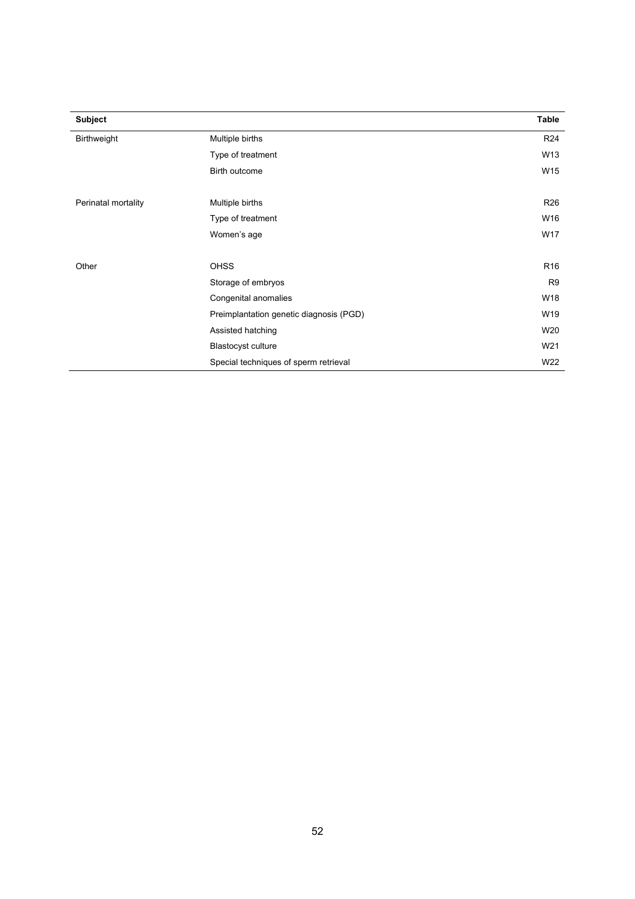| Subject | | Table |
|---|---|---|
| Birthweight | Multiple births | R24 |
| | Type of treatment | W13 |
| | Birth outcome | W15 |
| Perinatal mortality | Multiple births | R26 |
| | Type of treatment | W16 |
| | Women's age | W17 |
| Other | OHSS | R16 |
| | Storage of embryos | R9 |
| | Congenital anomalies | W18 |
| | Preimplantation genetic diagnosis (PGD) | W19 |
| | Assisted hatching | W20 |
| | Blastocyst culture | W21 |
| | Special techniques of sperm retrieval | W22 |